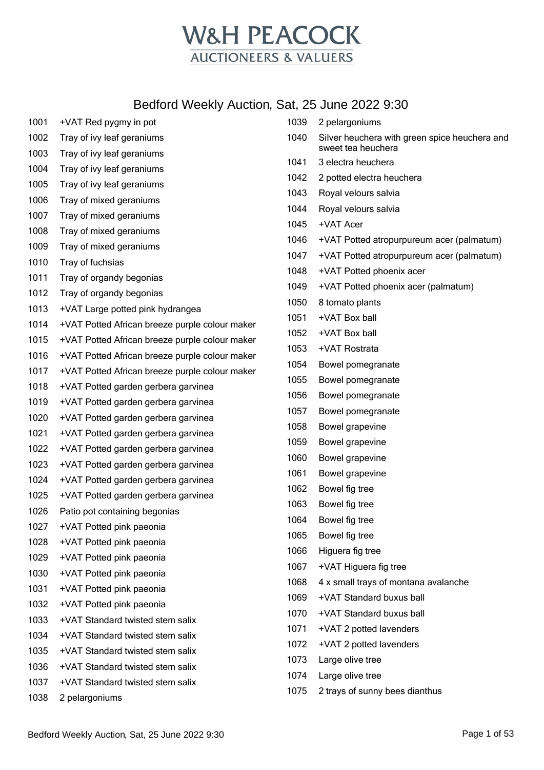# W&H PEACOCK

AUCTIONEERS & VALUERS

## Bedford Weekly Auction, Sat, 25 June 2022 9:30

1001 +VAT Red pygmy in pot
1002 Tray of ivy leaf geraniums
1003 Tray of ivy leaf geraniums
1004 Tray of ivy leaf geraniums
1005 Tray of ivy leaf geraniums
1006 Tray of mixed geraniums
1007 Tray of mixed geraniums
1008 Tray of mixed geraniums
1009 Tray of mixed geraniums
1010 Tray of fuchsias
1011 Tray of organdy begonias
1012 Tray of organdy begonias
1013 +VAT Large potted pink hydrangea
1014 +VAT Potted African breeze purple colour maker
1015 +VAT Potted African breeze purple colour maker
1016 +VAT Potted African breeze purple colour maker
1017 +VAT Potted African breeze purple colour maker
1018 +VAT Potted garden gerbera garvinea
1019 +VAT Potted garden gerbera garvinea
1020 +VAT Potted garden gerbera garvinea
1021 +VAT Potted garden gerbera garvinea
1022 +VAT Potted garden gerbera garvinea
1023 +VAT Potted garden gerbera garvinea
1024 +VAT Potted garden gerbera garvinea
1025 +VAT Potted garden gerbera garvinea
1026 Patio pot containing begonias
1027 +VAT Potted pink paeonia
1028 +VAT Potted pink paeonia
1029 +VAT Potted pink paeonia
1030 +VAT Potted pink paeonia
1031 +VAT Potted pink paeonia
1032 +VAT Potted pink paeonia
1033 +VAT Standard twisted stem salix
1034 +VAT Standard twisted stem salix
1035 +VAT Standard twisted stem salix
1036 +VAT Standard twisted stem salix
1037 +VAT Standard twisted stem salix
1038 2 pelargoniums
1039 2 pelargoniums
1040 Silver heuchera with green spice heuchera and sweet tea heuchera
1041 3 electra heuchera
1042 2 potted electra heuchera
1043 Royal velours salvia
1044 Royal velours salvia
1045 +VAT Acer
1046 +VAT Potted atropurpureum acer (palmatum)
1047 +VAT Potted atropurpureum acer (palmatum)
1048 +VAT Potted phoenix acer
1049 +VAT Potted phoenix acer (palmatum)
1050 8 tomato plants
1051 +VAT Box ball
1052 +VAT Box ball
1053 +VAT Rostrata
1054 Bowel pomegranate
1055 Bowel pomegranate
1056 Bowel pomegranate
1057 Bowel pomegranate
1058 Bowel grapevine
1059 Bowel grapevine
1060 Bowel grapevine
1061 Bowel grapevine
1062 Bowel fig tree
1063 Bowel fig tree
1064 Bowel fig tree
1065 Bowel fig tree
1066 Higuera fig tree
1067 +VAT Higuera fig tree
1068 4 x small trays of montana avalanche
1069 +VAT Standard buxus ball
1070 +VAT Standard buxus ball
1071 +VAT 2 potted lavenders
1072 +VAT 2 potted lavenders
1073 Large olive tree
1074 Large olive tree
1075 2 trays of sunny bees dianthus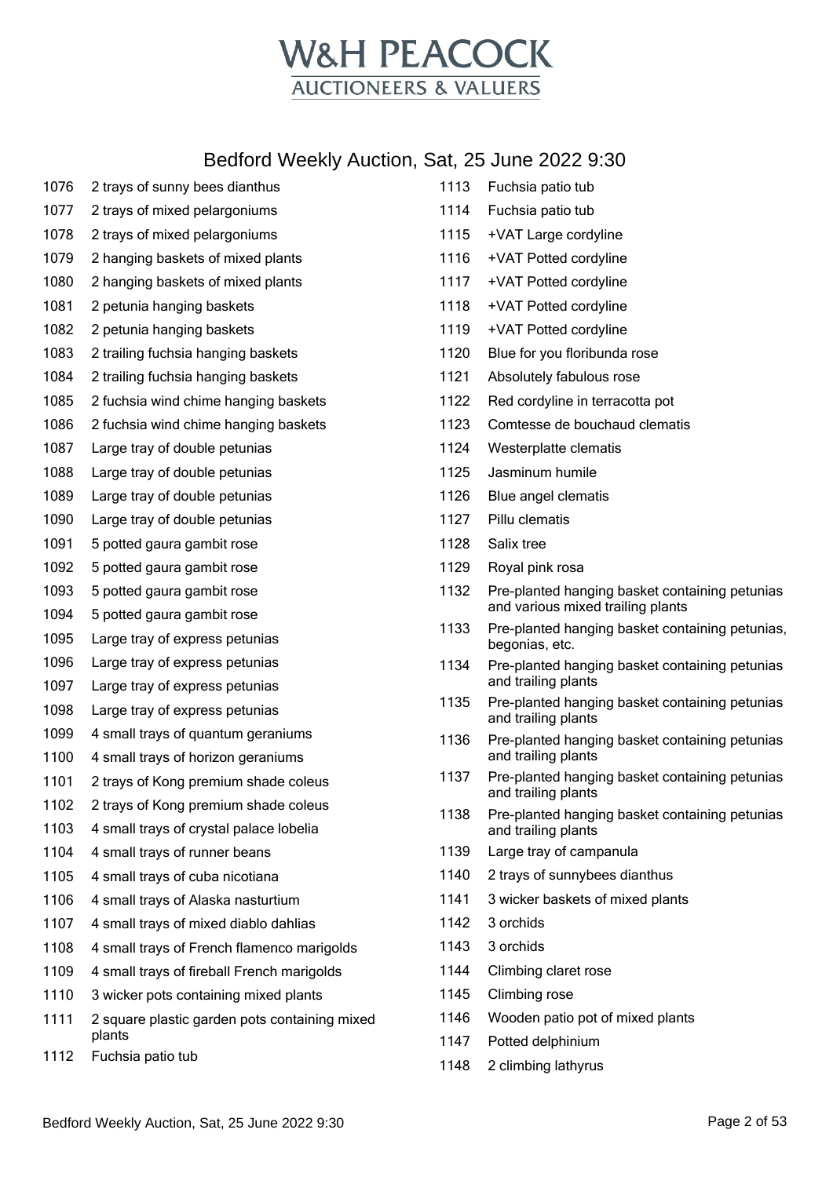# W&H PEACOCK
## AUCTIONEERS & VALUERS

## Bedford Weekly Auction, Sat, 25 June 2022 9:30

| Lot | Description |
|---|---|
| 1076 | 2 trays of sunny bees dianthus |
| 1077 | 2 trays of mixed pelargoniums |
| 1078 | 2 trays of mixed pelargoniums |
| 1079 | 2 hanging baskets of mixed plants |
| 1080 | 2 hanging baskets of mixed plants |
| 1081 | 2 petunia hanging baskets |
| 1082 | 2 petunia hanging baskets |
| 1083 | 2 trailing fuchsia hanging baskets |
| 1084 | 2 trailing fuchsia hanging baskets |
| 1085 | 2 fuchsia wind chime hanging baskets |
| 1086 | 2 fuchsia wind chime hanging baskets |
| 1087 | Large tray of double petunias |
| 1088 | Large tray of double petunias |
| 1089 | Large tray of double petunias |
| 1090 | Large tray of double petunias |
| 1091 | 5 potted gaura gambit rose |
| 1092 | 5 potted gaura gambit rose |
| 1093 | 5 potted gaura gambit rose |
| 1094 | 5 potted gaura gambit rose |
| 1095 | Large tray of express petunias |
| 1096 | Large tray of express petunias |
| 1097 | Large tray of express petunias |
| 1098 | Large tray of express petunias |
| 1099 | 4 small trays of quantum geraniums |
| 1100 | 4 small trays of horizon geraniums |
| 1101 | 2 trays of Kong premium shade coleus |
| 1102 | 2 trays of Kong premium shade coleus |
| 1103 | 4 small trays of crystal palace lobelia |
| 1104 | 4 small trays of runner beans |
| 1105 | 4 small trays of cuba nicotiana |
| 1106 | 4 small trays of Alaska nasturtium |
| 1107 | 4 small trays of mixed diablo dahlias |
| 1108 | 4 small trays of French flamenco marigolds |
| 1109 | 4 small trays of fireball French marigolds |
| 1110 | 3 wicker pots containing mixed plants |
| 1111 | 2 square plastic garden pots containing mixed plants |
| 1112 | Fuchsia patio tub |
| 1113 | Fuchsia patio tub |
| 1114 | Fuchsia patio tub |
| 1115 | +VAT Large cordyline |
| 1116 | +VAT Potted cordyline |
| 1117 | +VAT Potted cordyline |
| 1118 | +VAT Potted cordyline |
| 1119 | +VAT Potted cordyline |
| 1120 | Blue for you floribunda rose |
| 1121 | Absolutely fabulous rose |
| 1122 | Red cordyline in terracotta pot |
| 1123 | Comtesse de bouchaud clematis |
| 1124 | Westerplatte clematis |
| 1125 | Jasminum humile |
| 1126 | Blue angel clematis |
| 1127 | Pillu clematis |
| 1128 | Salix tree |
| 1129 | Royal pink rosa |
| 1132 | Pre-planted hanging basket containing petunias and various mixed trailing plants |
| 1133 | Pre-planted hanging basket containing petunias, begonias, etc. |
| 1134 | Pre-planted hanging basket containing petunias and trailing plants |
| 1135 | Pre-planted hanging basket containing petunias and trailing plants |
| 1136 | Pre-planted hanging basket containing petunias and trailing plants |
| 1137 | Pre-planted hanging basket containing petunias and trailing plants |
| 1138 | Pre-planted hanging basket containing petunias and trailing plants |
| 1139 | Large tray of campanula |
| 1140 | 2 trays of sunnybees dianthus |
| 1141 | 3 wicker baskets of mixed plants |
| 1142 | 3 orchids |
| 1143 | 3 orchids |
| 1144 | Climbing claret rose |
| 1145 | Climbing rose |
| 1146 | Wooden patio pot of mixed plants |
| 1147 | Potted delphinium |
| 1148 | 2 climbing lathyrus |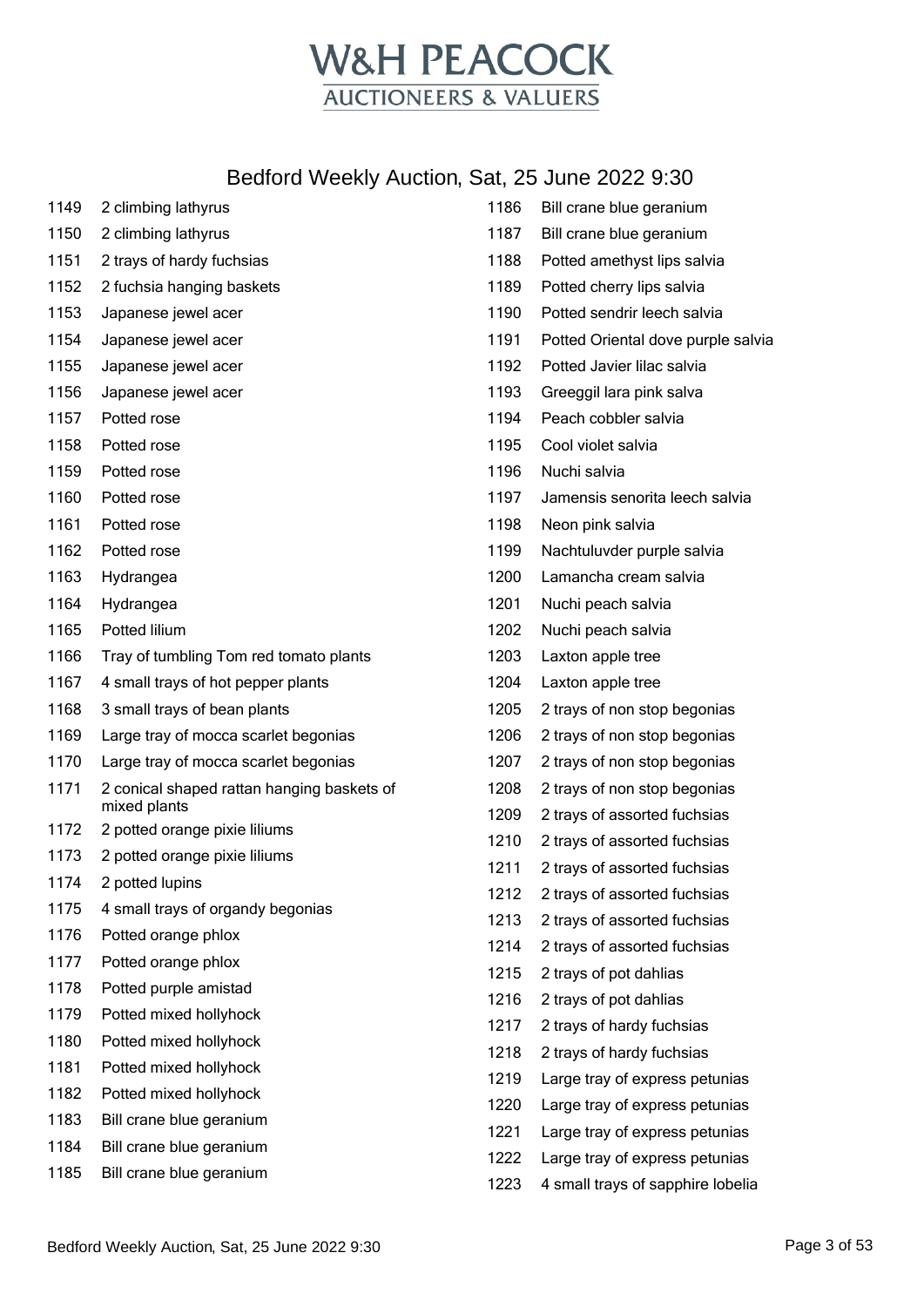# W&H PEACOCK

AUCTIONEERS & VALUERS

## Bedford Weekly Auction, Sat, 25 June 2022 9:30

| Lot | Description |
|---|---|
| 1149 | 2 climbing lathyrus |
| 1150 | 2 climbing lathyrus |
| 1151 | 2 trays of hardy fuchsias |
| 1152 | 2 fuchsia hanging baskets |
| 1153 | Japanese jewel acer |
| 1154 | Japanese jewel acer |
| 1155 | Japanese jewel acer |
| 1156 | Japanese jewel acer |
| 1157 | Potted rose |
| 1158 | Potted rose |
| 1159 | Potted rose |
| 1160 | Potted rose |
| 1161 | Potted rose |
| 1162 | Potted rose |
| 1163 | Hydrangea |
| 1164 | Hydrangea |
| 1165 | Potted lilium |
| 1166 | Tray of tumbling Tom red tomato plants |
| 1167 | 4 small trays of hot pepper plants |
| 1168 | 3 small trays of bean plants |
| 1169 | Large tray of mocca scarlet begonias |
| 1170 | Large tray of mocca scarlet begonias |
| 1171 | 2 conical shaped rattan hanging baskets of mixed plants |
| 1172 | 2 potted orange pixie liliums |
| 1173 | 2 potted orange pixie liliums |
| 1174 | 2 potted lupins |
| 1175 | 4 small trays of organdy begonias |
| 1176 | Potted orange phlox |
| 1177 | Potted orange phlox |
| 1178 | Potted purple amistad |
| 1179 | Potted mixed hollyhock |
| 1180 | Potted mixed hollyhock |
| 1181 | Potted mixed hollyhock |
| 1182 | Potted mixed hollyhock |
| 1183 | Bill crane blue geranium |
| 1184 | Bill crane blue geranium |
| 1185 | Bill crane blue geranium |
| 1186 | Bill crane blue geranium |
| 1187 | Bill crane blue geranium |
| 1188 | Potted amethyst lips salvia |
| 1189 | Potted cherry lips salvia |
| 1190 | Potted sendrir leech salvia |
| 1191 | Potted Oriental dove purple salvia |
| 1192 | Potted Javier lilac salvia |
| 1193 | Greeggil lara pink salva |
| 1194 | Peach cobbler salvia |
| 1195 | Cool violet salvia |
| 1196 | Nuchi salvia |
| 1197 | Jamensis senorita leech salvia |
| 1198 | Neon pink salvia |
| 1199 | Nachtuluvder purple salvia |
| 1200 | Lamancha cream salvia |
| 1201 | Nuchi peach salvia |
| 1202 | Nuchi peach salvia |
| 1203 | Laxton apple tree |
| 1204 | Laxton apple tree |
| 1205 | 2 trays of non stop begonias |
| 1206 | 2 trays of non stop begonias |
| 1207 | 2 trays of non stop begonias |
| 1208 | 2 trays of non stop begonias |
| 1209 | 2 trays of assorted fuchsias |
| 1210 | 2 trays of assorted fuchsias |
| 1211 | 2 trays of assorted fuchsias |
| 1212 | 2 trays of assorted fuchsias |
| 1213 | 2 trays of assorted fuchsias |
| 1214 | 2 trays of assorted fuchsias |
| 1215 | 2 trays of pot dahlias |
| 1216 | 2 trays of pot dahlias |
| 1217 | 2 trays of hardy fuchsias |
| 1218 | 2 trays of hardy fuchsias |
| 1219 | Large tray of express petunias |
| 1220 | Large tray of express petunias |
| 1221 | Large tray of express petunias |
| 1222 | Large tray of express petunias |
| 1223 | 4 small trays of sapphire lobelia |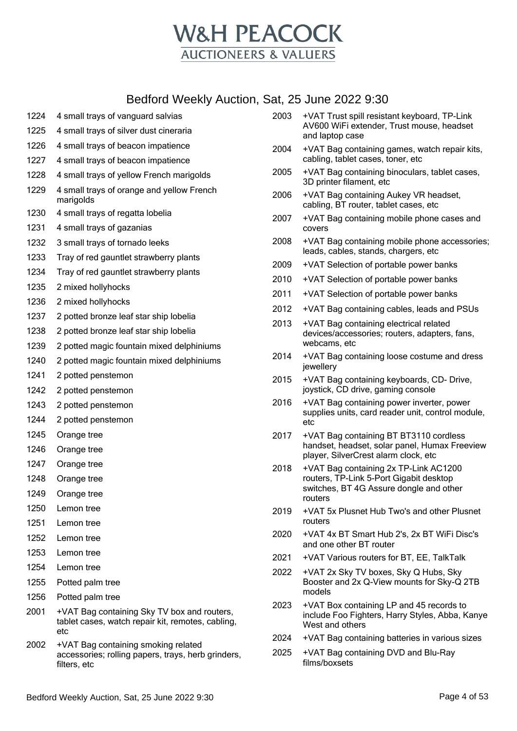# W&H PEACOCK

AUCTIONEERS & VALUERS

## Bedford Weekly Auction, Sat, 25 June 2022 9:30

| Lot | Description |
| --- | --- |
| 1224 | 4 small trays of vanguard salvias |
| 1225 | 4 small trays of silver dust cineraria |
| 1226 | 4 small trays of beacon impatience |
| 1227 | 4 small trays of beacon impatience |
| 1228 | 4 small trays of yellow French marigolds |
| 1229 | 4 small trays of orange and yellow French marigolds |
| 1230 | 4 small trays of regatta lobelia |
| 1231 | 4 small trays of gazanias |
| 1232 | 3 small trays of tornado leeks |
| 1233 | Tray of red gauntlet strawberry plants |
| 1234 | Tray of red gauntlet strawberry plants |
| 1235 | 2 mixed hollyhocks |
| 1236 | 2 mixed hollyhocks |
| 1237 | 2 potted bronze leaf star ship lobelia |
| 1238 | 2 potted bronze leaf star ship lobelia |
| 1239 | 2 potted magic fountain mixed delphiniums |
| 1240 | 2 potted magic fountain mixed delphiniums |
| 1241 | 2 potted penstemon |
| 1242 | 2 potted penstemon |
| 1243 | 2 potted penstemon |
| 1244 | 2 potted penstemon |
| 1245 | Orange tree |
| 1246 | Orange tree |
| 1247 | Orange tree |
| 1248 | Orange tree |
| 1249 | Orange tree |
| 1250 | Lemon tree |
| 1251 | Lemon tree |
| 1252 | Lemon tree |
| 1253 | Lemon tree |
| 1254 | Lemon tree |
| 1255 | Potted palm tree |
| 1256 | Potted palm tree |
| 2001 | +VAT Bag containing Sky TV box and routers, tablet cases, watch repair kit, remotes, cabling, etc |
| 2002 | +VAT Bag containing smoking related accessories; rolling papers, trays, herb grinders, filters, etc |
| 2003 | +VAT Trust spill resistant keyboard, TP-Link AV600 WiFi extender, Trust mouse, headset and laptop case |
| 2004 | +VAT Bag containing games, watch repair kits, cabling, tablet cases, toner, etc |
| 2005 | +VAT Bag containing binoculars, tablet cases, 3D printer filament, etc |
| 2006 | +VAT Bag containing Aukey VR headset, cabling, BT router, tablet cases, etc |
| 2007 | +VAT Bag containing mobile phone cases and covers |
| 2008 | +VAT Bag containing mobile phone accessories; leads, cables, stands, chargers, etc |
| 2009 | +VAT Selection of portable power banks |
| 2010 | +VAT Selection of portable power banks |
| 2011 | +VAT Selection of portable power banks |
| 2012 | +VAT Bag containing cables, leads and PSUs |
| 2013 | +VAT Bag containing electrical related devices/accessories; routers, adapters, fans, webcams, etc |
| 2014 | +VAT Bag containing loose costume and dress jewellery |
| 2015 | +VAT Bag containing keyboards, CD- Drive, joystick, CD drive, gaming console |
| 2016 | +VAT Bag containing power inverter, power supplies units, card reader unit, control module, etc |
| 2017 | +VAT Bag containing BT BT3110 cordless handset, headset, solar panel, Humax Freeview player, SilverCrest alarm clock, etc |
| 2018 | +VAT Bag containing 2x TP-Link AC1200 routers, TP-Link 5-Port Gigabit desktop switches, BT 4G Assure dongle and other routers |
| 2019 | +VAT 5x Plusnet Hub Two's and other Plusnet routers |
| 2020 | +VAT 4x BT Smart Hub 2's, 2x BT WiFi Disc's and one other BT router |
| 2021 | +VAT Various routers for BT, EE, TalkTalk |
| 2022 | +VAT 2x Sky TV boxes, Sky Q Hubs, Sky Booster and 2x Q-View mounts for Sky-Q 2TB models |
| 2023 | +VAT Box containing LP and 45 records to include Foo Fighters, Harry Styles, Abba, Kanye West and others |
| 2024 | +VAT Bag containing batteries in various sizes |
| 2025 | +VAT Bag containing DVD and Blu-Ray films/boxsets |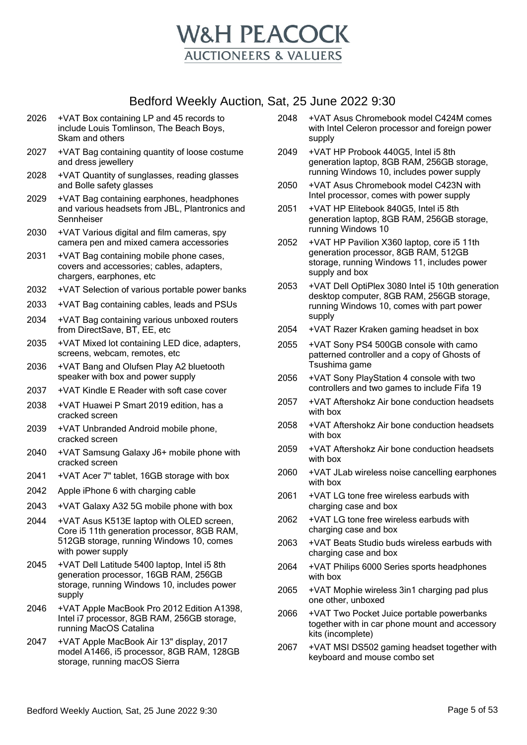# W&H PEACOCK
## AUCTIONEERS & VALUERS

## Bedford Weekly Auction, Sat, 25 June 2022 9:30

2026 +VAT Box containing LP and 45 records to include Louis Tomlinson, The Beach Boys, Skam and others

2027 +VAT Bag containing quantity of loose costume and dress jewellery

2028 +VAT Quantity of sunglasses, reading glasses and Bolle safety glasses

2029 +VAT Bag containing earphones, headphones and various headsets from JBL, Plantronics and Sennheiser

2030 +VAT Various digital and film cameras, spy camera pen and mixed camera accessories

2031 +VAT Bag containing mobile phone cases, covers and accessories; cables, adapters, chargers, earphones, etc

2032 +VAT Selection of various portable power banks

2033 +VAT Bag containing cables, leads and PSUs

2034 +VAT Bag containing various unboxed routers from DirectSave, BT, EE, etc

2035 +VAT Mixed lot containing LED dice, adapters, screens, webcam, remotes, etc

2036 +VAT Bang and Olufsen Play A2 bluetooth speaker with box and power supply

2037 +VAT Kindle E Reader with soft case cover

2038 +VAT Huawei P Smart 2019 edition, has a cracked screen

2039 +VAT Unbranded Android mobile phone, cracked screen

2040 +VAT Samsung Galaxy J6+ mobile phone with cracked screen

2041 +VAT Acer 7" tablet, 16GB storage with box

2042 Apple iPhone 6 with charging cable

2043 +VAT Galaxy A32 5G mobile phone with box

2044 +VAT Asus K513E laptop with OLED screen, Core i5 11th generation processor, 8GB RAM, 512GB storage, running Windows 10, comes with power supply

2045 +VAT Dell Latitude 5400 laptop, Intel i5 8th generation processor, 16GB RAM, 256GB storage, running Windows 10, includes power supply

2046 +VAT Apple MacBook Pro 2012 Edition A1398, Intel i7 processor, 8GB RAM, 256GB storage, running MacOS Catalina

2047 +VAT Apple MacBook Air 13" display, 2017 model A1466, i5 processor, 8GB RAM, 128GB storage, running macOS Sierra

2048 +VAT Asus Chromebook model C424M comes with Intel Celeron processor and foreign power supply

2049 +VAT HP Probook 440G5, Intel i5 8th generation laptop, 8GB RAM, 256GB storage, running Windows 10, includes power supply

2050 +VAT Asus Chromebook model C423N with Intel processor, comes with power supply

2051 +VAT HP Elitebook 840G5, Intel i5 8th generation laptop, 8GB RAM, 256GB storage, running Windows 10

2052 +VAT HP Pavilion X360 laptop, core i5 11th generation processor, 8GB RAM, 512GB storage, running Windows 11, includes power supply and box

2053 +VAT Dell OptiPlex 3080 Intel i5 10th generation desktop computer, 8GB RAM, 256GB storage, running Windows 10, comes with part power supply

2054 +VAT Razer Kraken gaming headset in box

2055 +VAT Sony PS4 500GB console with camo patterned controller and a copy of Ghosts of Tsushima game

2056 +VAT Sony PlayStation 4 console with two controllers and two games to include Fifa 19

2057 +VAT Aftershokz Air bone conduction headsets with box

2058 +VAT Aftershokz Air bone conduction headsets with box

2059 +VAT Aftershokz Air bone conduction headsets with box

2060 +VAT JLab wireless noise cancelling earphones with box

2061 +VAT LG tone free wireless earbuds with charging case and box

2062 +VAT LG tone free wireless earbuds with charging case and box

2063 +VAT Beats Studio buds wireless earbuds with charging case and box

2064 +VAT Philips 6000 Series sports headphones with box

2065 +VAT Mophie wireless 3in1 charging pad plus one other, unboxed

2066 +VAT Two Pocket Juice portable powerbanks together with in car phone mount and accessory kits (incomplete)

2067 +VAT MSI DS502 gaming headset together with keyboard and mouse combo set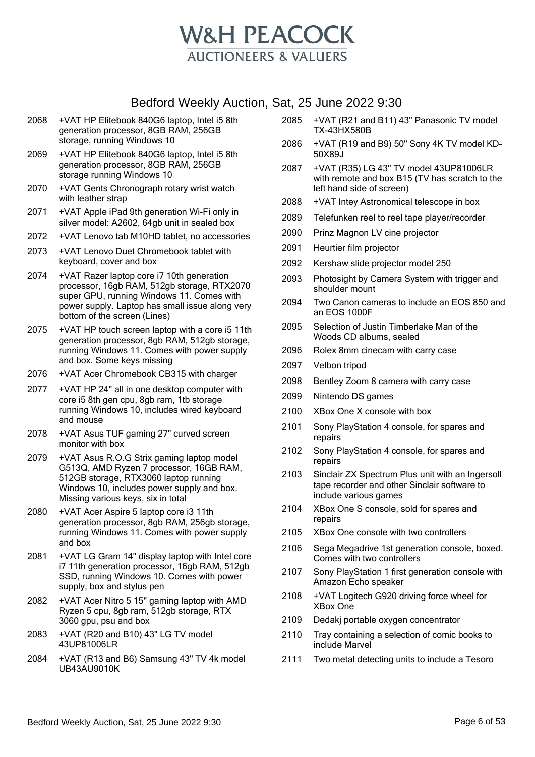# W&H PEACOCK
## AUCTIONEERS & VALUERS

## Bedford Weekly Auction, Sat, 25 June 2022 9:30

| Lot | Description |
|---|---|
| 2068 | +VAT HP Elitebook 840G6 laptop, Intel i5 8th generation processor, 8GB RAM, 256GB storage, running Windows 10 |
| 2069 | +VAT HP Elitebook 840G6 laptop, Intel i5 8th generation processor, 8GB RAM, 256GB storage running Windows 10 |
| 2070 | +VAT Gents Chronograph rotary wrist watch with leather strap |
| 2071 | +VAT Apple iPad 9th generation Wi-Fi only in silver model: A2602, 64gb unit in sealed box |
| 2072 | +VAT Lenovo tab M10HD tablet, no accessories |
| 2073 | +VAT Lenovo Duet Chromebook tablet with keyboard, cover and box |
| 2074 | +VAT Razer laptop core i7 10th generation processor, 16gb RAM, 512gb storage, RTX2070 super GPU, running Windows 11. Comes with power supply. Laptop has small issue along very bottom of the screen (Lines) |
| 2075 | +VAT HP touch screen laptop with a core i5 11th generation processor, 8gb RAM, 512gb storage, running Windows 11. Comes with power supply and box. Some keys missing |
| 2076 | +VAT Acer Chromebook CB315 with charger |
| 2077 | +VAT HP 24" all in one desktop computer with core i5 8th gen cpu, 8gb ram, 1tb storage running Windows 10, includes wired keyboard and mouse |
| 2078 | +VAT Asus TUF gaming 27" curved screen monitor with box |
| 2079 | +VAT Asus R.O.G Strix gaming laptop model G513Q, AMD Ryzen 7 processor, 16GB RAM, 512GB storage, RTX3060 laptop running Windows 10, includes power supply and box. Missing various keys, six in total |
| 2080 | +VAT Acer Aspire 5 laptop core i3 11th generation processor, 8gb RAM, 256gb storage, running Windows 11. Comes with power supply and box |
| 2081 | +VAT LG Gram 14" display laptop with Intel core i7 11th generation processor, 16gb RAM, 512gb SSD, running Windows 10. Comes with power supply, box and stylus pen |
| 2082 | +VAT Acer Nitro 5 15" gaming laptop with AMD Ryzen 5 cpu, 8gb ram, 512gb storage, RTX 3060 gpu, psu and box |
| 2083 | +VAT (R20 and B10) 43" LG TV model 43UP81006LR |
| 2084 | +VAT (R13 and B6) Samsung 43" TV 4k model UB43AU9010K |
| 2085 | +VAT (R21 and B11) 43" Panasonic TV model TX-43HX580B |
| 2086 | +VAT (R19 and B9) 50" Sony 4K TV model KD-50X89J |
| 2087 | +VAT (R35) LG 43" TV model 43UP81006LR with remote and box B15 (TV has scratch to the left hand side of screen) |
| 2088 | +VAT Intey Astronomical telescope in box |
| 2089 | Telefunken reel to reel tape player/recorder |
| 2090 | Prinz Magnon LV cine projector |
| 2091 | Heurtier film projector |
| 2092 | Kershaw slide projector model 250 |
| 2093 | Photosight by Camera System with trigger and shoulder mount |
| 2094 | Two Canon cameras to include an EOS 850 and an EOS 1000F |
| 2095 | Selection of Justin Timberlake Man of the Woods CD albums, sealed |
| 2096 | Rolex 8mm cinecam with carry case |
| 2097 | Velbon tripod |
| 2098 | Bentley Zoom 8 camera with carry case |
| 2099 | Nintendo DS games |
| 2100 | XBox One X console with box |
| 2101 | Sony PlayStation 4 console, for spares and repairs |
| 2102 | Sony PlayStation 4 console, for spares and repairs |
| 2103 | Sinclair ZX Spectrum Plus unit with an Ingersoll tape recorder and other Sinclair software to include various games |
| 2104 | XBox One S console, sold for spares and repairs |
| 2105 | XBox One console with two controllers |
| 2106 | Sega Megadrive 1st generation console, boxed. Comes with two controllers |
| 2107 | Sony PlayStation 1 first generation console with Amazon Echo speaker |
| 2108 | +VAT Logitech G920 driving force wheel for XBox One |
| 2109 | Dedakj portable oxygen concentrator |
| 2110 | Tray containing a selection of comic books to include Marvel |
| 2111 | Two metal detecting units to include a Tesoro |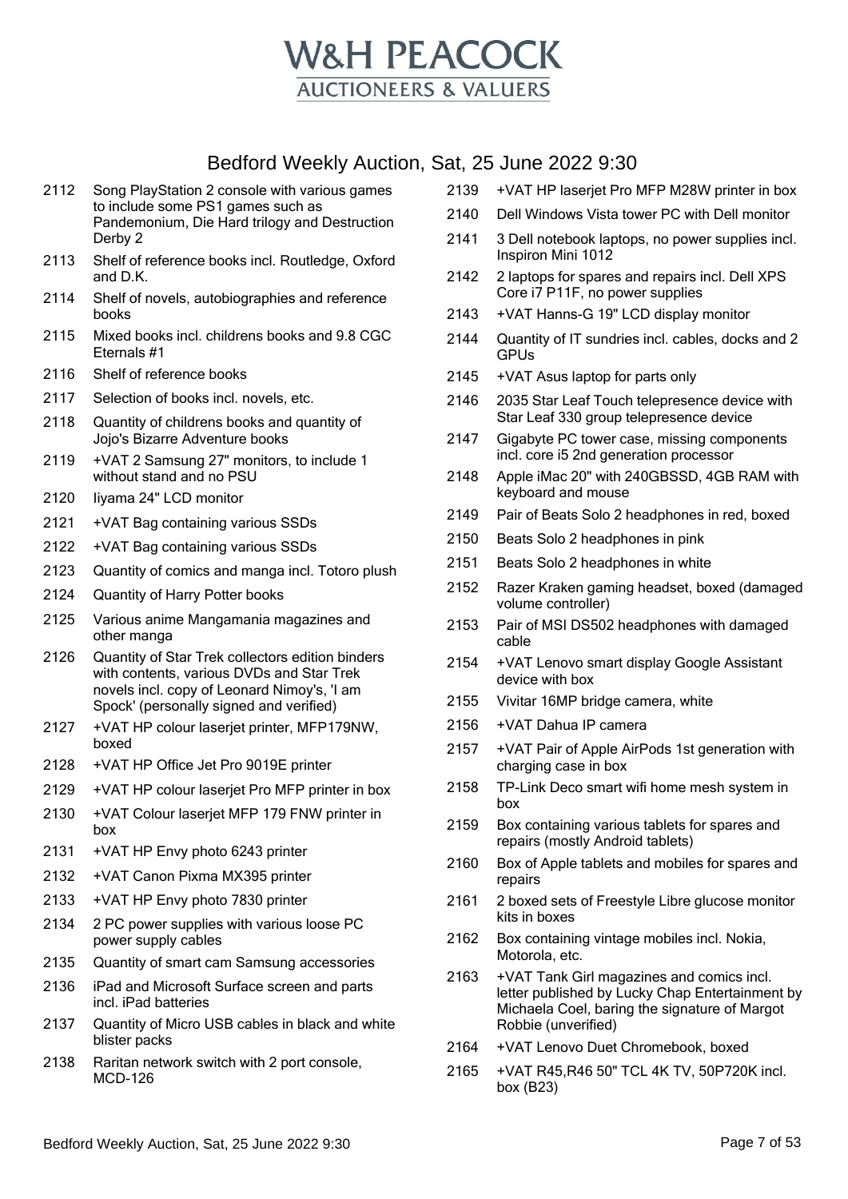# W&H PEACOCK

AUCTIONEERS & VALUERS

## Bedford Weekly Auction, Sat, 25 June 2022 9:30

| Lot | Description |
|---|---|
| 2112 | Song PlayStation 2 console with various games to include some PS1 games such as Pandemonium, Die Hard trilogy and Destruction Derby 2 |
| 2113 | Shelf of reference books incl. Routledge, Oxford and D.K. |
| 2114 | Shelf of novels, autobiographies and reference books |
| 2115 | Mixed books incl. childrens books and 9.8 CGC Eternals #1 |
| 2116 | Shelf of reference books |
| 2117 | Selection of books incl. novels, etc. |
| 2118 | Quantity of childrens books and quantity of Jojo's Bizarre Adventure books |
| 2119 | +VAT 2 Samsung 27" monitors, to include 1 without stand and no PSU |
| 2120 | Iiyama 24" LCD monitor |
| 2121 | +VAT Bag containing various SSDs |
| 2122 | +VAT Bag containing various SSDs |
| 2123 | Quantity of comics and manga incl. Totoro plush |
| 2124 | Quantity of Harry Potter books |
| 2125 | Various anime Mangamania magazines and other manga |
| 2126 | Quantity of Star Trek collectors edition binders with contents, various DVDs and Star Trek novels incl. copy of Leonard Nimoy's, 'I am Spock' (personally signed and verified) |
| 2127 | +VAT HP colour laserjet printer, MFP179NW, boxed |
| 2128 | +VAT HP Office Jet Pro 9019E printer |
| 2129 | +VAT HP colour laserjet Pro MFP printer in box |
| 2130 | +VAT Colour laserjet MFP 179 FNW printer in box |
| 2131 | +VAT HP Envy photo 6243 printer |
| 2132 | +VAT Canon Pixma MX395 printer |
| 2133 | +VAT HP Envy photo 7830 printer |
| 2134 | 2 PC power supplies with various loose PC power supply cables |
| 2135 | Quantity of smart cam Samsung accessories |
| 2136 | iPad and Microsoft Surface screen and parts incl. iPad batteries |
| 2137 | Quantity of Micro USB cables in black and white blister packs |
| 2138 | Raritan network switch with 2 port console, MCD-126 |
| 2139 | +VAT HP laserjet Pro MFP M28W printer in box |
| 2140 | Dell Windows Vista tower PC with Dell monitor |
| 2141 | 3 Dell notebook laptops, no power supplies incl. Inspiron Mini 1012 |
| 2142 | 2 laptops for spares and repairs incl. Dell XPS Core i7 P11F, no power supplies |
| 2143 | +VAT Hanns-G 19" LCD display monitor |
| 2144 | Quantity of IT sundries incl. cables, docks and 2 GPUs |
| 2145 | +VAT Asus laptop for parts only |
| 2146 | 2035 Star Leaf Touch telepresence device with Star Leaf 330 group telepresence device |
| 2147 | Gigabyte PC tower case, missing components incl. core i5 2nd generation processor |
| 2148 | Apple iMac 20" with 240GBSSD, 4GB RAM with keyboard and mouse |
| 2149 | Pair of Beats Solo 2 headphones in red, boxed |
| 2150 | Beats Solo 2 headphones in pink |
| 2151 | Beats Solo 2 headphones in white |
| 2152 | Razer Kraken gaming headset, boxed (damaged volume controller) |
| 2153 | Pair of MSI DS502 headphones with damaged cable |
| 2154 | +VAT Lenovo smart display Google Assistant device with box |
| 2155 | Vivitar 16MP bridge camera, white |
| 2156 | +VAT Dahua IP camera |
| 2157 | +VAT Pair of Apple AirPods 1st generation with charging case in box |
| 2158 | TP-Link Deco smart wifi home mesh system in box |
| 2159 | Box containing various tablets for spares and repairs (mostly Android tablets) |
| 2160 | Box of Apple tablets and mobiles for spares and repairs |
| 2161 | 2 boxed sets of Freestyle Libre glucose monitor kits in boxes |
| 2162 | Box containing vintage mobiles incl. Nokia, Motorola, etc. |
| 2163 | +VAT Tank Girl magazines and comics incl. letter published by Lucky Chap Entertainment by Michaela Coel, baring the signature of Margot Robbie (unverified) |
| 2164 | +VAT Lenovo Duet Chromebook, boxed |
| 2165 | +VAT R45,R46 50" TCL 4K TV, 50P720K incl. box (B23) |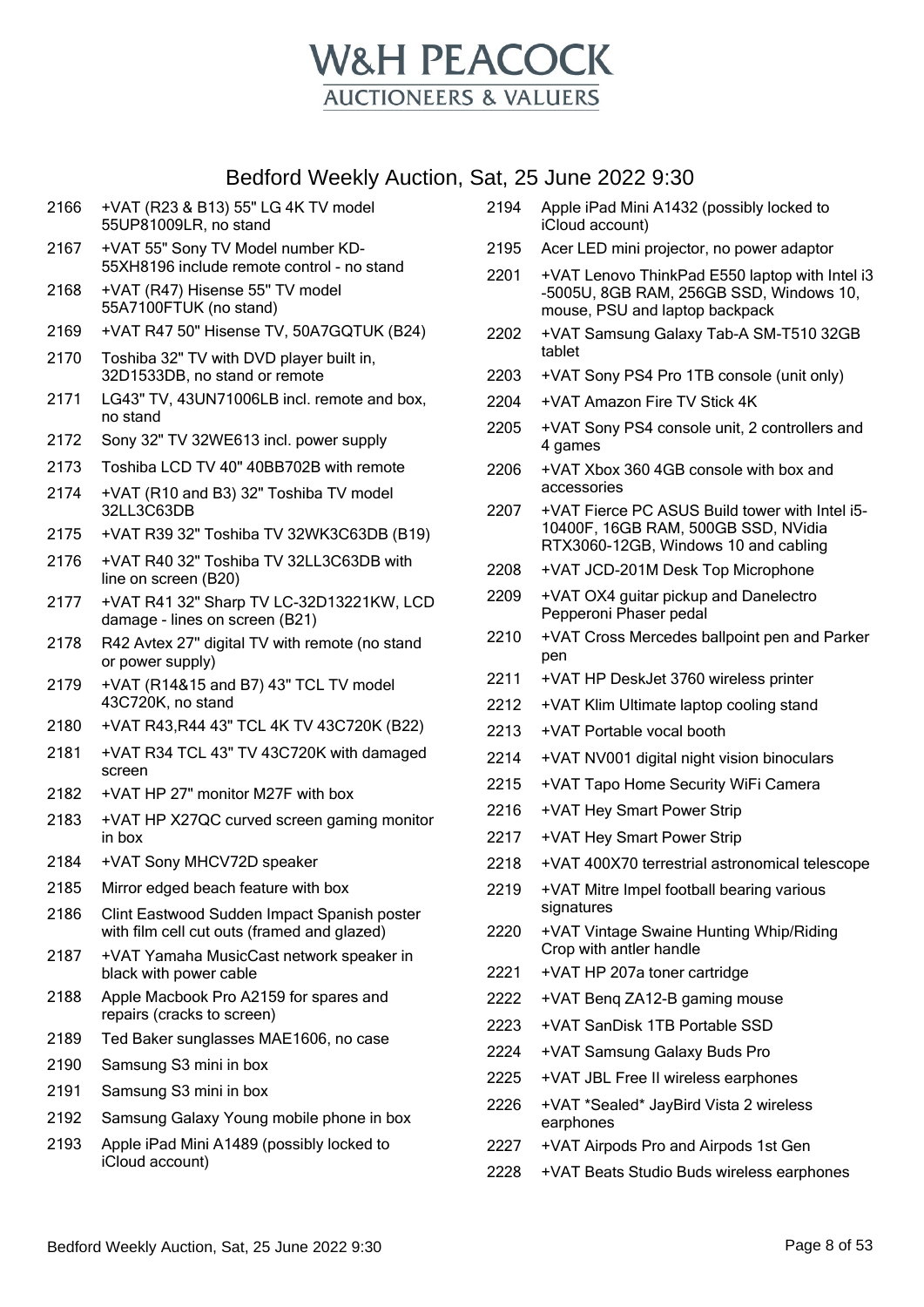# Bedford Weekly Auction, Sat, 25 June 2022 9:30

| Lot | Description |
|---|---|
| 2166 | +VAT (R23 & B13) 55" LG 4K TV model 55UP81009LR, no stand |
| 2167 | +VAT 55" Sony TV Model number KD-55XH8196 include remote control - no stand |
| 2168 | +VAT (R47) Hisense 55" TV model 55A7100FTUK (no stand) |
| 2169 | +VAT R47 50" Hisense TV, 50A7GQTUK (B24) |
| 2170 | Toshiba 32" TV with DVD player built in, 32D1533DB, no stand or remote |
| 2171 | LG43" TV, 43UN71006LB incl. remote and box, no stand |
| 2172 | Sony 32" TV 32WE613 incl. power supply |
| 2173 | Toshiba LCD TV 40" 40BB702B with remote |
| 2174 | +VAT (R10 and B3) 32" Toshiba TV model 32LL3C63DB |
| 2175 | +VAT R39 32" Toshiba TV 32WK3C63DB (B19) |
| 2176 | +VAT R40 32" Toshiba TV 32LL3C63DB with line on screen (B20) |
| 2177 | +VAT R41 32" Sharp TV LC-32D13221KW, LCD damage - lines on screen (B21) |
| 2178 | R42 Avtex 27" digital TV with remote (no stand or power supply) |
| 2179 | +VAT (R14&15 and B7) 43" TCL TV model 43C720K, no stand |
| 2180 | +VAT R43,R44 43" TCL 4K TV 43C720K (B22) |
| 2181 | +VAT R34 TCL 43" TV 43C720K with damaged screen |
| 2182 | +VAT HP 27" monitor M27F with box |
| 2183 | +VAT HP X27QC curved screen gaming monitor in box |
| 2184 | +VAT Sony MHCV72D speaker |
| 2185 | Mirror edged beach feature with box |
| 2186 | Clint Eastwood Sudden Impact Spanish poster with film cell cut outs (framed and glazed) |
| 2187 | +VAT Yamaha MusicCast network speaker in black with power cable |
| 2188 | Apple Macbook Pro A2159 for spares and repairs (cracks to screen) |
| 2189 | Ted Baker sunglasses MAE1606, no case |
| 2190 | Samsung S3 mini in box |
| 2191 | Samsung S3 mini in box |
| 2192 | Samsung Galaxy Young mobile phone in box |
| 2193 | Apple iPad Mini A1489 (possibly locked to iCloud account) |
| 2194 | Apple iPad Mini A1432 (possibly locked to iCloud account) |
| 2195 | Acer LED mini projector, no power adaptor |
| 2201 | +VAT Lenovo ThinkPad E550 laptop with Intel i3 -5005U, 8GB RAM, 256GB SSD, Windows 10, mouse, PSU and laptop backpack |
| 2202 | +VAT Samsung Galaxy Tab-A SM-T510 32GB tablet |
| 2203 | +VAT Sony PS4 Pro 1TB console (unit only) |
| 2204 | +VAT Amazon Fire TV Stick 4K |
| 2205 | +VAT Sony PS4 console unit, 2 controllers and 4 games |
| 2206 | +VAT Xbox 360 4GB console with box and accessories |
| 2207 | +VAT Fierce PC ASUS Build tower with Intel i5-10400F, 16GB RAM, 500GB SSD, NVidia RTX3060-12GB, Windows 10 and cabling |
| 2208 | +VAT JCD-201M Desk Top Microphone |
| 2209 | +VAT OX4 guitar pickup and Danelectro Pepperoni Phaser pedal |
| 2210 | +VAT Cross Mercedes ballpoint pen and Parker pen |
| 2211 | +VAT HP DeskJet 3760 wireless printer |
| 2212 | +VAT Klim Ultimate laptop cooling stand |
| 2213 | +VAT Portable vocal booth |
| 2214 | +VAT NV001 digital night vision binoculars |
| 2215 | +VAT Tapo Home Security WiFi Camera |
| 2216 | +VAT Hey Smart Power Strip |
| 2217 | +VAT Hey Smart Power Strip |
| 2218 | +VAT 400X70 terrestrial astronomical telescope |
| 2219 | +VAT Mitre Impel football bearing various signatures |
| 2220 | +VAT Vintage Swaine Hunting Whip/Riding Crop with antler handle |
| 2221 | +VAT HP 207a toner cartridge |
| 2222 | +VAT Benq ZA12-B gaming mouse |
| 2223 | +VAT SanDisk 1TB Portable SSD |
| 2224 | +VAT Samsung Galaxy Buds Pro |
| 2225 | +VAT JBL Free II wireless earphones |
| 2226 | +VAT *Sealed* JayBird Vista 2 wireless earphones |
| 2227 | +VAT Airpods Pro and Airpods 1st Gen |
| 2228 | +VAT Beats Studio Buds wireless earphones |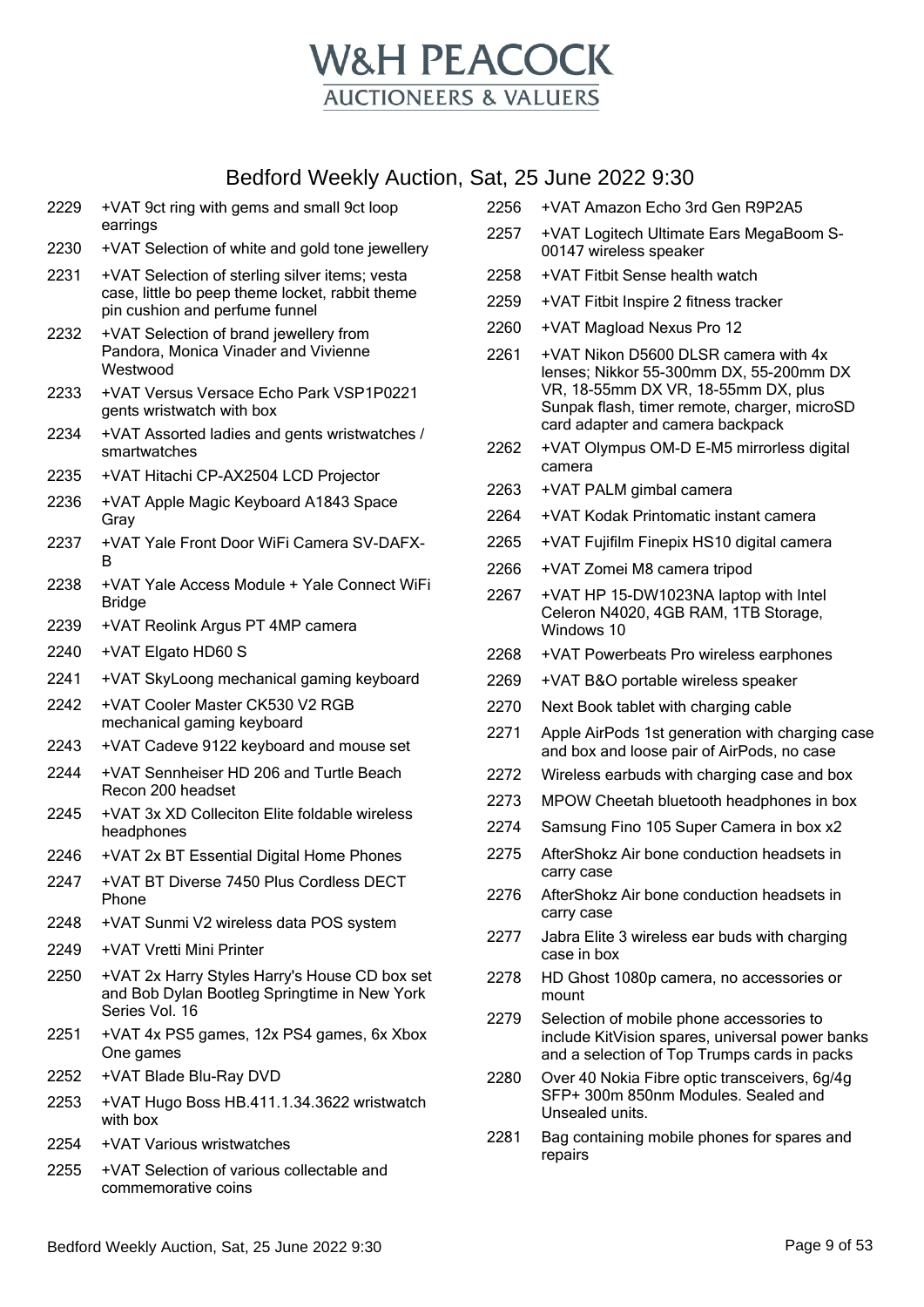# W&H PEACOCK

AUCTIONEERS & VALUERS

## Bedford Weekly Auction, Sat, 25 June 2022 9:30

| Lot | Description |
|---|---|
| 2229 | +VAT 9ct ring with gems and small 9ct loop earrings |
| 2230 | +VAT Selection of white and gold tone jewellery |
| 2231 | +VAT Selection of sterling silver items; vesta case, little bo peep theme locket, rabbit theme pin cushion and perfume funnel |
| 2232 | +VAT Selection of brand jewellery from Pandora, Monica Vinader and Vivienne Westwood |
| 2233 | +VAT Versus Versace Echo Park VSP1P0221 gents wristwatch with box |
| 2234 | +VAT Assorted ladies and gents wristwatches / smartwatches |
| 2235 | +VAT Hitachi CP-AX2504 LCD Projector |
| 2236 | +VAT Apple Magic Keyboard A1843 Space Gray |
| 2237 | +VAT Yale Front Door WiFi Camera SV-DAFX-B |
| 2238 | +VAT Yale Access Module + Yale Connect WiFi Bridge |
| 2239 | +VAT Reolink Argus PT 4MP camera |
| 2240 | +VAT Elgato HD60 S |
| 2241 | +VAT SkyLoong mechanical gaming keyboard |
| 2242 | +VAT Cooler Master CK530 V2 RGB mechanical gaming keyboard |
| 2243 | +VAT Cadeve 9122 keyboard and mouse set |
| 2244 | +VAT Sennheiser HD 206 and Turtle Beach Recon 200 headset |
| 2245 | +VAT 3x XD Colleciton Elite foldable wireless headphones |
| 2246 | +VAT 2x BT Essential Digital Home Phones |
| 2247 | +VAT BT Diverse 7450 Plus Cordless DECT Phone |
| 2248 | +VAT Sunmi V2 wireless data POS system |
| 2249 | +VAT Vretti Mini Printer |
| 2250 | +VAT 2x Harry Styles Harry's House CD box set and Bob Dylan Bootleg Springtime in New York Series Vol. 16 |
| 2251 | +VAT 4x PS5 games, 12x PS4 games, 6x Xbox One games |
| 2252 | +VAT Blade Blu-Ray DVD |
| 2253 | +VAT Hugo Boss HB.411.1.34.3622 wristwatch with box |
| 2254 | +VAT Various wristwatches |
| 2255 | +VAT Selection of various collectable and commemorative coins |
| 2256 | +VAT Amazon Echo 3rd Gen R9P2A5 |
| 2257 | +VAT Logitech Ultimate Ears MegaBoom S-00147 wireless speaker |
| 2258 | +VAT Fitbit Sense health watch |
| 2259 | +VAT Fitbit Inspire 2 fitness tracker |
| 2260 | +VAT Magload Nexus Pro 12 |
| 2261 | +VAT Nikon D5600 DLSR camera with 4x lenses; Nikkor 55-300mm DX, 55-200mm DX VR, 18-55mm DX VR, 18-55mm DX, plus Sunpak flash, timer remote, charger, microSD card adapter and camera backpack |
| 2262 | +VAT Olympus OM-D E-M5 mirrorless digital camera |
| 2263 | +VAT PALM gimbal camera |
| 2264 | +VAT Kodak Printomatic instant camera |
| 2265 | +VAT Fujifilm Finepix HS10 digital camera |
| 2266 | +VAT Zomei M8 camera tripod |
| 2267 | +VAT HP 15-DW1023NA laptop with Intel Celeron N4020, 4GB RAM, 1TB Storage, Windows 10 |
| 2268 | +VAT Powerbeats Pro wireless earphones |
| 2269 | +VAT B&O portable wireless speaker |
| 2270 | Next Book tablet with charging cable |
| 2271 | Apple AirPods 1st generation with charging case and box and loose pair of AirPods, no case |
| 2272 | Wireless earbuds with charging case and box |
| 2273 | MPOW Cheetah bluetooth headphones in box |
| 2274 | Samsung Fino 105 Super Camera in box x2 |
| 2275 | AfterShokz Air bone conduction headsets in carry case |
| 2276 | AfterShokz Air bone conduction headsets in carry case |
| 2277 | Jabra Elite 3 wireless ear buds with charging case in box |
| 2278 | HD Ghost 1080p camera, no accessories or mount |
| 2279 | Selection of mobile phone accessories to include KitVision spares, universal power banks and a selection of Top Trumps cards in packs |
| 2280 | Over 40 Nokia Fibre optic transceivers, 6g/4g SFP+ 300m 850nm Modules. Sealed and Unsealed units. |
| 2281 | Bag containing mobile phones for spares and repairs |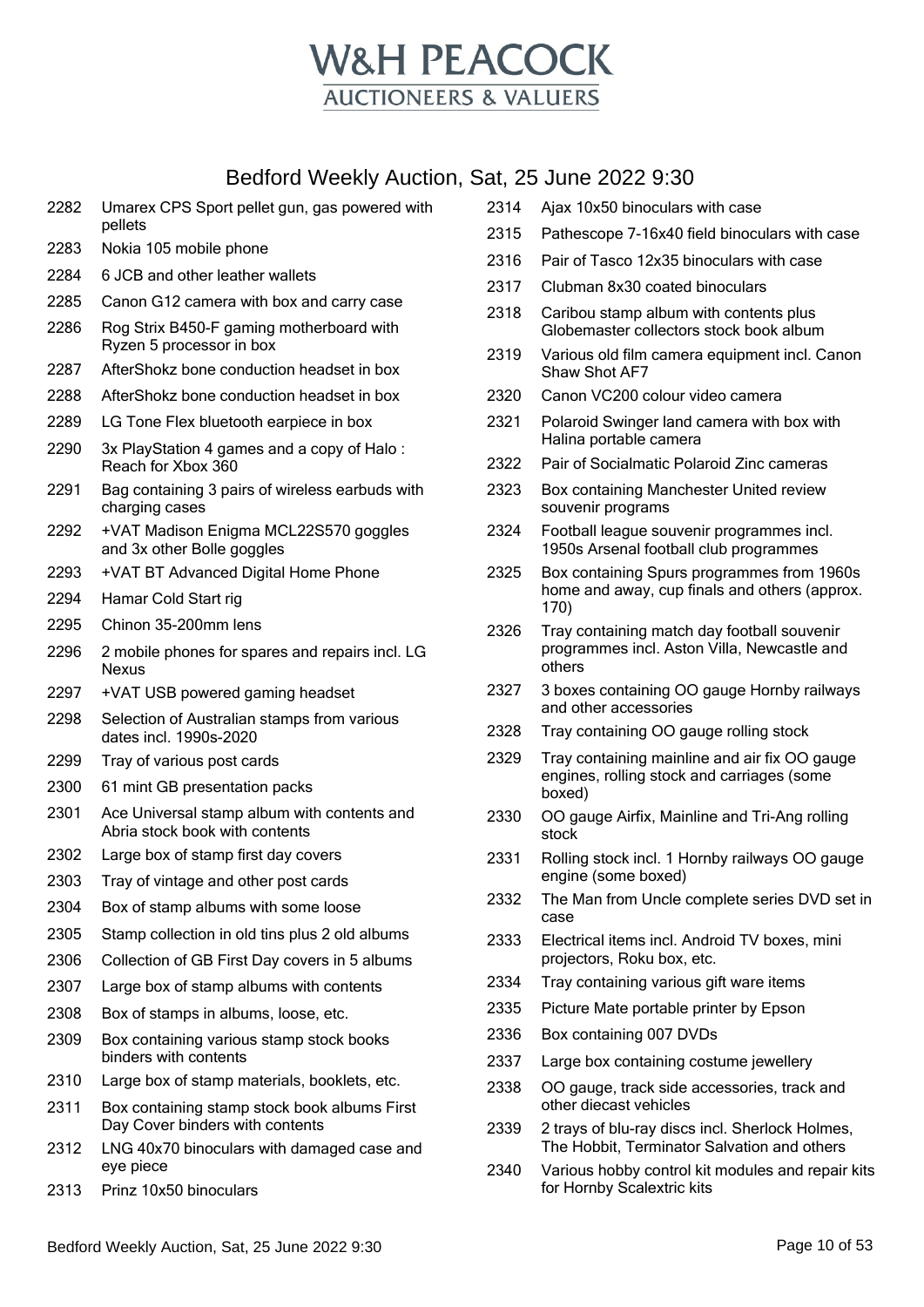# W&H PEACOCK
## AUCTIONEERS & VALUERS

## Bedford Weekly Auction, Sat, 25 June 2022 9:30

| Lot | Description |
|---|---|
| 2282 | Umarex CPS Sport pellet gun, gas powered with pellets |
| 2283 | Nokia 105 mobile phone |
| 2284 | 6 JCB and other leather wallets |
| 2285 | Canon G12 camera with box and carry case |
| 2286 | Rog Strix B450-F gaming motherboard with Ryzen 5 processor in box |
| 2287 | AfterShokz bone conduction headset in box |
| 2288 | AfterShokz bone conduction headset in box |
| 2289 | LG Tone Flex bluetooth earpiece in box |
| 2290 | 3x PlayStation 4 games and a copy of Halo : Reach for Xbox 360 |
| 2291 | Bag containing 3 pairs of wireless earbuds with charging cases |
| 2292 | +VAT Madison Enigma MCL22S570 goggles and 3x other Bolle goggles |
| 2293 | +VAT BT Advanced Digital Home Phone |
| 2294 | Hamar Cold Start rig |
| 2295 | Chinon 35-200mm lens |
| 2296 | 2 mobile phones for spares and repairs incl. LG Nexus |
| 2297 | +VAT USB powered gaming headset |
| 2298 | Selection of Australian stamps from various dates incl. 1990s-2020 |
| 2299 | Tray of various post cards |
| 2300 | 61 mint GB presentation packs |
| 2301 | Ace Universal stamp album with contents and Abria stock book with contents |
| 2302 | Large box of stamp first day covers |
| 2303 | Tray of vintage and other post cards |
| 2304 | Box of stamp albums with some loose |
| 2305 | Stamp collection in old tins plus 2 old albums |
| 2306 | Collection of GB First Day covers in 5 albums |
| 2307 | Large box of stamp albums with contents |
| 2308 | Box of stamps in albums, loose, etc. |
| 2309 | Box containing various stamp stock books binders with contents |
| 2310 | Large box of stamp materials, booklets, etc. |
| 2311 | Box containing stamp stock book albums First Day Cover binders with contents |
| 2312 | LNG 40x70 binoculars with damaged case and eye piece |
| 2313 | Prinz 10x50 binoculars |
| 2314 | Ajax 10x50 binoculars with case |
| 2315 | Pathescope 7-16x40 field binoculars with case |
| 2316 | Pair of Tasco 12x35 binoculars with case |
| 2317 | Clubman 8x30 coated binoculars |
| 2318 | Caribou stamp album with contents plus Globemaster collectors stock book album |
| 2319 | Various old film camera equipment incl. Canon Shaw Shot AF7 |
| 2320 | Canon VC200 colour video camera |
| 2321 | Polaroid Swinger land camera with box with Halina portable camera |
| 2322 | Pair of Socialmatic Polaroid Zinc cameras |
| 2323 | Box containing Manchester United review souvenir programs |
| 2324 | Football league souvenir programmes incl. 1950s Arsenal football club programmes |
| 2325 | Box containing Spurs programmes from 1960s home and away, cup finals and others (approx. 170) |
| 2326 | Tray containing match day football souvenir programmes incl. Aston Villa, Newcastle and others |
| 2327 | 3 boxes containing OO gauge Hornby railways and other accessories |
| 2328 | Tray containing OO gauge rolling stock |
| 2329 | Tray containing mainline and air fix OO gauge engines, rolling stock and carriages (some boxed) |
| 2330 | OO gauge Airfix, Mainline and Tri-Ang rolling stock |
| 2331 | Rolling stock incl. 1 Hornby railways OO gauge engine (some boxed) |
| 2332 | The Man from Uncle complete series DVD set in case |
| 2333 | Electrical items incl. Android TV boxes, mini projectors, Roku box, etc. |
| 2334 | Tray containing various gift ware items |
| 2335 | Picture Mate portable printer by Epson |
| 2336 | Box containing 007 DVDs |
| 2337 | Large box containing costume jewellery |
| 2338 | OO gauge, track side accessories, track and other diecast vehicles |
| 2339 | 2 trays of blu-ray discs incl. Sherlock Holmes, The Hobbit, Terminator Salvation and others |
| 2340 | Various hobby control kit modules and repair kits for Hornby Scalextric kits |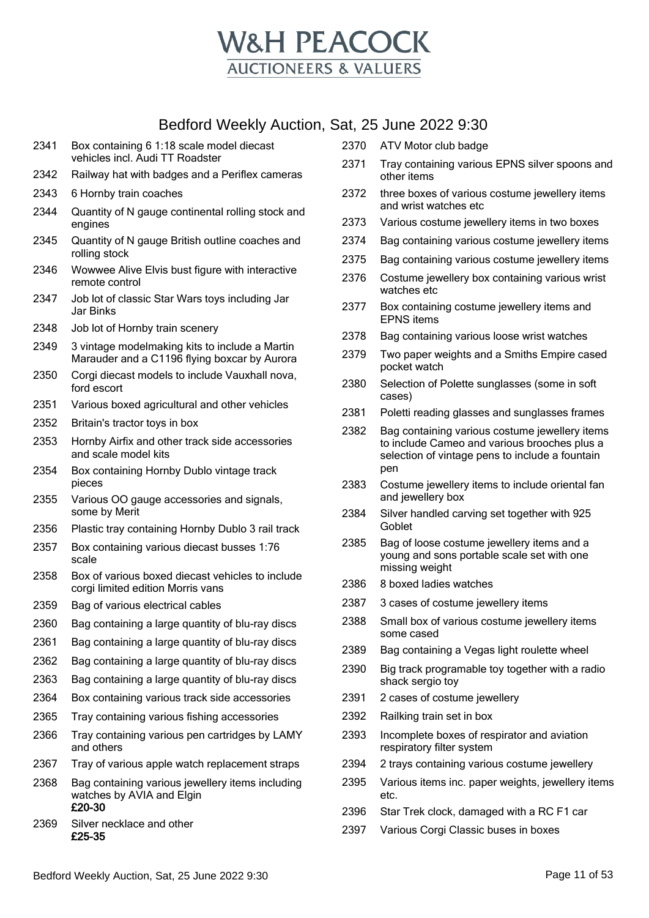# W&H PEACOCK

AUCTIONEERS & VALUERS

## Bedford Weekly Auction, Sat, 25 June 2022 9:30

2341 Box containing 6 1:18 scale model diecast vehicles incl. Audi TT Roadster

2342 Railway hat with badges and a Periflex cameras

2343 6 Hornby train coaches

2344 Quantity of N gauge continental rolling stock and engines

2345 Quantity of N gauge British outline coaches and rolling stock

2346 Wowwee Alive Elvis bust figure with interactive remote control

2347 Job lot of classic Star Wars toys including Jar Jar Binks

2348 Job lot of Hornby train scenery

2349 3 vintage modelmaking kits to include a Martin Marauder and a C1196 flying boxcar by Aurora

2350 Corgi diecast models to include Vauxhall nova, ford escort

2351 Various boxed agricultural and other vehicles

2352 Britain's tractor toys in box

2353 Hornby Airfix and other track side accessories and scale model kits

2354 Box containing Hornby Dublo vintage track pieces

2355 Various OO gauge accessories and signals, some by Merit

2356 Plastic tray containing Hornby Dublo 3 rail track

2357 Box containing various diecast busses 1:76 scale

2358 Box of various boxed diecast vehicles to include corgi limited edition Morris vans

2359 Bag of various electrical cables

2360 Bag containing a large quantity of blu-ray discs

2361 Bag containing a large quantity of blu-ray discs

2362 Bag containing a large quantity of blu-ray discs

2363 Bag containing a large quantity of blu-ray discs

2364 Box containing various track side accessories

2365 Tray containing various fishing accessories

2366 Tray containing various pen cartridges by LAMY and others

2367 Tray of various apple watch replacement straps

2368 Bag containing various jewellery items including watches by AVIA and Elgin
**£20-30**

2369 Silver necklace and other
**£25-35**

2370 ATV Motor club badge

2371 Tray containing various EPNS silver spoons and other items

2372 three boxes of various costume jewellery items and wrist watches etc

2373 Various costume jewellery items in two boxes

2374 Bag containing various costume jewellery items

2375 Bag containing various costume jewellery items

2376 Costume jewellery box containing various wrist watches etc

2377 Box containing costume jewellery items and EPNS items

2378 Bag containing various loose wrist watches

2379 Two paper weights and a Smiths Empire cased pocket watch

2380 Selection of Polette sunglasses (some in soft cases)

2381 Poletti reading glasses and sunglasses frames

2382 Bag containing various costume jewellery items to include Cameo and various brooches plus a selection of vintage pens to include a fountain pen

2383 Costume jewellery items to include oriental fan and jewellery box

2384 Silver handled carving set together with 925 Goblet

2385 Bag of loose costume jewellery items and a young and sons portable scale set with one missing weight

2386 8 boxed ladies watches

2387 3 cases of costume jewellery items

2388 Small box of various costume jewellery items some cased

2389 Bag containing a Vegas light roulette wheel

2390 Big track programable toy together with a radio shack sergio toy

2391 2 cases of costume jewellery

2392 Railking train set in box

2393 Incomplete boxes of respirator and aviation respiratory filter system

2394 2 trays containing various costume jewellery

2395 Various items inc. paper weights, jewellery items etc.

2396 Star Trek clock, damaged with a RC F1 car

2397 Various Corgi Classic buses in boxes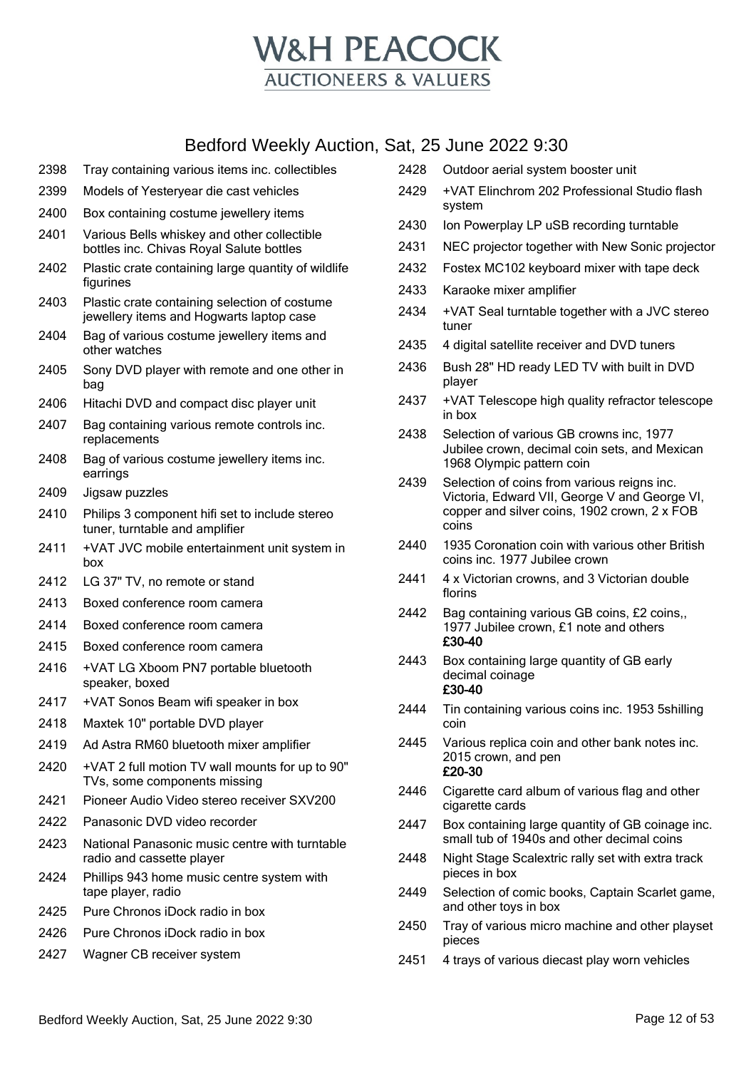# W&H PEACOCK
AUCTIONEERS & VALUERS

## Bedford Weekly Auction, Sat, 25 June 2022 9:30

| Lot | Description |
|---|---|
| 2398 | Tray containing various items inc. collectibles |
| 2399 | Models of Yesteryear die cast vehicles |
| 2400 | Box containing costume jewellery items |
| 2401 | Various Bells whiskey and other collectible bottles inc. Chivas Royal Salute bottles |
| 2402 | Plastic crate containing large quantity of wildlife figurines |
| 2403 | Plastic crate containing selection of costume jewellery items and Hogwarts laptop case |
| 2404 | Bag of various costume jewellery items and other watches |
| 2405 | Sony DVD player with remote and one other in bag |
| 2406 | Hitachi DVD and compact disc player unit |
| 2407 | Bag containing various remote controls inc. replacements |
| 2408 | Bag of various costume jewellery items inc. earrings |
| 2409 | Jigsaw puzzles |
| 2410 | Philips 3 component hifi set to include stereo tuner, turntable and amplifier |
| 2411 | +VAT JVC mobile entertainment unit system in box |
| 2412 | LG 37" TV, no remote or stand |
| 2413 | Boxed conference room camera |
| 2414 | Boxed conference room camera |
| 2415 | Boxed conference room camera |
| 2416 | +VAT LG Xboom PN7 portable bluetooth speaker, boxed |
| 2417 | +VAT Sonos Beam wifi speaker in box |
| 2418 | Maxtek 10" portable DVD player |
| 2419 | Ad Astra RM60 bluetooth mixer amplifier |
| 2420 | +VAT 2 full motion TV wall mounts for up to 90" TVs, some components missing |
| 2421 | Pioneer Audio Video stereo receiver SXV200 |
| 2422 | Panasonic DVD video recorder |
| 2423 | National Panasonic music centre with turntable radio and cassette player |
| 2424 | Phillips 943 home music centre system with tape player, radio |
| 2425 | Pure Chronos iDock radio in box |
| 2426 | Pure Chronos iDock radio in box |
| 2427 | Wagner CB receiver system |
| 2428 | Outdoor aerial system booster unit |
| 2429 | +VAT Elinchrom 202 Professional Studio flash system |
| 2430 | Ion Powerplay LP uSB recording turntable |
| 2431 | NEC projector together with New Sonic projector |
| 2432 | Fostex MC102 keyboard mixer with tape deck |
| 2433 | Karaoke mixer amplifier |
| 2434 | +VAT Seal turntable together with a JVC stereo tuner |
| 2435 | 4 digital satellite receiver and DVD tuners |
| 2436 | Bush 28" HD ready LED TV with built in DVD player |
| 2437 | +VAT Telescope high quality refractor telescope in box |
| 2438 | Selection of various GB crowns inc, 1977 Jubilee crown, decimal coin sets, and Mexican 1968 Olympic pattern coin |
| 2439 | Selection of coins from various reigns inc. Victoria, Edward VII, George V and George VI, copper and silver coins, 1902 crown, 2 x FOB coins |
| 2440 | 1935 Coronation coin with various other British coins inc. 1977 Jubilee crown |
| 2441 | 4 x Victorian crowns, and 3 Victorian double florins |
| 2442 | Bag containing various GB coins, £2 coins,, 1977 Jubilee crown, £1 note and others **£30-40** |
| 2443 | Box containing large quantity of GB early decimal coinage **£30-40** |
| 2444 | Tin containing various coins inc. 1953 5shilling coin |
| 2445 | Various replica coin and other bank notes inc. 2015 crown, and pen **£20-30** |
| 2446 | Cigarette card album of various flag and other cigarette cards |
| 2447 | Box containing large quantity of GB coinage inc. small tub of 1940s and other decimal coins |
| 2448 | Night Stage Scalextric rally set with extra track pieces in box |
| 2449 | Selection of comic books, Captain Scarlet game, and other toys in box |
| 2450 | Tray of various micro machine and other playset pieces |
| 2451 | 4 trays of various diecast play worn vehicles |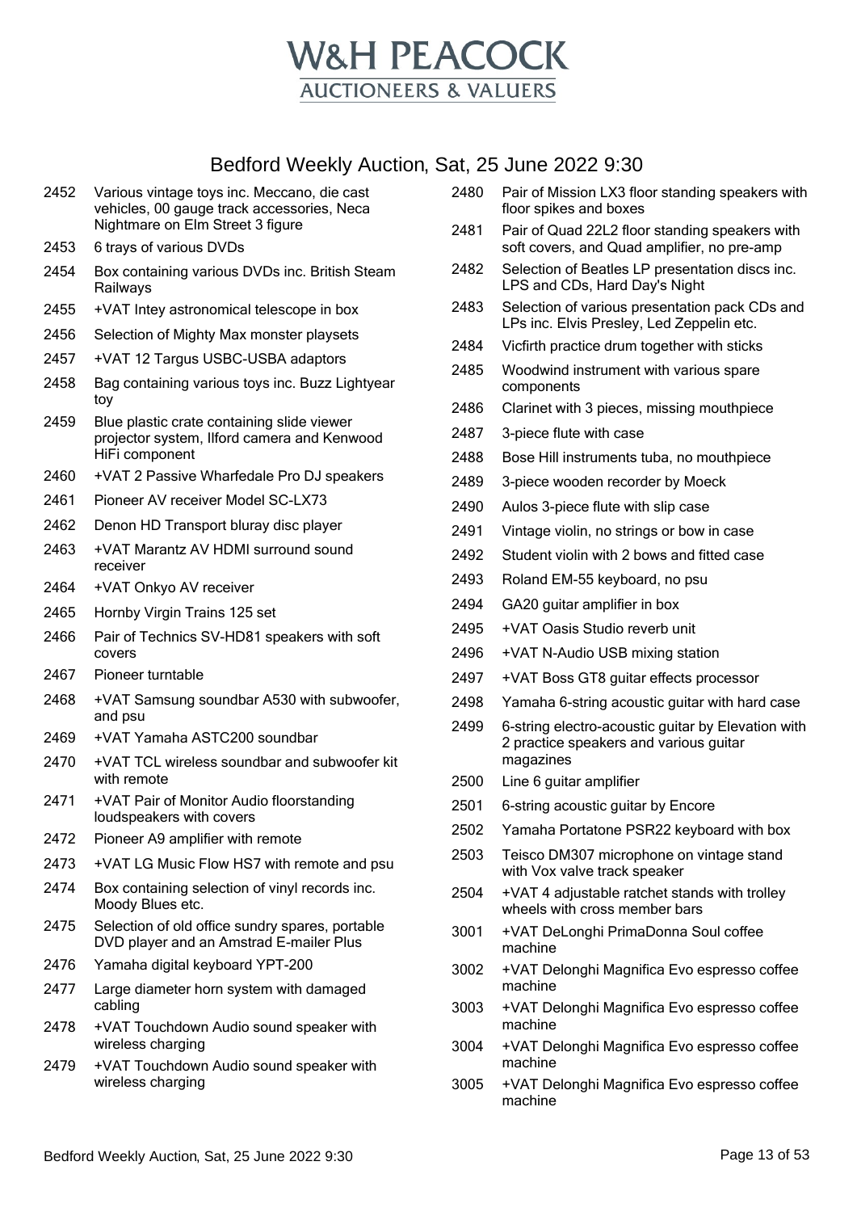# W&H PEACOCK

## AUCTIONEERS & VALUERS

## Bedford Weekly Auction, Sat, 25 June 2022 9:30

| Lot | Description |
|---|---|
| 2452 | Various vintage toys inc. Meccano, die cast vehicles, 00 gauge track accessories, Neca Nightmare on Elm Street 3 figure |
| 2453 | 6 trays of various DVDs |
| 2454 | Box containing various DVDs inc. British Steam Railways |
| 2455 | +VAT Intey astronomical telescope in box |
| 2456 | Selection of Mighty Max monster playsets |
| 2457 | +VAT 12 Targus USBC-USBA adaptors |
| 2458 | Bag containing various toys inc. Buzz Lightyear toy |
| 2459 | Blue plastic crate containing slide viewer projector system, Ilford camera and Kenwood HiFi component |
| 2460 | +VAT 2 Passive Wharfedale Pro DJ speakers |
| 2461 | Pioneer AV receiver Model SC-LX73 |
| 2462 | Denon HD Transport bluray disc player |
| 2463 | +VAT Marantz AV HDMI surround sound receiver |
| 2464 | +VAT Onkyo AV receiver |
| 2465 | Hornby Virgin Trains 125 set |
| 2466 | Pair of Technics SV-HD81 speakers with soft covers |
| 2467 | Pioneer turntable |
| 2468 | +VAT Samsung soundbar A530 with subwoofer, and psu |
| 2469 | +VAT Yamaha ASTC200 soundbar |
| 2470 | +VAT TCL wireless soundbar and subwoofer kit with remote |
| 2471 | +VAT Pair of Monitor Audio floorstanding loudspeakers with covers |
| 2472 | Pioneer A9 amplifier with remote |
| 2473 | +VAT LG Music Flow HS7 with remote and psu |
| 2474 | Box containing selection of vinyl records inc. Moody Blues etc. |
| 2475 | Selection of old office sundry spares, portable DVD player and an Amstrad E-mailer Plus |
| 2476 | Yamaha digital keyboard YPT-200 |
| 2477 | Large diameter horn system with damaged cabling |
| 2478 | +VAT Touchdown Audio sound speaker with wireless charging |
| 2479 | +VAT Touchdown Audio sound speaker with wireless charging |
| 2480 | Pair of Mission LX3 floor standing speakers with floor spikes and boxes |
| 2481 | Pair of Quad 22L2 floor standing speakers with soft covers, and Quad amplifier, no pre-amp |
| 2482 | Selection of Beatles LP presentation discs inc. LPS and CDs, Hard Day's Night |
| 2483 | Selection of various presentation pack CDs and LPs inc. Elvis Presley, Led Zeppelin etc. |
| 2484 | Vicfirth practice drum together with sticks |
| 2485 | Woodwind instrument with various spare components |
| 2486 | Clarinet with 3 pieces, missing mouthpiece |
| 2487 | 3-piece flute with case |
| 2488 | Bose Hill instruments tuba, no mouthpiece |
| 2489 | 3-piece wooden recorder by Moeck |
| 2490 | Aulos 3-piece flute with slip case |
| 2491 | Vintage violin, no strings or bow in case |
| 2492 | Student violin with 2 bows and fitted case |
| 2493 | Roland EM-55 keyboard, no psu |
| 2494 | GA20 guitar amplifier in box |
| 2495 | +VAT Oasis Studio reverb unit |
| 2496 | +VAT N-Audio USB mixing station |
| 2497 | +VAT Boss GT8 guitar effects processor |
| 2498 | Yamaha 6-string acoustic guitar with hard case |
| 2499 | 6-string electro-acoustic guitar by Elevation with 2 practice speakers and various guitar magazines |
| 2500 | Line 6 guitar amplifier |
| 2501 | 6-string acoustic guitar by Encore |
| 2502 | Yamaha Portatone PSR22 keyboard with box |
| 2503 | Teisco DM307 microphone on vintage stand with Vox valve track speaker |
| 2504 | +VAT 4 adjustable ratchet stands with trolley wheels with cross member bars |
| 3001 | +VAT DeLonghi PrimaDonna Soul coffee machine |
| 3002 | +VAT Delonghi Magnifica Evo espresso coffee machine |
| 3003 | +VAT Delonghi Magnifica Evo espresso coffee machine |
| 3004 | +VAT Delonghi Magnifica Evo espresso coffee machine |
| 3005 | +VAT Delonghi Magnifica Evo espresso coffee machine |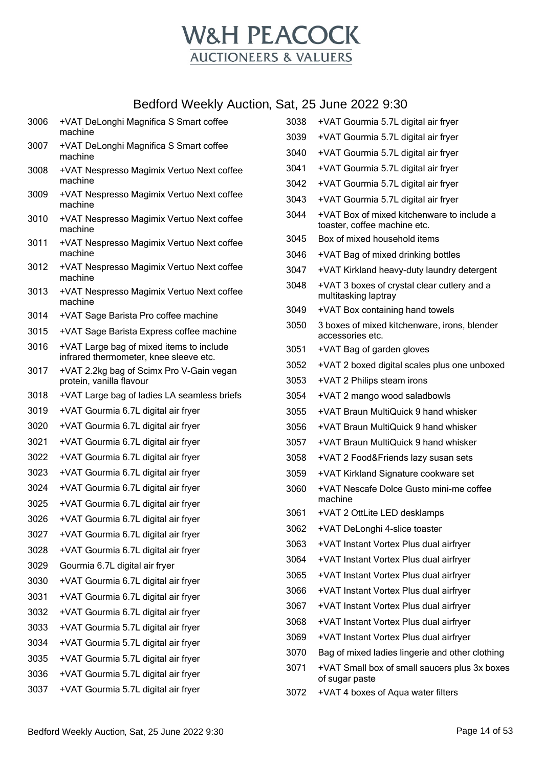# W&H PEACOCK
AUCTIONEERS & VALUERS

## Bedford Weekly Auction, Sat, 25 June 2022 9:30

| Lot | Description |
| --- | --- |
| 3006 | +VAT DeLonghi Magnifica S Smart coffee machine |
| 3007 | +VAT DeLonghi Magnifica S Smart coffee machine |
| 3008 | +VAT Nespresso Magimix Vertuo Next coffee machine |
| 3009 | +VAT Nespresso Magimix Vertuo Next coffee machine |
| 3010 | +VAT Nespresso Magimix Vertuo Next coffee machine |
| 3011 | +VAT Nespresso Magimix Vertuo Next coffee machine |
| 3012 | +VAT Nespresso Magimix Vertuo Next coffee machine |
| 3013 | +VAT Nespresso Magimix Vertuo Next coffee machine |
| 3014 | +VAT Sage Barista Pro coffee machine |
| 3015 | +VAT Sage Barista Express coffee machine |
| 3016 | +VAT Large bag of mixed items to include infrared thermometer, knee sleeve etc. |
| 3017 | +VAT 2.2kg bag of Scimx Pro V-Gain vegan protein, vanilla flavour |
| 3018 | +VAT Large bag of ladies LA seamless briefs |
| 3019 | +VAT Gourmia 6.7L digital air fryer |
| 3020 | +VAT Gourmia 6.7L digital air fryer |
| 3021 | +VAT Gourmia 6.7L digital air fryer |
| 3022 | +VAT Gourmia 6.7L digital air fryer |
| 3023 | +VAT Gourmia 6.7L digital air fryer |
| 3024 | +VAT Gourmia 6.7L digital air fryer |
| 3025 | +VAT Gourmia 6.7L digital air fryer |
| 3026 | +VAT Gourmia 6.7L digital air fryer |
| 3027 | +VAT Gourmia 6.7L digital air fryer |
| 3028 | +VAT Gourmia 6.7L digital air fryer |
| 3029 | Gourmia 6.7L digital air fryer |
| 3030 | +VAT Gourmia 6.7L digital air fryer |
| 3031 | +VAT Gourmia 6.7L digital air fryer |
| 3032 | +VAT Gourmia 6.7L digital air fryer |
| 3033 | +VAT Gourmia 5.7L digital air fryer |
| 3034 | +VAT Gourmia 5.7L digital air fryer |
| 3035 | +VAT Gourmia 5.7L digital air fryer |
| 3036 | +VAT Gourmia 5.7L digital air fryer |
| 3037 | +VAT Gourmia 5.7L digital air fryer |
| 3038 | +VAT Gourmia 5.7L digital air fryer |
| 3039 | +VAT Gourmia 5.7L digital air fryer |
| 3040 | +VAT Gourmia 5.7L digital air fryer |
| 3041 | +VAT Gourmia 5.7L digital air fryer |
| 3042 | +VAT Gourmia 5.7L digital air fryer |
| 3043 | +VAT Gourmia 5.7L digital air fryer |
| 3044 | +VAT Box of mixed kitchenware to include a toaster, coffee machine etc. |
| 3045 | Box of mixed household items |
| 3046 | +VAT Bag of mixed drinking bottles |
| 3047 | +VAT Kirkland heavy-duty laundry detergent |
| 3048 | +VAT 3 boxes of crystal clear cutlery and a multitasking laptray |
| 3049 | +VAT Box containing hand towels |
| 3050 | 3 boxes of mixed kitchenware, irons, blender accessories etc. |
| 3051 | +VAT Bag of garden gloves |
| 3052 | +VAT 2 boxed digital scales plus one unboxed |
| 3053 | +VAT 2 Philips steam irons |
| 3054 | +VAT 2 mango wood saladbowls |
| 3055 | +VAT Braun MultiQuick 9 hand whisker |
| 3056 | +VAT Braun MultiQuick 9 hand whisker |
| 3057 | +VAT Braun MultiQuick 9 hand whisker |
| 3058 | +VAT 2 Food&Friends lazy susan sets |
| 3059 | +VAT Kirkland Signature cookware set |
| 3060 | +VAT Nescafe Dolce Gusto mini-me coffee machine |
| 3061 | +VAT 2 OttLite LED desklamps |
| 3062 | +VAT DeLonghi 4-slice toaster |
| 3063 | +VAT Instant Vortex Plus dual airfryer |
| 3064 | +VAT Instant Vortex Plus dual airfryer |
| 3065 | +VAT Instant Vortex Plus dual airfryer |
| 3066 | +VAT Instant Vortex Plus dual airfryer |
| 3067 | +VAT Instant Vortex Plus dual airfryer |
| 3068 | +VAT Instant Vortex Plus dual airfryer |
| 3069 | +VAT Instant Vortex Plus dual airfryer |
| 3070 | Bag of mixed ladies lingerie and other clothing |
| 3071 | +VAT Small box of small saucers plus 3x boxes of sugar paste |
| 3072 | +VAT 4 boxes of Aqua water filters |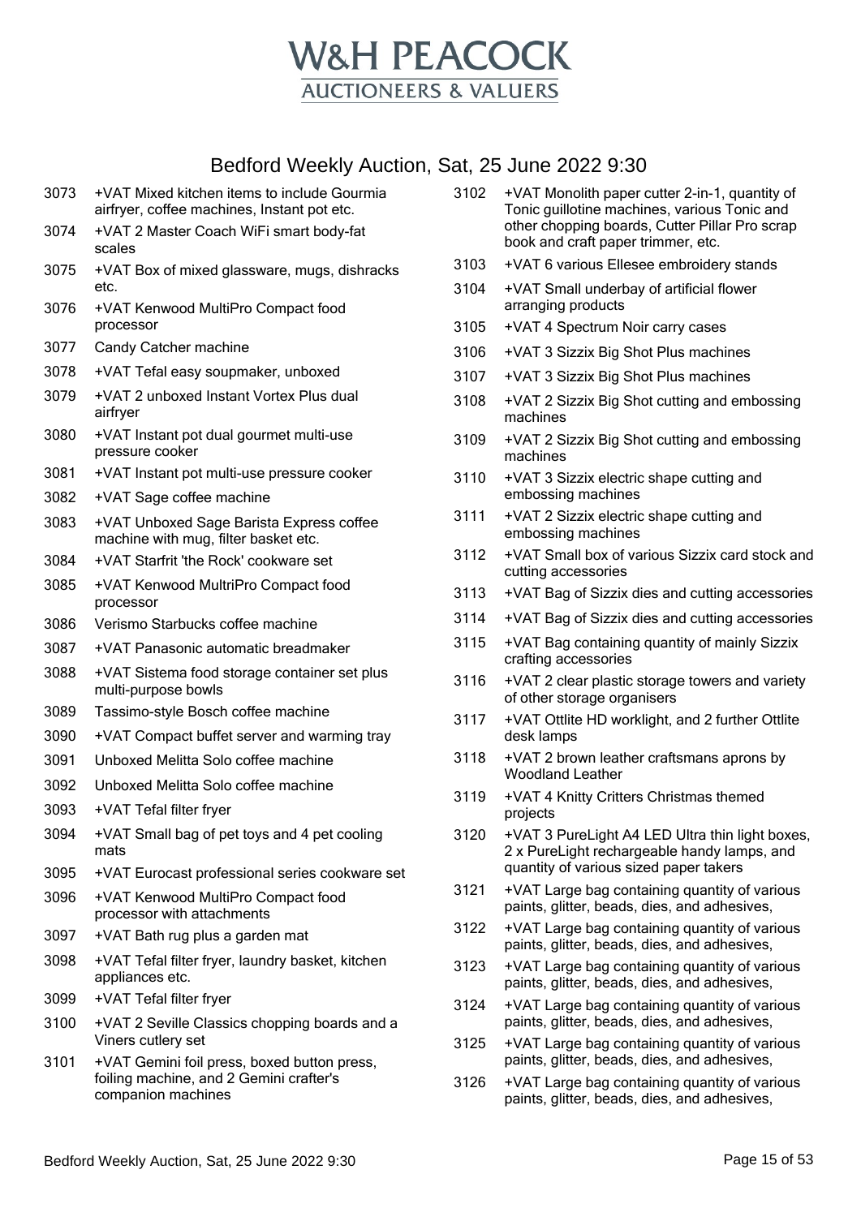# W&H PEACOCK
## AUCTIONEERS & VALUERS

## Bedford Weekly Auction, Sat, 25 June 2022 9:30

3073 +VAT Mixed kitchen items to include Gourmia airfryer, coffee machines, Instant pot etc.

3074 +VAT 2 Master Coach WiFi smart body-fat scales

3075 +VAT Box of mixed glassware, mugs, dishracks etc.

3076 +VAT Kenwood MultiPro Compact food processor

3077 Candy Catcher machine

3078 +VAT Tefal easy soupmaker, unboxed

3079 +VAT 2 unboxed Instant Vortex Plus dual airfryer

3080 +VAT Instant pot dual gourmet multi-use pressure cooker

3081 +VAT Instant pot multi-use pressure cooker

3082 +VAT Sage coffee machine

3083 +VAT Unboxed Sage Barista Express coffee machine with mug, filter basket etc.

3084 +VAT Starfrit 'the Rock' cookware set

3085 +VAT Kenwood MultriPro Compact food processor

3086 Verismo Starbucks coffee machine

3087 +VAT Panasonic automatic breadmaker

3088 +VAT Sistema food storage container set plus multi-purpose bowls

3089 Tassimo-style Bosch coffee machine

3090 +VAT Compact buffet server and warming tray

3091 Unboxed Melitta Solo coffee machine

3092 Unboxed Melitta Solo coffee machine

3093 +VAT Tefal filter fryer

3094 +VAT Small bag of pet toys and 4 pet cooling mats

3095 +VAT Eurocast professional series cookware set

3096 +VAT Kenwood MultiPro Compact food processor with attachments

3097 +VAT Bath rug plus a garden mat

3098 +VAT Tefal filter fryer, laundry basket, kitchen appliances etc.

3099 +VAT Tefal filter fryer

3100 +VAT 2 Seville Classics chopping boards and a Viners cutlery set

3101 +VAT Gemini foil press, boxed button press, foiling machine, and 2 Gemini crafter's companion machines

3102 +VAT Monolith paper cutter 2-in-1, quantity of Tonic guillotine machines, various Tonic and other chopping boards, Cutter Pillar Pro scrap book and craft paper trimmer, etc.

3103 +VAT 6 various Ellesee embroidery stands

3104 +VAT Small underbay of artificial flower arranging products

3105 +VAT 4 Spectrum Noir carry cases

3106 +VAT 3 Sizzix Big Shot Plus machines

3107 +VAT 3 Sizzix Big Shot Plus machines

3108 +VAT 2 Sizzix Big Shot cutting and embossing machines

3109 +VAT 2 Sizzix Big Shot cutting and embossing machines

3110 +VAT 3 Sizzix electric shape cutting and embossing machines

3111 +VAT 2 Sizzix electric shape cutting and embossing machines

3112 +VAT Small box of various Sizzix card stock and cutting accessories

3113 +VAT Bag of Sizzix dies and cutting accessories

3114 +VAT Bag of Sizzix dies and cutting accessories

3115 +VAT Bag containing quantity of mainly Sizzix crafting accessories

3116 +VAT 2 clear plastic storage towers and variety of other storage organisers

3117 +VAT Ottlite HD worklight, and 2 further Ottlite desk lamps

3118 +VAT 2 brown leather craftsmans aprons by Woodland Leather

3119 +VAT 4 Knitty Critters Christmas themed projects

3120 +VAT 3 PureLight A4 LED Ultra thin light boxes, 2 x PureLight rechargeable handy lamps, and quantity of various sized paper takers

3121 +VAT Large bag containing quantity of various paints, glitter, beads, dies, and adhesives,

3122 +VAT Large bag containing quantity of various paints, glitter, beads, dies, and adhesives,

3123 +VAT Large bag containing quantity of various paints, glitter, beads, dies, and adhesives,

3124 +VAT Large bag containing quantity of various paints, glitter, beads, dies, and adhesives,

3125 +VAT Large bag containing quantity of various paints, glitter, beads, dies, and adhesives,

3126 +VAT Large bag containing quantity of various paints, glitter, beads, dies, and adhesives,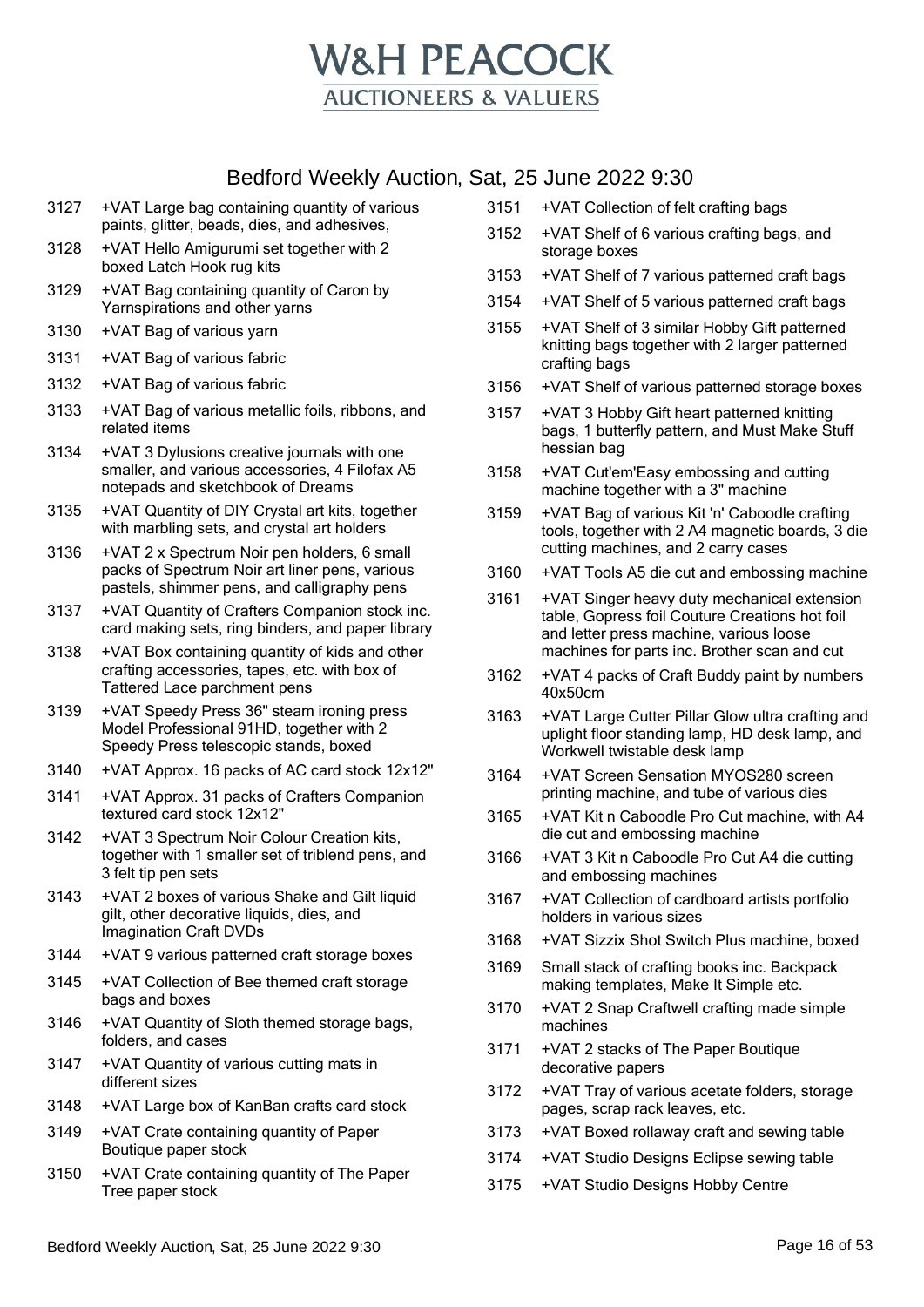# W&H PEACOCK

AUCTIONEERS & VALUERS

## Bedford Weekly Auction, Sat, 25 June 2022 9:30

3127 +VAT Large bag containing quantity of various paints, glitter, beads, dies, and adhesives,

3128 +VAT Hello Amigurumi set together with 2 boxed Latch Hook rug kits

3129 +VAT Bag containing quantity of Caron by Yarnspirations and other yarns

3130 +VAT Bag of various yarn

3131 +VAT Bag of various fabric

3132 +VAT Bag of various fabric

3133 +VAT Bag of various metallic foils, ribbons, and related items

3134 +VAT 3 Dylusions creative journals with one smaller, and various accessories, 4 Filofax A5 notepads and sketchbook of Dreams

3135 +VAT Quantity of DIY Crystal art kits, together with marbling sets, and crystal art holders

3136 +VAT 2 x Spectrum Noir pen holders, 6 small packs of Spectrum Noir art liner pens, various pastels, shimmer pens, and calligraphy pens

3137 +VAT Quantity of Crafters Companion stock inc. card making sets, ring binders, and paper library

3138 +VAT Box containing quantity of kids and other crafting accessories, tapes, etc. with box of Tattered Lace parchment pens

3139 +VAT Speedy Press 36" steam ironing press Model Professional 91HD, together with 2 Speedy Press telescopic stands, boxed

3140 +VAT Approx. 16 packs of AC card stock 12x12"

3141 +VAT Approx. 31 packs of Crafters Companion textured card stock 12x12"

3142 +VAT 3 Spectrum Noir Colour Creation kits, together with 1 smaller set of triblend pens, and 3 felt tip pen sets

3143 +VAT 2 boxes of various Shake and Gilt liquid gilt, other decorative liquids, dies, and Imagination Craft DVDs

3144 +VAT 9 various patterned craft storage boxes

3145 +VAT Collection of Bee themed craft storage bags and boxes

3146 +VAT Quantity of Sloth themed storage bags, folders, and cases

3147 +VAT Quantity of various cutting mats in different sizes

3148 +VAT Large box of KanBan crafts card stock

3149 +VAT Crate containing quantity of Paper Boutique paper stock

3150 +VAT Crate containing quantity of The Paper Tree paper stock

3151 +VAT Collection of felt crafting bags

3152 +VAT Shelf of 6 various crafting bags, and storage boxes

3153 +VAT Shelf of 7 various patterned craft bags

3154 +VAT Shelf of 5 various patterned craft bags

3155 +VAT Shelf of 3 similar Hobby Gift patterned knitting bags together with 2 larger patterned crafting bags

3156 +VAT Shelf of various patterned storage boxes

3157 +VAT 3 Hobby Gift heart patterned knitting bags, 1 butterfly pattern, and Must Make Stuff hessian bag

3158 +VAT Cut'em'Easy embossing and cutting machine together with a 3" machine

3159 +VAT Bag of various Kit 'n' Caboodle crafting tools, together with 2 A4 magnetic boards, 3 die cutting machines, and 2 carry cases

3160 +VAT Tools A5 die cut and embossing machine

3161 +VAT Singer heavy duty mechanical extension table, Gopress foil Couture Creations hot foil and letter press machine, various loose machines for parts inc. Brother scan and cut

3162 +VAT 4 packs of Craft Buddy paint by numbers 40x50cm

3163 +VAT Large Cutter Pillar Glow ultra crafting and uplight floor standing lamp, HD desk lamp, and Workwell twistable desk lamp

3164 +VAT Screen Sensation MYOS280 screen printing machine, and tube of various dies

3165 +VAT Kit n Caboodle Pro Cut machine, with A4 die cut and embossing machine

3166 +VAT 3 Kit n Caboodle Pro Cut A4 die cutting and embossing machines

3167 +VAT Collection of cardboard artists portfolio holders in various sizes

3168 +VAT Sizzix Shot Switch Plus machine, boxed

3169 Small stack of crafting books inc. Backpack making templates, Make It Simple etc.

3170 +VAT 2 Snap Craftwell crafting made simple machines

3171 +VAT 2 stacks of The Paper Boutique decorative papers

3172 +VAT Tray of various acetate folders, storage pages, scrap rack leaves, etc.

3173 +VAT Boxed rollaway craft and sewing table

3174 +VAT Studio Designs Eclipse sewing table

3175 +VAT Studio Designs Hobby Centre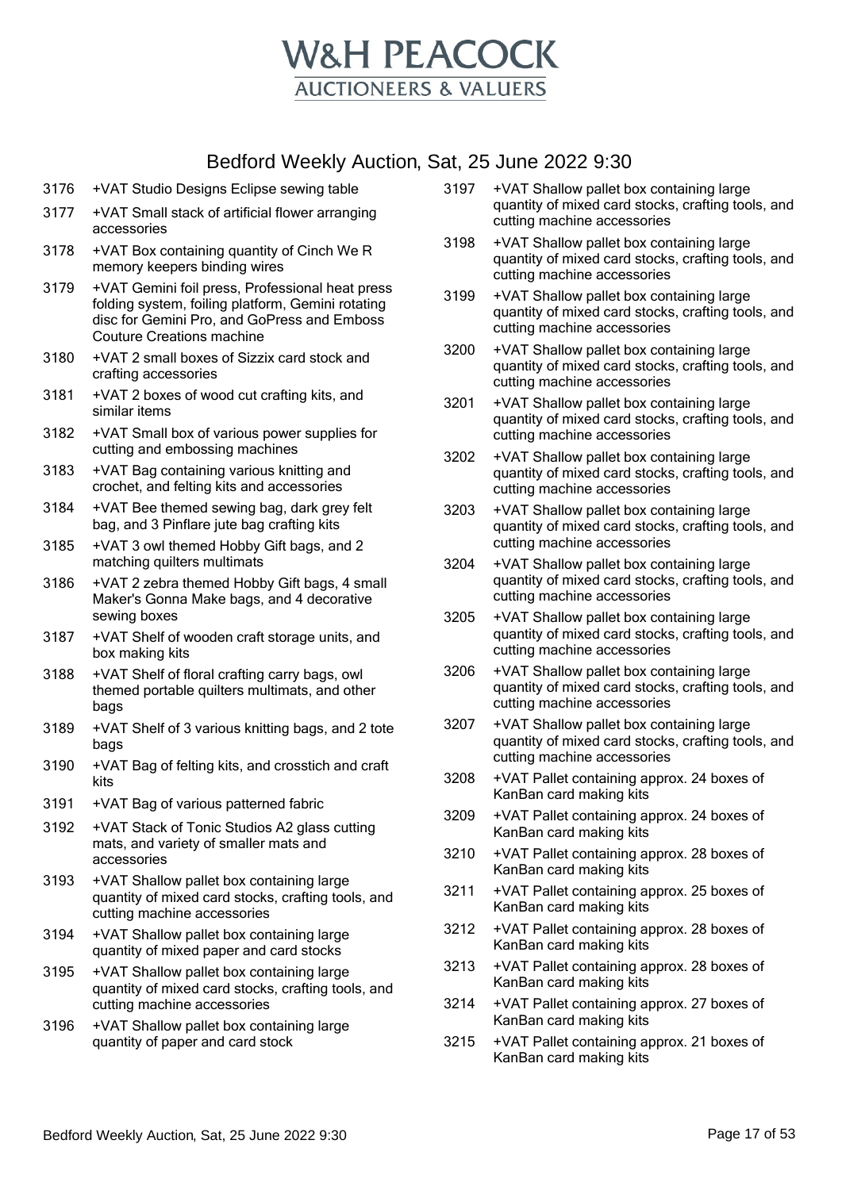# W&H PEACOCK

AUCTIONEERS & VALUERS

## Bedford Weekly Auction, Sat, 25 June 2022 9:30

| Lot | Description |
|---|---|
| 3176 | +VAT Studio Designs Eclipse sewing table |
| 3177 | +VAT Small stack of artificial flower arranging accessories |
| 3178 | +VAT Box containing quantity of Cinch We R memory keepers binding wires |
| 3179 | +VAT Gemini foil press, Professional heat press folding system, foiling platform, Gemini rotating disc for Gemini Pro, and GoPress and Emboss Couture Creations machine |
| 3180 | +VAT 2 small boxes of Sizzix card stock and crafting accessories |
| 3181 | +VAT 2 boxes of wood cut crafting kits, and similar items |
| 3182 | +VAT Small box of various power supplies for cutting and embossing machines |
| 3183 | +VAT Bag containing various knitting and crochet, and felting kits and accessories |
| 3184 | +VAT Bee themed sewing bag, dark grey felt bag, and 3 Pinflare jute bag crafting kits |
| 3185 | +VAT 3 owl themed Hobby Gift bags, and 2 matching quilters multimats |
| 3186 | +VAT 2 zebra themed Hobby Gift bags, 4 small Maker's Gonna Make bags, and 4 decorative sewing boxes |
| 3187 | +VAT Shelf of wooden craft storage units, and box making kits |
| 3188 | +VAT Shelf of floral crafting carry bags, owl themed portable quilters multimats, and other bags |
| 3189 | +VAT Shelf of 3 various knitting bags, and 2 tote bags |
| 3190 | +VAT Bag of felting kits, and crosstich and craft kits |
| 3191 | +VAT Bag of various patterned fabric |
| 3192 | +VAT Stack of Tonic Studios A2 glass cutting mats, and variety of smaller mats and accessories |
| 3193 | +VAT Shallow pallet box containing large quantity of mixed card stocks, crafting tools, and cutting machine accessories |
| 3194 | +VAT Shallow pallet box containing large quantity of mixed paper and card stocks |
| 3195 | +VAT Shallow pallet box containing large quantity of mixed card stocks, crafting tools, and cutting machine accessories |
| 3196 | +VAT Shallow pallet box containing large quantity of paper and card stock |
| 3197 | +VAT Shallow pallet box containing large quantity of mixed card stocks, crafting tools, and cutting machine accessories |
| 3198 | +VAT Shallow pallet box containing large quantity of mixed card stocks, crafting tools, and cutting machine accessories |
| 3199 | +VAT Shallow pallet box containing large quantity of mixed card stocks, crafting tools, and cutting machine accessories |
| 3200 | +VAT Shallow pallet box containing large quantity of mixed card stocks, crafting tools, and cutting machine accessories |
| 3201 | +VAT Shallow pallet box containing large quantity of mixed card stocks, crafting tools, and cutting machine accessories |
| 3202 | +VAT Shallow pallet box containing large quantity of mixed card stocks, crafting tools, and cutting machine accessories |
| 3203 | +VAT Shallow pallet box containing large quantity of mixed card stocks, crafting tools, and cutting machine accessories |
| 3204 | +VAT Shallow pallet box containing large quantity of mixed card stocks, crafting tools, and cutting machine accessories |
| 3205 | +VAT Shallow pallet box containing large quantity of mixed card stocks, crafting tools, and cutting machine accessories |
| 3206 | +VAT Shallow pallet box containing large quantity of mixed card stocks, crafting tools, and cutting machine accessories |
| 3207 | +VAT Shallow pallet box containing large quantity of mixed card stocks, crafting tools, and cutting machine accessories |
| 3208 | +VAT Pallet containing approx. 24 boxes of KanBan card making kits |
| 3209 | +VAT Pallet containing approx. 24 boxes of KanBan card making kits |
| 3210 | +VAT Pallet containing approx. 28 boxes of KanBan card making kits |
| 3211 | +VAT Pallet containing approx. 25 boxes of KanBan card making kits |
| 3212 | +VAT Pallet containing approx. 28 boxes of KanBan card making kits |
| 3213 | +VAT Pallet containing approx. 28 boxes of KanBan card making kits |
| 3214 | +VAT Pallet containing approx. 27 boxes of KanBan card making kits |
| 3215 | +VAT Pallet containing approx. 21 boxes of KanBan card making kits |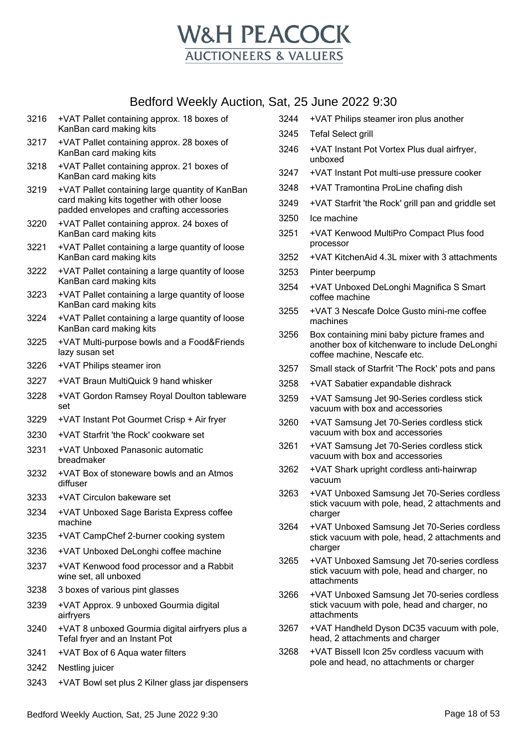# W&H PEACOCK
## AUCTIONEERS & VALUERS

## Bedford Weekly Auction, Sat, 25 June 2022 9:30

3216 +VAT Pallet containing approx. 18 boxes of KanBan card making kits

3217 +VAT Pallet containing approx. 28 boxes of KanBan card making kits

3218 +VAT Pallet containing approx. 21 boxes of KanBan card making kits

3219 +VAT Pallet containing large quantity of KanBan card making kits together with other loose padded envelopes and crafting accessories

3220 +VAT Pallet containing approx. 24 boxes of KanBan card making kits

3221 +VAT Pallet containing a large quantity of loose KanBan card making kits

3222 +VAT Pallet containing a large quantity of loose KanBan card making kits

3223 +VAT Pallet containing a large quantity of loose KanBan card making kits

3224 +VAT Pallet containing a large quantity of loose KanBan card making kits

3225 +VAT Multi-purpose bowls and a Food&Friends lazy susan set

3226 +VAT Philips steamer iron

3227 +VAT Braun MultiQuick 9 hand whisker

3228 +VAT Gordon Ramsey Royal Doulton tableware set

3229 +VAT Instant Pot Gourmet Crisp + Air fryer

3230 +VAT Starfrit 'the Rock' cookware set

3231 +VAT Unboxed Panasonic automatic breadmaker

3232 +VAT Box of stoneware bowls and an Atmos diffuser

3233 +VAT Circulon bakeware set

3234 +VAT Unboxed Sage Barista Express coffee machine

3235 +VAT CampChef 2-burner cooking system

3236 +VAT Unboxed DeLonghi coffee machine

3237 +VAT Kenwood food processor and a Rabbit wine set, all unboxed

3238 3 boxes of various pint glasses

3239 +VAT Approx. 9 unboxed Gourmia digital airfryers

3240 +VAT 8 unboxed Gourmia digital airfryers plus a Tefal fryer and an Instant Pot

3241 +VAT Box of 6 Aqua water filters

3242 Nestling juicer

3243 +VAT Bowl set plus 2 Kilner glass jar dispensers

3244 +VAT Philips steamer iron plus another

3245 Tefal Select grill

3246 +VAT Instant Pot Vortex Plus dual airfryer, unboxed

3247 +VAT Instant Pot multi-use pressure cooker

3248 +VAT Tramontina ProLine chafing dish

3249 +VAT Starfrit 'the Rock' grill pan and griddle set

3250 Ice machine

3251 +VAT Kenwood MultiPro Compact Plus food processor

3252 +VAT KitchenAid 4.3L mixer with 3 attachments

3253 Pinter beerpump

3254 +VAT Unboxed DeLonghi Magnifica S Smart coffee machine

3255 +VAT 3 Nescafe Dolce Gusto mini-me coffee machines

3256 Box containing mini baby picture frames and another box of kitchenware to include DeLonghi coffee machine, Nescafe etc.

3257 Small stack of Starfrit 'The Rock' pots and pans

3258 +VAT Sabatier expandable dishrack

3259 +VAT Samsung Jet 90-Series cordless stick vacuum with box and accessories

3260 +VAT Samsung Jet 70-Series cordless stick vacuum with box and accessories

3261 +VAT Samsung Jet 70-Series cordless stick vacuum with box and accessories

3262 +VAT Shark upright cordless anti-hairwrap vacuum

3263 +VAT Unboxed Samsung Jet 70-Series cordless stick vacuum with pole, head, 2 attachments and charger

3264 +VAT Unboxed Samsung Jet 70-Series cordless stick vacuum with pole, head, 2 attachments and charger

3265 +VAT Unboxed Samsung Jet 70-series cordless stick vacuum with pole, head and charger, no attachments

3266 +VAT Unboxed Samsung Jet 70-series cordless stick vacuum with pole, head and charger, no attachments

3267 +VAT Handheld Dyson DC35 vacuum with pole, head, 2 attachments and charger

3268 +VAT Bissell Icon 25v cordless vacuum with pole and head, no attachments or charger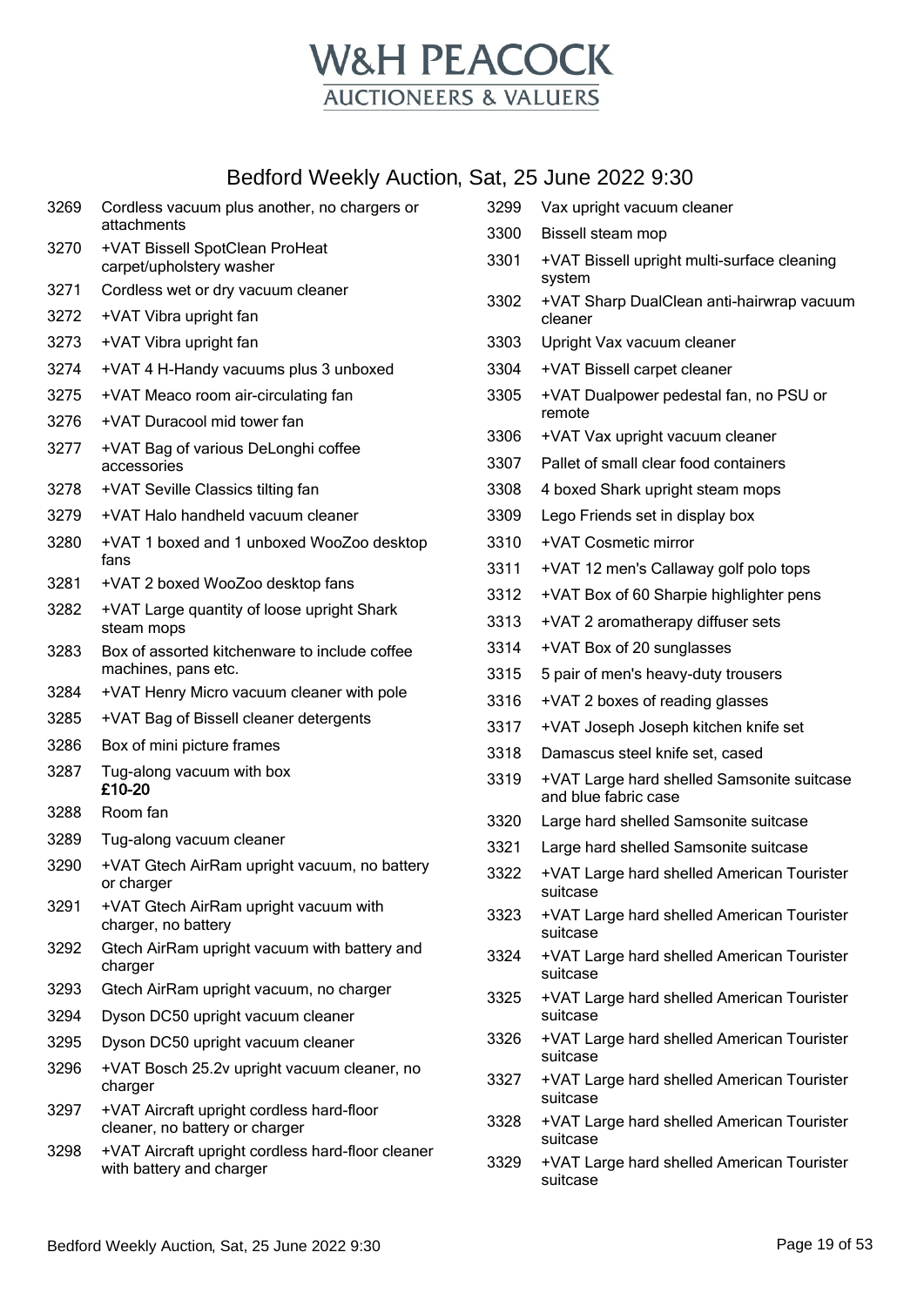# W&H PEACOCK
## AUCTIONEERS & VALUERS

## Bedford Weekly Auction, Sat, 25 June 2022 9:30

| Lot | Description |
|---|---|
| 3269 | Cordless vacuum plus another, no chargers or attachments |
| 3270 | +VAT Bissell SpotClean ProHeat carpet/upholstery washer |
| 3271 | Cordless wet or dry vacuum cleaner |
| 3272 | +VAT Vibra upright fan |
| 3273 | +VAT Vibra upright fan |
| 3274 | +VAT 4 H-Handy vacuums plus 3 unboxed |
| 3275 | +VAT Meaco room air-circulating fan |
| 3276 | +VAT Duracool mid tower fan |
| 3277 | +VAT Bag of various DeLonghi coffee accessories |
| 3278 | +VAT Seville Classics tilting fan |
| 3279 | +VAT Halo handheld vacuum cleaner |
| 3280 | +VAT 1 boxed and 1 unboxed WooZoo desktop fans |
| 3281 | +VAT 2 boxed WooZoo desktop fans |
| 3282 | +VAT Large quantity of loose upright Shark steam mops |
| 3283 | Box of assorted kitchenware to include coffee machines, pans etc. |
| 3284 | +VAT Henry Micro vacuum cleaner with pole |
| 3285 | +VAT Bag of Bissell cleaner detergents |
| 3286 | Box of mini picture frames |
| 3287 | Tug-along vacuum with box **£10-20** |
| 3288 | Room fan |
| 3289 | Tug-along vacuum cleaner |
| 3290 | +VAT Gtech AirRam upright vacuum, no battery or charger |
| 3291 | +VAT Gtech AirRam upright vacuum with charger, no battery |
| 3292 | Gtech AirRam upright vacuum with battery and charger |
| 3293 | Gtech AirRam upright vacuum, no charger |
| 3294 | Dyson DC50 upright vacuum cleaner |
| 3295 | Dyson DC50 upright vacuum cleaner |
| 3296 | +VAT Bosch 25.2v upright vacuum cleaner, no charger |
| 3297 | +VAT Aircraft upright cordless hard-floor cleaner, no battery or charger |
| 3298 | +VAT Aircraft upright cordless hard-floor cleaner with battery and charger |
| 3299 | Vax upright vacuum cleaner |
| 3300 | Bissell steam mop |
| 3301 | +VAT Bissell upright multi-surface cleaning system |
| 3302 | +VAT Sharp DualClean anti-hairwrap vacuum cleaner |
| 3303 | Upright Vax vacuum cleaner |
| 3304 | +VAT Bissell carpet cleaner |
| 3305 | +VAT Dualpower pedestal fan, no PSU or remote |
| 3306 | +VAT Vax upright vacuum cleaner |
| 3307 | Pallet of small clear food containers |
| 3308 | 4 boxed Shark upright steam mops |
| 3309 | Lego Friends set in display box |
| 3310 | +VAT Cosmetic mirror |
| 3311 | +VAT 12 men's Callaway golf polo tops |
| 3312 | +VAT Box of 60 Sharpie highlighter pens |
| 3313 | +VAT 2 aromatherapy diffuser sets |
| 3314 | +VAT Box of 20 sunglasses |
| 3315 | 5 pair of men's heavy-duty trousers |
| 3316 | +VAT 2 boxes of reading glasses |
| 3317 | +VAT Joseph Joseph kitchen knife set |
| 3318 | Damascus steel knife set, cased |
| 3319 | +VAT Large hard shelled Samsonite suitcase and blue fabric case |
| 3320 | Large hard shelled Samsonite suitcase |
| 3321 | Large hard shelled Samsonite suitcase |
| 3322 | +VAT Large hard shelled American Tourister suitcase |
| 3323 | +VAT Large hard shelled American Tourister suitcase |
| 3324 | +VAT Large hard shelled American Tourister suitcase |
| 3325 | +VAT Large hard shelled American Tourister suitcase |
| 3326 | +VAT Large hard shelled American Tourister suitcase |
| 3327 | +VAT Large hard shelled American Tourister suitcase |
| 3328 | +VAT Large hard shelled American Tourister suitcase |
| 3329 | +VAT Large hard shelled American Tourister suitcase |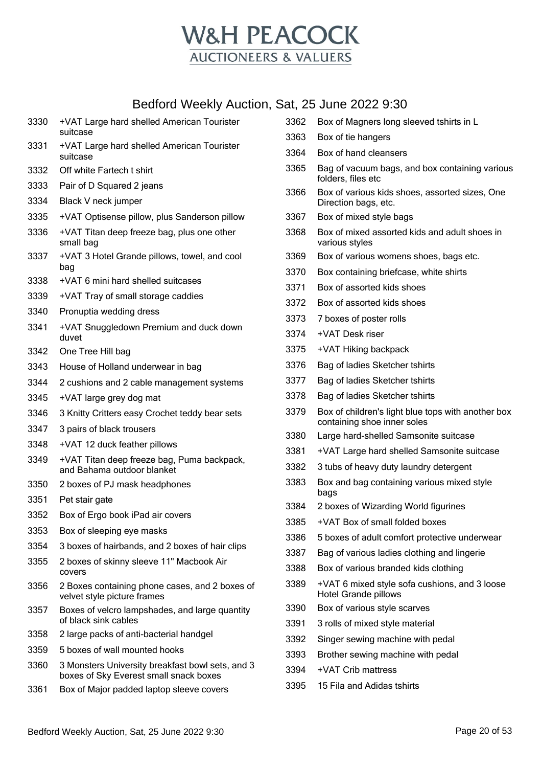# W&H PEACOCK

AUCTIONEERS & VALUERS

## Bedford Weekly Auction, Sat, 25 June 2022 9:30

| Lot | Description |
|---|---|
| 3330 | +VAT Large hard shelled American Tourister suitcase |
| 3331 | +VAT Large hard shelled American Tourister suitcase |
| 3332 | Off white Fartech t shirt |
| 3333 | Pair of D Squared 2 jeans |
| 3334 | Black V neck jumper |
| 3335 | +VAT Optisense pillow, plus Sanderson pillow |
| 3336 | +VAT Titan deep freeze bag, plus one other small bag |
| 3337 | +VAT 3 Hotel Grande pillows, towel, and cool bag |
| 3338 | +VAT 6 mini hard shelled suitcases |
| 3339 | +VAT Tray of small storage caddies |
| 3340 | Pronuptia wedding dress |
| 3341 | +VAT Snuggledown Premium and duck down duvet |
| 3342 | One Tree Hill bag |
| 3343 | House of Holland underwear in bag |
| 3344 | 2 cushions and 2 cable management systems |
| 3345 | +VAT large grey dog mat |
| 3346 | 3 Knitty Critters easy Crochet teddy bear sets |
| 3347 | 3 pairs of black trousers |
| 3348 | +VAT 12 duck feather pillows |
| 3349 | +VAT Titan deep freeze bag, Puma backpack, and Bahama outdoor blanket |
| 3350 | 2 boxes of PJ mask headphones |
| 3351 | Pet stair gate |
| 3352 | Box of Ergo book iPad air covers |
| 3353 | Box of sleeping eye masks |
| 3354 | 3 boxes of hairbands, and 2 boxes of hair clips |
| 3355 | 2 boxes of skinny sleeve 11" Macbook Air covers |
| 3356 | 2 Boxes containing phone cases, and 2 boxes of velvet style picture frames |
| 3357 | Boxes of velcro lampshades, and large quantity of black sink cables |
| 3358 | 2 large packs of anti-bacterial handgel |
| 3359 | 5 boxes of wall mounted hooks |
| 3360 | 3 Monsters University breakfast bowl sets, and 3 boxes of Sky Everest small snack boxes |
| 3361 | Box of Major padded laptop sleeve covers |
| 3362 | Box of Magners long sleeved tshirts in L |
| 3363 | Box of tie hangers |
| 3364 | Box of hand cleansers |
| 3365 | Bag of vacuum bags, and box containing various folders, files etc |
| 3366 | Box of various kids shoes, assorted sizes, One Direction bags, etc. |
| 3367 | Box of mixed style bags |
| 3368 | Box of mixed assorted kids and adult shoes in various styles |
| 3369 | Box of various womens shoes, bags etc. |
| 3370 | Box containing briefcase, white shirts |
| 3371 | Box of assorted kids shoes |
| 3372 | Box of assorted kids shoes |
| 3373 | 7 boxes of poster rolls |
| 3374 | +VAT Desk riser |
| 3375 | +VAT Hiking backpack |
| 3376 | Bag of ladies Sketcher tshirts |
| 3377 | Bag of ladies Sketcher tshirts |
| 3378 | Bag of ladies Sketcher tshirts |
| 3379 | Box of children's light blue tops with another box containing shoe inner soles |
| 3380 | Large hard-shelled Samsonite suitcase |
| 3381 | +VAT Large hard shelled Samsonite suitcase |
| 3382 | 3 tubs of heavy duty laundry detergent |
| 3383 | Box and bag containing various mixed style bags |
| 3384 | 2 boxes of Wizarding World figurines |
| 3385 | +VAT Box of small folded boxes |
| 3386 | 5 boxes of adult comfort protective underwear |
| 3387 | Bag of various ladies clothing and lingerie |
| 3388 | Box of various branded kids clothing |
| 3389 | +VAT 6 mixed style sofa cushions, and 3 loose Hotel Grande pillows |
| 3390 | Box of various style scarves |
| 3391 | 3 rolls of mixed style material |
| 3392 | Singer sewing machine with pedal |
| 3393 | Brother sewing machine with pedal |
| 3394 | +VAT Crib mattress |
| 3395 | 15 Fila and Adidas tshirts |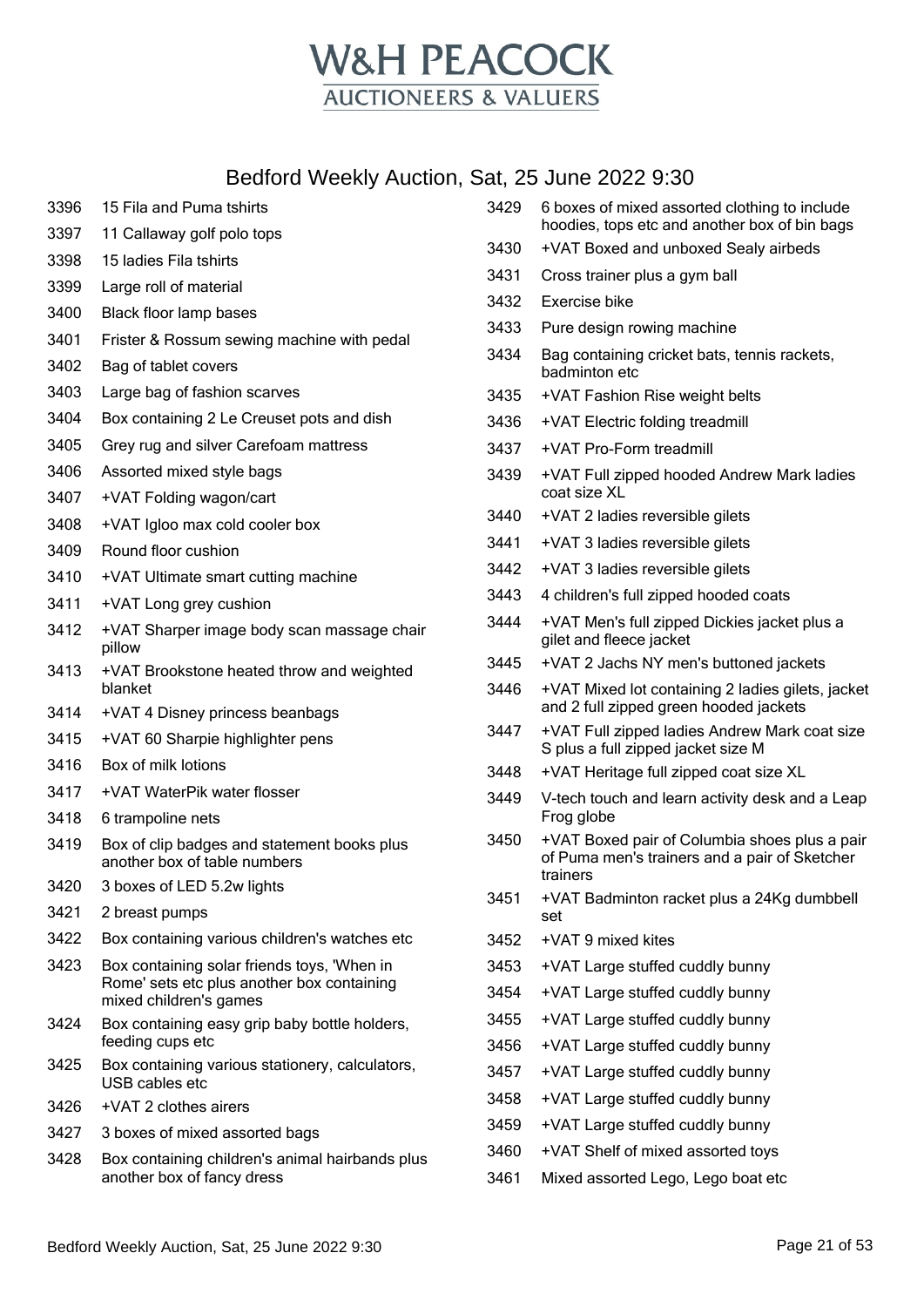# W&H PEACOCK
## AUCTIONEERS & VALUERS

## Bedford Weekly Auction, Sat, 25 June 2022 9:30

| Lot | Description |
|---|---|
| 3396 | 15 Fila and Puma tshirts |
| 3397 | 11 Callaway golf polo tops |
| 3398 | 15 ladies Fila tshirts |
| 3399 | Large roll of material |
| 3400 | Black floor lamp bases |
| 3401 | Frister & Rossum sewing machine with pedal |
| 3402 | Bag of tablet covers |
| 3403 | Large bag of fashion scarves |
| 3404 | Box containing 2 Le Creuset pots and dish |
| 3405 | Grey rug and silver Carefoam mattress |
| 3406 | Assorted mixed style bags |
| 3407 | +VAT Folding wagon/cart |
| 3408 | +VAT Igloo max cold cooler box |
| 3409 | Round floor cushion |
| 3410 | +VAT Ultimate smart cutting machine |
| 3411 | +VAT Long grey cushion |
| 3412 | +VAT Sharper image body scan massage chair pillow |
| 3413 | +VAT Brookstone heated throw and weighted blanket |
| 3414 | +VAT 4 Disney princess beanbags |
| 3415 | +VAT 60 Sharpie highlighter pens |
| 3416 | Box of milk lotions |
| 3417 | +VAT WaterPik water flosser |
| 3418 | 6 trampoline nets |
| 3419 | Box of clip badges and statement books plus another box of table numbers |
| 3420 | 3 boxes of LED 5.2w lights |
| 3421 | 2 breast pumps |
| 3422 | Box containing various children's watches etc |
| 3423 | Box containing solar friends toys, 'When in Rome' sets etc plus another box containing mixed children's games |
| 3424 | Box containing easy grip baby bottle holders, feeding cups etc |
| 3425 | Box containing various stationery, calculators, USB cables etc |
| 3426 | +VAT 2 clothes airers |
| 3427 | 3 boxes of mixed assorted bags |
| 3428 | Box containing children's animal hairbands plus another box of fancy dress |
| 3429 | 6 boxes of mixed assorted clothing to include hoodies, tops etc and another box of bin bags |
| 3430 | +VAT Boxed and unboxed Sealy airbeds |
| 3431 | Cross trainer plus a gym ball |
| 3432 | Exercise bike |
| 3433 | Pure design rowing machine |
| 3434 | Bag containing cricket bats, tennis rackets, badminton etc |
| 3435 | +VAT Fashion Rise weight belts |
| 3436 | +VAT Electric folding treadmill |
| 3437 | +VAT Pro-Form treadmill |
| 3439 | +VAT Full zipped hooded Andrew Mark ladies coat size XL |
| 3440 | +VAT 2 ladies reversible gilets |
| 3441 | +VAT 3 ladies reversible gilets |
| 3442 | +VAT 3 ladies reversible gilets |
| 3443 | 4 children's full zipped hooded coats |
| 3444 | +VAT Men's full zipped Dickies jacket plus a gilet and fleece jacket |
| 3445 | +VAT 2 Jachs NY men's buttoned jackets |
| 3446 | +VAT Mixed lot containing 2 ladies gilets, jacket and 2 full zipped green hooded jackets |
| 3447 | +VAT Full zipped ladies Andrew Mark coat size S plus a full zipped jacket size M |
| 3448 | +VAT Heritage full zipped coat size XL |
| 3449 | V-tech touch and learn activity desk and a Leap Frog globe |
| 3450 | +VAT Boxed pair of Columbia shoes plus a pair of Puma men's trainers and a pair of Sketcher trainers |
| 3451 | +VAT Badminton racket plus a 24Kg dumbbell set |
| 3452 | +VAT 9 mixed kites |
| 3453 | +VAT Large stuffed cuddly bunny |
| 3454 | +VAT Large stuffed cuddly bunny |
| 3455 | +VAT Large stuffed cuddly bunny |
| 3456 | +VAT Large stuffed cuddly bunny |
| 3457 | +VAT Large stuffed cuddly bunny |
| 3458 | +VAT Large stuffed cuddly bunny |
| 3459 | +VAT Large stuffed cuddly bunny |
| 3460 | +VAT Shelf of mixed assorted toys |
| 3461 | Mixed assorted Lego, Lego boat etc |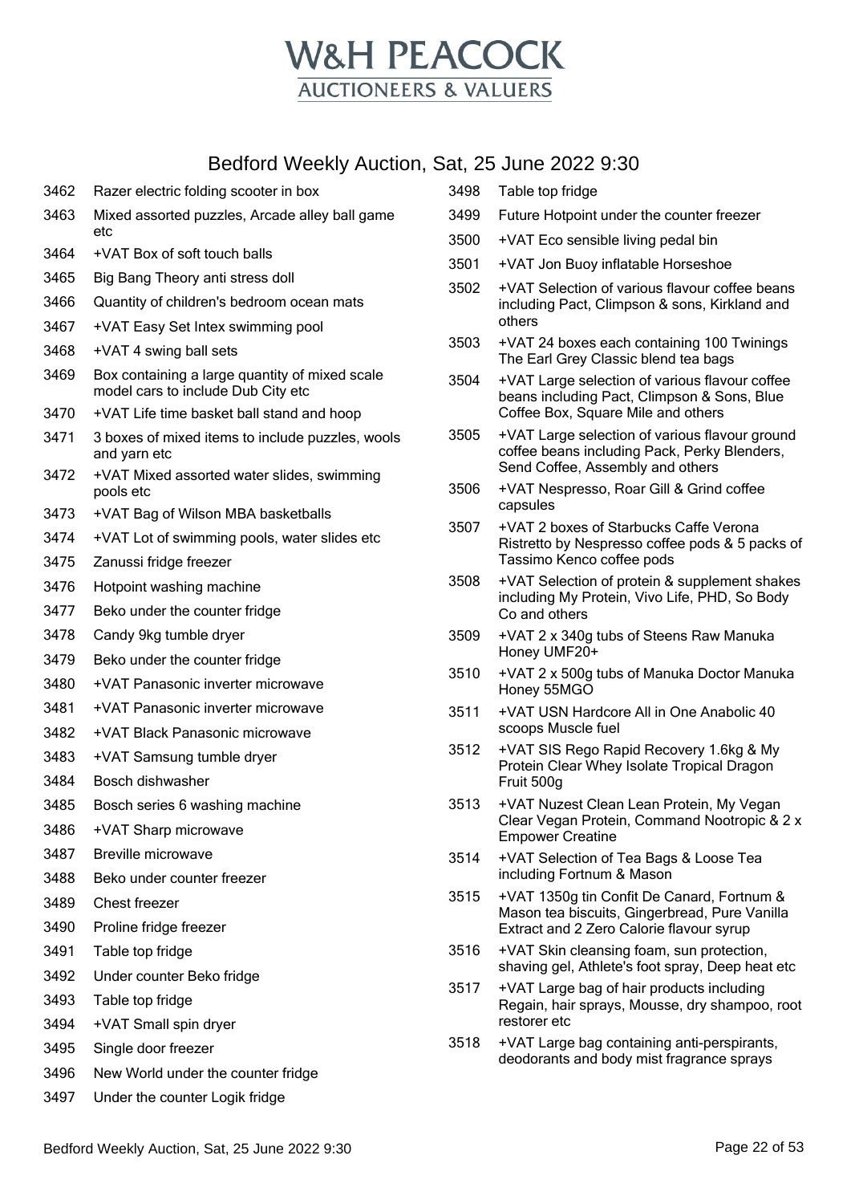# W&H PEACOCK
## AUCTIONEERS & VALUERS

## Bedford Weekly Auction, Sat, 25 June 2022 9:30

| Lot | Description |
|---|---|
| 3462 | Razer electric folding scooter in box |
| 3463 | Mixed assorted puzzles, Arcade alley ball game etc |
| 3464 | +VAT Box of soft touch balls |
| 3465 | Big Bang Theory anti stress doll |
| 3466 | Quantity of children's bedroom ocean mats |
| 3467 | +VAT Easy Set Intex swimming pool |
| 3468 | +VAT 4 swing ball sets |
| 3469 | Box containing a large quantity of mixed scale model cars to include Dub City etc |
| 3470 | +VAT Life time basket ball stand and hoop |
| 3471 | 3 boxes of mixed items to include puzzles, wools and yarn etc |
| 3472 | +VAT Mixed assorted water slides, swimming pools etc |
| 3473 | +VAT Bag of Wilson MBA basketballs |
| 3474 | +VAT Lot of swimming pools, water slides etc |
| 3475 | Zanussi fridge freezer |
| 3476 | Hotpoint washing machine |
| 3477 | Beko under the counter fridge |
| 3478 | Candy 9kg tumble dryer |
| 3479 | Beko under the counter fridge |
| 3480 | +VAT Panasonic inverter microwave |
| 3481 | +VAT Panasonic inverter microwave |
| 3482 | +VAT Black Panasonic microwave |
| 3483 | +VAT Samsung tumble dryer |
| 3484 | Bosch dishwasher |
| 3485 | Bosch series 6 washing machine |
| 3486 | +VAT Sharp microwave |
| 3487 | Breville microwave |
| 3488 | Beko under counter freezer |
| 3489 | Chest freezer |
| 3490 | Proline fridge freezer |
| 3491 | Table top fridge |
| 3492 | Under counter Beko fridge |
| 3493 | Table top fridge |
| 3494 | +VAT Small spin dryer |
| 3495 | Single door freezer |
| 3496 | New World under the counter fridge |
| 3497 | Under the counter Logik fridge |
| 3498 | Table top fridge |
| 3499 | Future Hotpoint under the counter freezer |
| 3500 | +VAT Eco sensible living pedal bin |
| 3501 | +VAT Jon Buoy inflatable Horseshoe |
| 3502 | +VAT Selection of various flavour coffee beans including Pact, Climpson & sons, Kirkland and others |
| 3503 | +VAT 24 boxes each containing 100 Twinings The Earl Grey Classic blend tea bags |
| 3504 | +VAT Large selection of various flavour coffee beans including Pact, Climpson & Sons, Blue Coffee Box, Square Mile and others |
| 3505 | +VAT Large selection of various flavour ground coffee beans including Pack, Perky Blenders, Send Coffee, Assembly and others |
| 3506 | +VAT Nespresso, Roar Gill & Grind coffee capsules |
| 3507 | +VAT 2 boxes of Starbucks Caffe Verona Ristretto by Nespresso coffee pods & 5 packs of Tassimo Kenco coffee pods |
| 3508 | +VAT Selection of protein & supplement shakes including My Protein, Vivo Life, PHD, So Body Co and others |
| 3509 | +VAT 2 x 340g tubs of Steens Raw Manuka Honey UMF20+ |
| 3510 | +VAT 2 x 500g tubs of Manuka Doctor Manuka Honey 55MGO |
| 3511 | +VAT USN Hardcore All in One Anabolic 40 scoops Muscle fuel |
| 3512 | +VAT SIS Rego Rapid Recovery 1.6kg & My Protein Clear Whey Isolate Tropical Dragon Fruit 500g |
| 3513 | +VAT Nuzest Clean Lean Protein, My Vegan Clear Vegan Protein, Command Nootropic & 2 x Empower Creatine |
| 3514 | +VAT Selection of Tea Bags & Loose Tea including Fortnum & Mason |
| 3515 | +VAT 1350g tin Confit De Canard, Fortnum & Mason tea biscuits, Gingerbread, Pure Vanilla Extract and 2 Zero Calorie flavour syrup |
| 3516 | +VAT Skin cleansing foam, sun protection, shaving gel, Athlete's foot spray, Deep heat etc |
| 3517 | +VAT Large bag of hair products including Regain, hair sprays, Mousse, dry shampoo, root restorer etc |
| 3518 | +VAT Large bag containing anti-perspirants, deodorants and body mist fragrance sprays |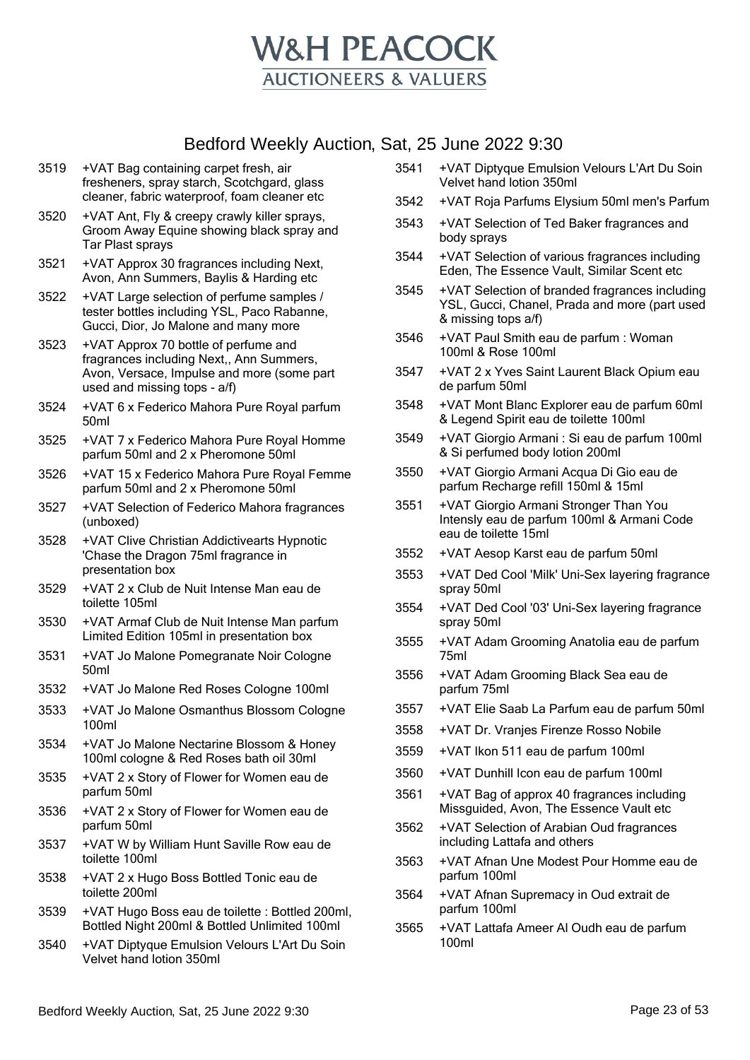# W&H PEACOCK
## AUCTIONEERS & VALUERS

## Bedford Weekly Auction, Sat, 25 June 2022 9:30

3519 +VAT Bag containing carpet fresh, air fresheners, spray starch, Scotchgard, glass cleaner, fabric waterproof, foam cleaner etc

3520 +VAT Ant, Fly & creepy crawly killer sprays, Groom Away Equine showing black spray and Tar Plast sprays

3521 +VAT Approx 30 fragrances including Next, Avon, Ann Summers, Baylis & Harding etc

3522 +VAT Large selection of perfume samples / tester bottles including YSL, Paco Rabanne, Gucci, Dior, Jo Malone and many more

3523 +VAT Approx 70 bottle of perfume and fragrances including Next,, Ann Summers, Avon, Versace, Impulse and more (some part used and missing tops - a/f)

3524 +VAT 6 x Federico Mahora Pure Royal parfum 50ml

3525 +VAT 7 x Federico Mahora Pure Royal Homme parfum 50ml and 2 x Pheromone 50ml

3526 +VAT 15 x Federico Mahora Pure Royal Femme parfum 50ml and 2 x Pheromone 50ml

3527 +VAT Selection of Federico Mahora fragrances (unboxed)

3528 +VAT Clive Christian Addictivearts Hypnotic 'Chase the Dragon 75ml fragrance in presentation box

3529 +VAT 2 x Club de Nuit Intense Man eau de toilette 105ml

3530 +VAT Armaf Club de Nuit Intense Man parfum Limited Edition 105ml in presentation box

3531 +VAT Jo Malone Pomegranate Noir Cologne 50ml

3532 +VAT Jo Malone Red Roses Cologne 100ml

3533 +VAT Jo Malone Osmanthus Blossom Cologne 100ml

3534 +VAT Jo Malone Nectarine Blossom & Honey 100ml cologne & Red Roses bath oil 30ml

3535 +VAT 2 x Story of Flower for Women eau de parfum 50ml

3536 +VAT 2 x Story of Flower for Women eau de parfum 50ml

3537 +VAT W by William Hunt Saville Row eau de toilette 100ml

3538 +VAT 2 x Hugo Boss Bottled Tonic eau de toilette 200ml

3539 +VAT Hugo Boss eau de toilette : Bottled 200ml, Bottled Night 200ml & Bottled Unlimited 100ml

3540 +VAT Diptyque Emulsion Velours L'Art Du Soin Velvet hand lotion 350ml

3541 +VAT Diptyque Emulsion Velours L'Art Du Soin Velvet hand lotion 350ml

3542 +VAT Roja Parfums Elysium 50ml men's Parfum

3543 +VAT Selection of Ted Baker fragrances and body sprays

3544 +VAT Selection of various fragrances including Eden, The Essence Vault, Similar Scent etc

3545 +VAT Selection of branded fragrances including YSL, Gucci, Chanel, Prada and more (part used & missing tops a/f)

3546 +VAT Paul Smith eau de parfum : Woman 100ml & Rose 100ml

3547 +VAT 2 x Yves Saint Laurent Black Opium eau de parfum 50ml

3548 +VAT Mont Blanc Explorer eau de parfum 60ml & Legend Spirit eau de toilette 100ml

3549 +VAT Giorgio Armani : Si eau de parfum 100ml & Si perfumed body lotion 200ml

3550 +VAT Giorgio Armani Acqua Di Gio eau de parfum Recharge refill 150ml & 15ml

3551 +VAT Giorgio Armani Stronger Than You Intensly eau de parfum 100ml & Armani Code eau de toilette 15ml

3552 +VAT Aesop Karst eau de parfum 50ml

3553 +VAT Ded Cool 'Milk' Uni-Sex layering fragrance spray 50ml

3554 +VAT Ded Cool '03' Uni-Sex layering fragrance spray 50ml

3555 +VAT Adam Grooming Anatolia eau de parfum 75ml

3556 +VAT Adam Grooming Black Sea eau de parfum 75ml

3557 +VAT Elie Saab La Parfum eau de parfum 50ml

3558 +VAT Dr. Vranjes Firenze Rosso Nobile

3559 +VAT Ikon 511 eau de parfum 100ml

3560 +VAT Dunhill Icon eau de parfum 100ml

3561 +VAT Bag of approx 40 fragrances including Missguided, Avon, The Essence Vault etc

3562 +VAT Selection of Arabian Oud fragrances including Lattafa and others

3563 +VAT Afnan Une Modest Pour Homme eau de parfum 100ml

3564 +VAT Afnan Supremacy in Oud extrait de parfum 100ml

3565 +VAT Lattafa Ameer Al Oudh eau de parfum 100ml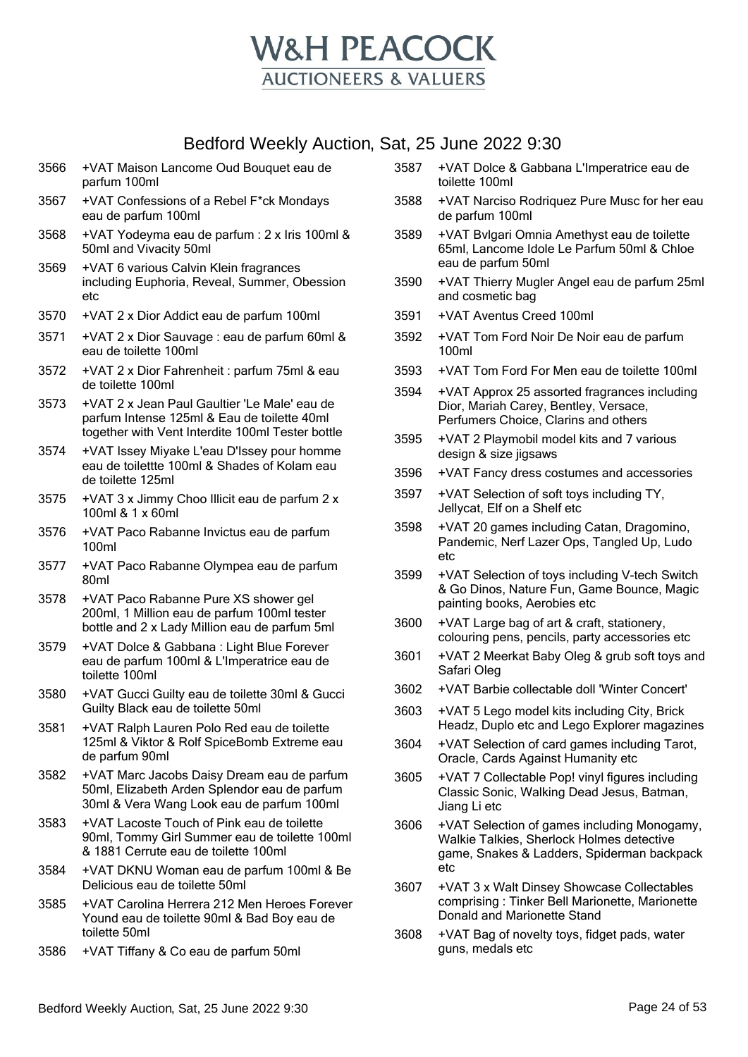# W&H PEACOCK

## AUCTIONEERS & VALUERS

## Bedford Weekly Auction, Sat, 25 June 2022 9:30

3566 +VAT Maison Lancome Oud Bouquet eau de parfum 100ml

3567 +VAT Confessions of a Rebel F*ck Mondays eau de parfum 100ml

3568 +VAT Yodeyma eau de parfum : 2 x Iris 100ml & 50ml and Vivacity 50ml

3569 +VAT 6 various Calvin Klein fragrances including Euphoria, Reveal, Summer, Obession etc

3570 +VAT 2 x Dior Addict eau de parfum 100ml

3571 +VAT 2 x Dior Sauvage : eau de parfum 60ml & eau de toilette 100ml

3572 +VAT 2 x Dior Fahrenheit : parfum 75ml & eau de toilette 100ml

3573 +VAT 2 x Jean Paul Gaultier 'Le Male' eau de parfum Intense 125ml & Eau de toilette 40ml together with Vent Interdite 100ml Tester bottle

3574 +VAT Issey Miyake L'eau D'Issey pour homme eau de toilettte 100ml & Shades of Kolam eau de toilette 125ml

3575 +VAT 3 x Jimmy Choo Illicit eau de parfum 2 x 100ml & 1 x 60ml

3576 +VAT Paco Rabanne Invictus eau de parfum 100ml

3577 +VAT Paco Rabanne Olympea eau de parfum 80ml

3578 +VAT Paco Rabanne Pure XS shower gel 200ml, 1 Million eau de parfum 100ml tester bottle and 2 x Lady Million eau de parfum 5ml

3579 +VAT Dolce & Gabbana : Light Blue Forever eau de parfum 100ml & L'Imperatrice eau de toilette 100ml

3580 +VAT Gucci Guilty eau de toilette 30ml & Gucci Guilty Black eau de toilette 50ml

3581 +VAT Ralph Lauren Polo Red eau de toilette 125ml & Viktor & Rolf SpiceBomb Extreme eau de parfum 90ml

3582 +VAT Marc Jacobs Daisy Dream eau de parfum 50ml, Elizabeth Arden Splendor eau de parfum 30ml & Vera Wang Look eau de parfum 100ml

3583 +VAT Lacoste Touch of Pink eau de toilette 90ml, Tommy Girl Summer eau de toilette 100ml & 1881 Cerrute eau de toilette 100ml

3584 +VAT DKNU Woman eau de parfum 100ml & Be Delicious eau de toilette 50ml

3585 +VAT Carolina Herrera 212 Men Heroes Forever Yound eau de toilette 90ml & Bad Boy eau de toilette 50ml

3586 +VAT Tiffany & Co eau de parfum 50ml

3587 +VAT Dolce & Gabbana L'Imperatrice eau de toilette 100ml

3588 +VAT Narciso Rodriquez Pure Musc for her eau de parfum 100ml

3589 +VAT Bvlgari Omnia Amethyst eau de toilette 65ml, Lancome Idole Le Parfum 50ml & Chloe eau de parfum 50ml

3590 +VAT Thierry Mugler Angel eau de parfum 25ml and cosmetic bag

3591 +VAT Aventus Creed 100ml

3592 +VAT Tom Ford Noir De Noir eau de parfum 100ml

3593 +VAT Tom Ford For Men eau de toilette 100ml

3594 +VAT Approx 25 assorted fragrances including Dior, Mariah Carey, Bentley, Versace, Perfumers Choice, Clarins and others

3595 +VAT 2 Playmobil model kits and 7 various design & size jigsaws

3596 +VAT Fancy dress costumes and accessories

3597 +VAT Selection of soft toys including TY, Jellycat, Elf on a Shelf etc

3598 +VAT 20 games including Catan, Dragomino, Pandemic, Nerf Lazer Ops, Tangled Up, Ludo etc

3599 +VAT Selection of toys including V-tech Switch & Go Dinos, Nature Fun, Game Bounce, Magic painting books, Aerobies etc

3600 +VAT Large bag of art & craft, stationery, colouring pens, pencils, party accessories etc

3601 +VAT 2 Meerkat Baby Oleg & grub soft toys and Safari Oleg

3602 +VAT Barbie collectable doll 'Winter Concert'

3603 +VAT 5 Lego model kits including City, Brick Headz, Duplo etc and Lego Explorer magazines

3604 +VAT Selection of card games including Tarot, Oracle, Cards Against Humanity etc

3605 +VAT 7 Collectable Pop! vinyl figures including Classic Sonic, Walking Dead Jesus, Batman, Jiang Li etc

3606 +VAT Selection of games including Monogamy, Walkie Talkies, Sherlock Holmes detective game, Snakes & Ladders, Spiderman backpack etc

3607 +VAT 3 x Walt Dinsey Showcase Collectables comprising : Tinker Bell Marionette, Marionette Donald and Marionette Stand

3608 +VAT Bag of novelty toys, fidget pads, water guns, medals etc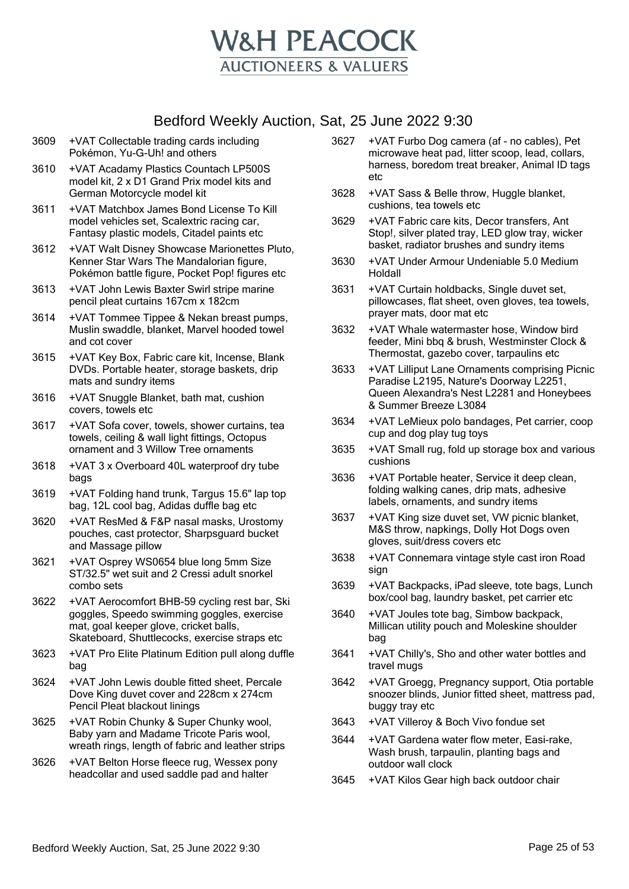# W&H PEACOCK

AUCTIONEERS & VALUERS

## Bedford Weekly Auction, Sat, 25 June 2022 9:30

3609 +VAT Collectable trading cards including Pokémon, Yu-G-Uh! and others

3610 +VAT Acadamy Plastics Countach LP500S model kit, 2 x D1 Grand Prix model kits and German Motorcycle model kit

3611 +VAT Matchbox James Bond License To Kill model vehicles set, Scalextric racing car, Fantasy plastic models, Citadel paints etc

3612 +VAT Walt Disney Showcase Marionettes Pluto, Kenner Star Wars The Mandalorian figure, Pokémon battle figure, Pocket Pop! figures etc

3613 +VAT John Lewis Baxter Swirl stripe marine pencil pleat curtains 167cm x 182cm

3614 +VAT Tommee Tippee & Nekan breast pumps, Muslin swaddle, blanket, Marvel hooded towel and cot cover

3615 +VAT Key Box, Fabric care kit, Incense, Blank DVDs. Portable heater, storage baskets, drip mats and sundry items

3616 +VAT Snuggle Blanket, bath mat, cushion covers, towels etc

3617 +VAT Sofa cover, towels, shower curtains, tea towels, ceiling & wall light fittings, Octopus ornament and 3 Willow Tree ornaments

3618 +VAT 3 x Overboard 40L waterproof dry tube bags

3619 +VAT Folding hand trunk, Targus 15.6" lap top bag, 12L cool bag, Adidas duffle bag etc

3620 +VAT ResMed & F&P nasal masks, Urostomy pouches, cast protector, Sharpsguard bucket and Massage pillow

3621 +VAT Osprey WS0654 blue long 5mm Size ST/32.5" wet suit and 2 Cressi adult snorkel combo sets

3622 +VAT Aerocomfort BHB-59 cycling rest bar, Ski goggles, Speedo swimming goggles, exercise mat, goal keeper glove, cricket balls, Skateboard, Shuttlecocks, exercise straps etc

3623 +VAT Pro Elite Platinum Edition pull along duffle bag

3624 +VAT John Lewis double fitted sheet, Percale Dove King duvet cover and 228cm x 274cm Pencil Pleat blackout linings

3625 +VAT Robin Chunky & Super Chunky wool, Baby yarn and Madame Tricote Paris wool, wreath rings, length of fabric and leather strips

3626 +VAT Belton Horse fleece rug, Wessex pony headcollar and used saddle pad and halter

3627 +VAT Furbo Dog camera (af - no cables), Pet microwave heat pad, litter scoop, lead, collars, harness, boredom treat breaker, Animal ID tags etc

3628 +VAT Sass & Belle throw, Huggle blanket, cushions, tea towels etc

3629 +VAT Fabric care kits, Decor transfers, Ant Stop!, silver plated tray, LED glow tray, wicker basket, radiator brushes and sundry items

3630 +VAT Under Armour Undeniable 5.0 Medium Holdall

3631 +VAT Curtain holdbacks, Single duvet set, pillowcases, flat sheet, oven gloves, tea towels, prayer mats, door mat etc

3632 +VAT Whale watermaster hose, Window bird feeder, Mini bbq & brush, Westminster Clock & Thermostat, gazebo cover, tarpaulins etc

3633 +VAT Lilliput Lane Ornaments comprising Picnic Paradise L2195, Nature's Doorway L2251, Queen Alexandra's Nest L2281 and Honeybees & Summer Breeze L3084

3634 +VAT LeMieux polo bandages, Pet carrier, coop cup and dog play tug toys

3635 +VAT Small rug, fold up storage box and various cushions

3636 +VAT Portable heater, Service it deep clean, folding walking canes, drip mats, adhesive labels, ornaments, and sundry items

3637 +VAT King size duvet set, VW picnic blanket, M&S throw, napkings, Dolly Hot Dogs oven gloves, suit/dress covers etc

3638 +VAT Connemara vintage style cast iron Road sign

3639 +VAT Backpacks, iPad sleeve, tote bags, Lunch box/cool bag, laundry basket, pet carrier etc

3640 +VAT Joules tote bag, Simbow backpack, Millican utility pouch and Moleskine shoulder bag

3641 +VAT Chilly's, Sho and other water bottles and travel mugs

3642 +VAT Groegg, Pregnancy support, Otia portable snoozer blinds, Junior fitted sheet, mattress pad, buggy tray etc

3643 +VAT Villeroy & Boch Vivo fondue set

3644 +VAT Gardena water flow meter, Easi-rake, Wash brush, tarpaulin, planting bags and outdoor wall clock

3645 +VAT Kilos Gear high back outdoor chair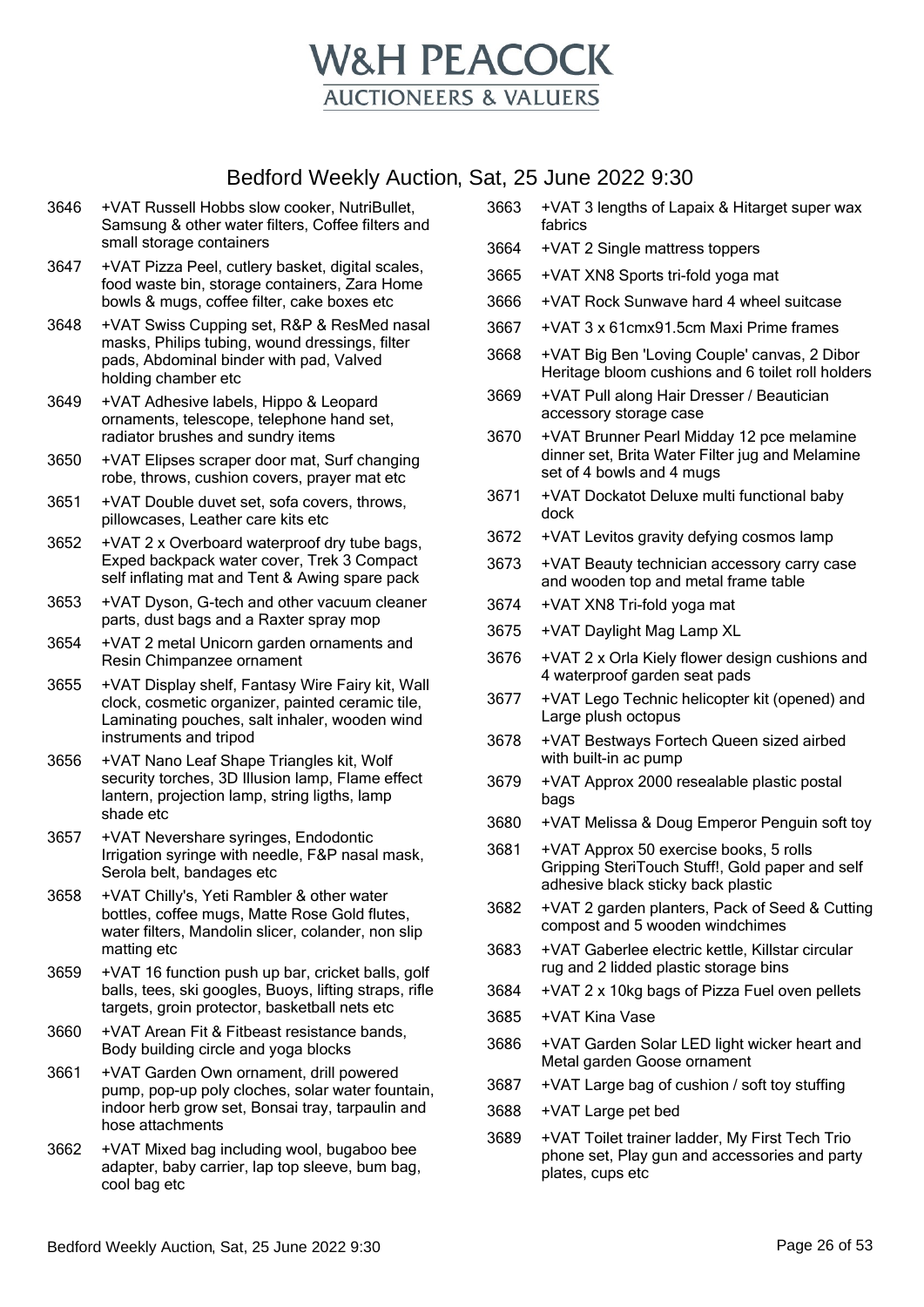# W&H PEACOCK

AUCTIONEERS & VALUERS

## Bedford Weekly Auction, Sat, 25 June 2022 9:30

3646 +VAT Russell Hobbs slow cooker, NutriBullet, Samsung & other water filters, Coffee filters and small storage containers

3647 +VAT Pizza Peel, cutlery basket, digital scales, food waste bin, storage containers, Zara Home bowls & mugs, coffee filter, cake boxes etc

3648 +VAT Swiss Cupping set, R&P & ResMed nasal masks, Philips tubing, wound dressings, filter pads, Abdominal binder with pad, Valved holding chamber etc

3649 +VAT Adhesive labels, Hippo & Leopard ornaments, telescope, telephone hand set, radiator brushes and sundry items

3650 +VAT Elipses scraper door mat, Surf changing robe, throws, cushion covers, prayer mat etc

3651 +VAT Double duvet set, sofa covers, throws, pillowcases, Leather care kits etc

3652 +VAT 2 x Overboard waterproof dry tube bags, Exped backpack water cover, Trek 3 Compact self inflating mat and Tent & Awing spare pack

3653 +VAT Dyson, G-tech and other vacuum cleaner parts, dust bags and a Raxter spray mop

3654 +VAT 2 metal Unicorn garden ornaments and Resin Chimpanzee ornament

3655 +VAT Display shelf, Fantasy Wire Fairy kit, Wall clock, cosmetic organizer, painted ceramic tile, Laminating pouches, salt inhaler, wooden wind instruments and tripod

3656 +VAT Nano Leaf Shape Triangles kit, Wolf security torches, 3D Illusion lamp, Flame effect lantern, projection lamp, string ligths, lamp shade etc

3657 +VAT Nevershare syringes, Endodontic Irrigation syringe with needle, F&P nasal mask, Serola belt, bandages etc

3658 +VAT Chilly's, Yeti Rambler & other water bottles, coffee mugs, Matte Rose Gold flutes, water filters, Mandolin slicer, colander, non slip matting etc

3659 +VAT 16 function push up bar, cricket balls, golf balls, tees, ski googles, Buoys, lifting straps, rifle targets, groin protector, basketball nets etc

3660 +VAT Arean Fit & Fitbeast resistance bands, Body building circle and yoga blocks

3661 +VAT Garden Own ornament, drill powered pump, pop-up poly cloches, solar water fountain, indoor herb grow set, Bonsai tray, tarpaulin and hose attachments

3662 +VAT Mixed bag including wool, bugaboo bee adapter, baby carrier, lap top sleeve, bum bag, cool bag etc

3663 +VAT 3 lengths of Lapaix & Hitarget super wax fabrics

3664 +VAT 2 Single mattress toppers

3665 +VAT XN8 Sports tri-fold yoga mat

3666 +VAT Rock Sunwave hard 4 wheel suitcase

3667 +VAT 3 x 61cmx91.5cm Maxi Prime frames

3668 +VAT Big Ben 'Loving Couple' canvas, 2 Dibor Heritage bloom cushions and 6 toilet roll holders

3669 +VAT Pull along Hair Dresser / Beautician accessory storage case

3670 +VAT Brunner Pearl Midday 12 pce melamine dinner set, Brita Water Filter jug and Melamine set of 4 bowls and 4 mugs

3671 +VAT Dockatot Deluxe multi functional baby dock

3672 +VAT Levitos gravity defying cosmos lamp

3673 +VAT Beauty technician accessory carry case and wooden top and metal frame table

3674 +VAT XN8 Tri-fold yoga mat

3675 +VAT Daylight Mag Lamp XL

3676 +VAT 2 x Orla Kiely flower design cushions and 4 waterproof garden seat pads

3677 +VAT Lego Technic helicopter kit (opened) and Large plush octopus

3678 +VAT Bestways Fortech Queen sized airbed with built-in ac pump

3679 +VAT Approx 2000 resealable plastic postal bags

3680 +VAT Melissa & Doug Emperor Penguin soft toy

3681 +VAT Approx 50 exercise books, 5 rolls Gripping SteriTouch Stuff!, Gold paper and self adhesive black sticky back plastic

3682 +VAT 2 garden planters, Pack of Seed & Cutting compost and 5 wooden windchimes

3683 +VAT Gaberlee electric kettle, Killstar circular rug and 2 lidded plastic storage bins

3684 +VAT 2 x 10kg bags of Pizza Fuel oven pellets

3685 +VAT Kina Vase

3686 +VAT Garden Solar LED light wicker heart and Metal garden Goose ornament

3687 +VAT Large bag of cushion / soft toy stuffing

3688 +VAT Large pet bed

3689 +VAT Toilet trainer ladder, My First Tech Trio phone set, Play gun and accessories and party plates, cups etc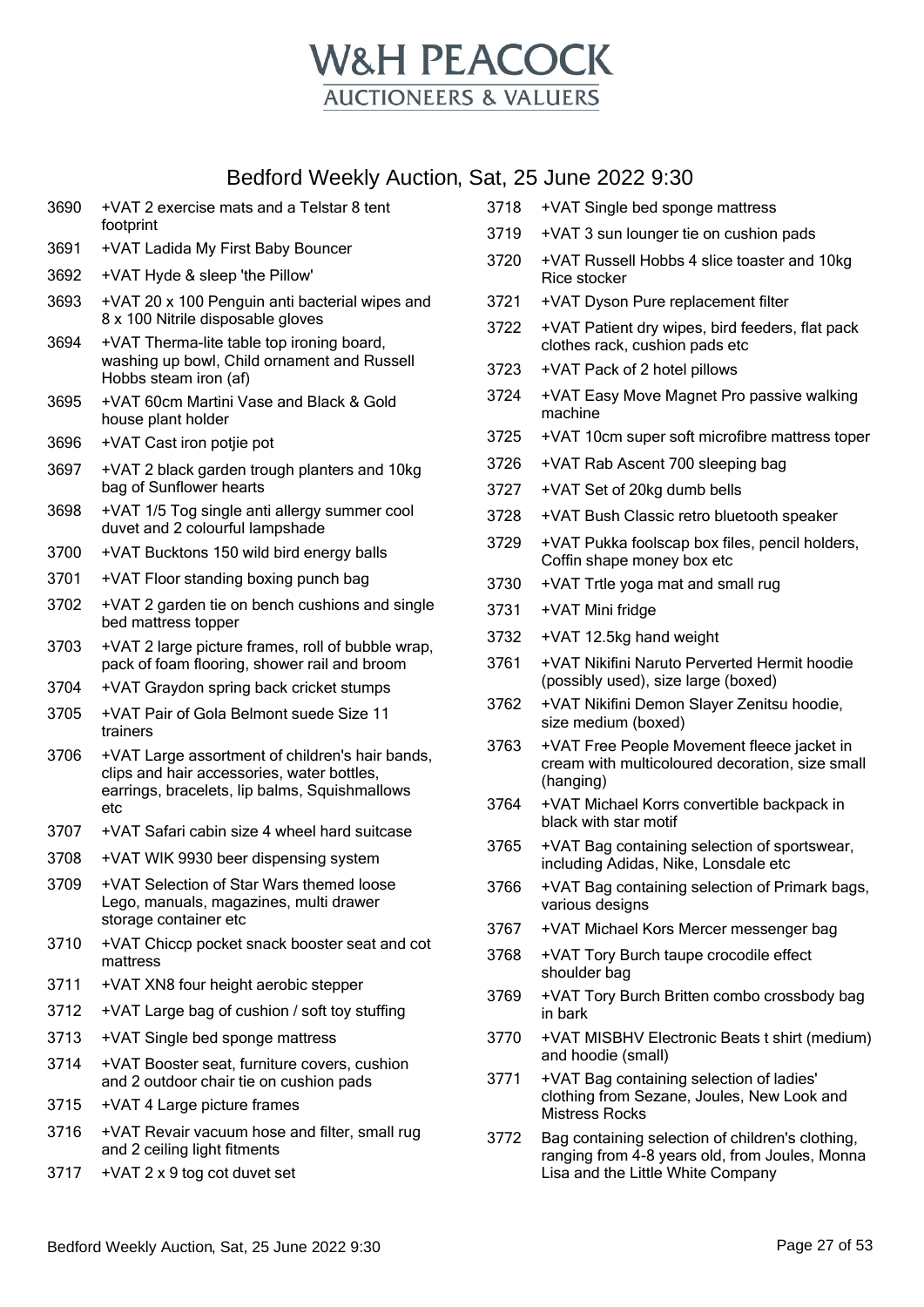# W&H PEACOCK
## AUCTIONEERS & VALUERS

## Bedford Weekly Auction, Sat, 25 June 2022 9:30

| Lot | Description |
|---|---|
| 3690 | +VAT 2 exercise mats and a Telstar 8 tent footprint |
| 3691 | +VAT Ladida My First Baby Bouncer |
| 3692 | +VAT Hyde & sleep 'the Pillow' |
| 3693 | +VAT 20 x 100 Penguin anti bacterial wipes and 8 x 100 Nitrile disposable gloves |
| 3694 | +VAT Therma-lite table top ironing board, washing up bowl, Child ornament and Russell Hobbs steam iron (af) |
| 3695 | +VAT 60cm Martini Vase and Black & Gold house plant holder |
| 3696 | +VAT Cast iron potjie pot |
| 3697 | +VAT 2 black garden trough planters and 10kg bag of Sunflower hearts |
| 3698 | +VAT 1/5 Tog single anti allergy summer cool duvet and 2 colourful lampshade |
| 3700 | +VAT Bucktons 150 wild bird energy balls |
| 3701 | +VAT Floor standing boxing punch bag |
| 3702 | +VAT 2 garden tie on bench cushions and single bed mattress topper |
| 3703 | +VAT 2 large picture frames, roll of bubble wrap, pack of foam flooring, shower rail and broom |
| 3704 | +VAT Graydon spring back cricket stumps |
| 3705 | +VAT Pair of Gola Belmont suede Size 11 trainers |
| 3706 | +VAT Large assortment of children's hair bands, clips and hair accessories, water bottles, earrings, bracelets, lip balms, Squishmallows etc |
| 3707 | +VAT Safari cabin size 4 wheel hard suitcase |
| 3708 | +VAT WIK 9930 beer dispensing system |
| 3709 | +VAT Selection of Star Wars themed loose Lego, manuals, magazines, multi drawer storage container etc |
| 3710 | +VAT Chiccp pocket snack booster seat and cot mattress |
| 3711 | +VAT XN8 four height aerobic stepper |
| 3712 | +VAT Large bag of cushion / soft toy stuffing |
| 3713 | +VAT Single bed sponge mattress |
| 3714 | +VAT Booster seat, furniture covers, cushion and 2 outdoor chair tie on cushion pads |
| 3715 | +VAT 4 Large picture frames |
| 3716 | +VAT Revair vacuum hose and filter, small rug and 2 ceiling light fitments |
| 3717 | +VAT 2 x 9 tog cot duvet set |
| 3718 | +VAT Single bed sponge mattress |
| 3719 | +VAT 3 sun lounger tie on cushion pads |
| 3720 | +VAT Russell Hobbs 4 slice toaster and 10kg Rice stocker |
| 3721 | +VAT Dyson Pure replacement filter |
| 3722 | +VAT Patient dry wipes, bird feeders, flat pack clothes rack, cushion pads etc |
| 3723 | +VAT Pack of 2 hotel pillows |
| 3724 | +VAT Easy Move Magnet Pro passive walking machine |
| 3725 | +VAT 10cm super soft microfibre mattress toper |
| 3726 | +VAT Rab Ascent 700 sleeping bag |
| 3727 | +VAT Set of 20kg dumb bells |
| 3728 | +VAT Bush Classic retro bluetooth speaker |
| 3729 | +VAT Pukka foolscap box files, pencil holders, Coffin shape money box etc |
| 3730 | +VAT Trtle yoga mat and small rug |
| 3731 | +VAT Mini fridge |
| 3732 | +VAT 12.5kg hand weight |
| 3761 | +VAT Nikifini Naruto Perverted Hermit hoodie (possibly used), size large (boxed) |
| 3762 | +VAT Nikifini Demon Slayer Zenitsu hoodie, size medium (boxed) |
| 3763 | +VAT Free People Movement fleece jacket in cream with multicoloured decoration, size small (hanging) |
| 3764 | +VAT Michael Korrs convertible backpack in black with star motif |
| 3765 | +VAT Bag containing selection of sportswear, including Adidas, Nike, Lonsdale etc |
| 3766 | +VAT Bag containing selection of Primark bags, various designs |
| 3767 | +VAT Michael Kors Mercer messenger bag |
| 3768 | +VAT Tory Burch taupe crocodile effect shoulder bag |
| 3769 | +VAT Tory Burch Britten combo crossbody bag in bark |
| 3770 | +VAT MISBHV Electronic Beats t shirt (medium) and hoodie (small) |
| 3771 | +VAT Bag containing selection of ladies' clothing from Sezane, Joules, New Look and Mistress Rocks |
| 3772 | Bag containing selection of children's clothing, ranging from 4-8 years old, from Joules, Monna Lisa and the Little White Company |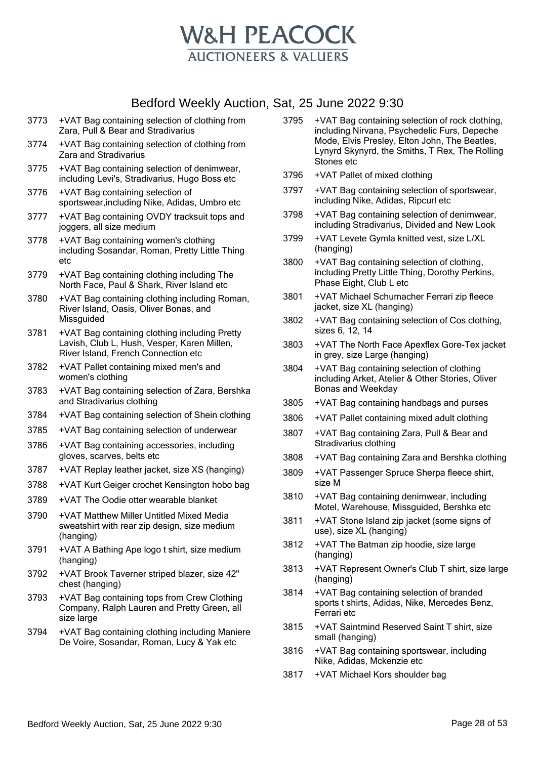# W&H PEACOCK
## AUCTIONEERS & VALUERS

## Bedford Weekly Auction, Sat, 25 June 2022 9:30

| Lot | Description |
|---|---|
| 3773 | +VAT Bag containing selection of clothing from Zara, Pull & Bear and Stradivarius |
| 3774 | +VAT Bag containing selection of clothing from Zara and Stradivarius |
| 3775 | +VAT Bag containing selection of denimwear, including Levi's, Stradivarius, Hugo Boss etc |
| 3776 | +VAT Bag containing selection of sportswear,including Nike, Adidas, Umbro etc |
| 3777 | +VAT Bag containing OVDY tracksuit tops and joggers, all size medium |
| 3778 | +VAT Bag containing women's clothing including Sosandar, Roman, Pretty Little Thing etc |
| 3779 | +VAT Bag containing clothing including The North Face, Paul & Shark, River Island etc |
| 3780 | +VAT Bag containing clothing including Roman, River Island, Oasis, Oliver Bonas, and Missguided |
| 3781 | +VAT Bag containing clothing including Pretty Lavish, Club L, Hush, Vesper, Karen Millen, River Island, French Connection etc |
| 3782 | +VAT Pallet containing mixed men's and women's clothing |
| 3783 | +VAT Bag containing selection of Zara, Bershka and Stradivarius clothing |
| 3784 | +VAT Bag containing selection of Shein clothing |
| 3785 | +VAT Bag containing selection of underwear |
| 3786 | +VAT Bag containing accessories, including gloves, scarves, belts etc |
| 3787 | +VAT Replay leather jacket, size XS (hanging) |
| 3788 | +VAT Kurt Geiger crochet Kensington hobo bag |
| 3789 | +VAT The Oodie otter wearable blanket |
| 3790 | +VAT Matthew Miller Untitled Mixed Media sweatshirt with rear zip design, size medium (hanging) |
| 3791 | +VAT A Bathing Ape logo t shirt, size medium (hanging) |
| 3792 | +VAT Brook Taverner striped blazer, size 42" chest (hanging) |
| 3793 | +VAT Bag containing tops from Crew Clothing Company, Ralph Lauren and Pretty Green, all size large |
| 3794 | +VAT Bag containing clothing including Maniere De Voire, Sosandar, Roman, Lucy & Yak etc |
| 3795 | +VAT Bag containing selection of rock clothing, including Nirvana, Psychedelic Furs, Depeche Mode, Elvis Presley, Elton John, The Beatles, Lynyrd Skynyrd, the Smiths, T Rex, The Rolling Stones etc |
| 3796 | +VAT Pallet of mixed clothing |
| 3797 | +VAT Bag containing selection of sportswear, including Nike, Adidas, Ripcurl etc |
| 3798 | +VAT Bag containing selection of denimwear, including Stradivarius, Divided and New Look |
| 3799 | +VAT Levete Gymla knitted vest, size L/XL (hanging) |
| 3800 | +VAT Bag containing selection of clothing, including Pretty Little Thing, Dorothy Perkins, Phase Eight, Club L etc |
| 3801 | +VAT Michael Schumacher Ferrari zip fleece jacket, size XL (hanging) |
| 3802 | +VAT Bag containing selection of Cos clothing, sizes 6, 12, 14 |
| 3803 | +VAT The North Face Apexflex Gore-Tex jacket in grey, size Large (hanging) |
| 3804 | +VAT Bag containing selection of clothing including Arket, Atelier & Other Stories, Oliver Bonas and Weekday |
| 3805 | +VAT Bag containing handbags and purses |
| 3806 | +VAT Pallet containing mixed adult clothing |
| 3807 | +VAT Bag containing Zara, Pull & Bear and Stradivarius clothing |
| 3808 | +VAT Bag containing Zara and Bershka clothing |
| 3809 | +VAT Passenger Spruce Sherpa fleece shirt, size M |
| 3810 | +VAT Bag containing denimwear, including Motel, Warehouse, Missguided, Bershka etc |
| 3811 | +VAT Stone Island zip jacket (some signs of use), size XL (hanging) |
| 3812 | +VAT The Batman zip hoodie, size large (hanging) |
| 3813 | +VAT Represent Owner's Club T shirt, size large (hanging) |
| 3814 | +VAT Bag containing selection of branded sports t shirts, Adidas, Nike, Mercedes Benz, Ferrari etc |
| 3815 | +VAT Saintmind Reserved Saint T shirt, size small (hanging) |
| 3816 | +VAT Bag containing sportswear, including Nike, Adidas, Mckenzie etc |
| 3817 | +VAT Michael Kors shoulder bag |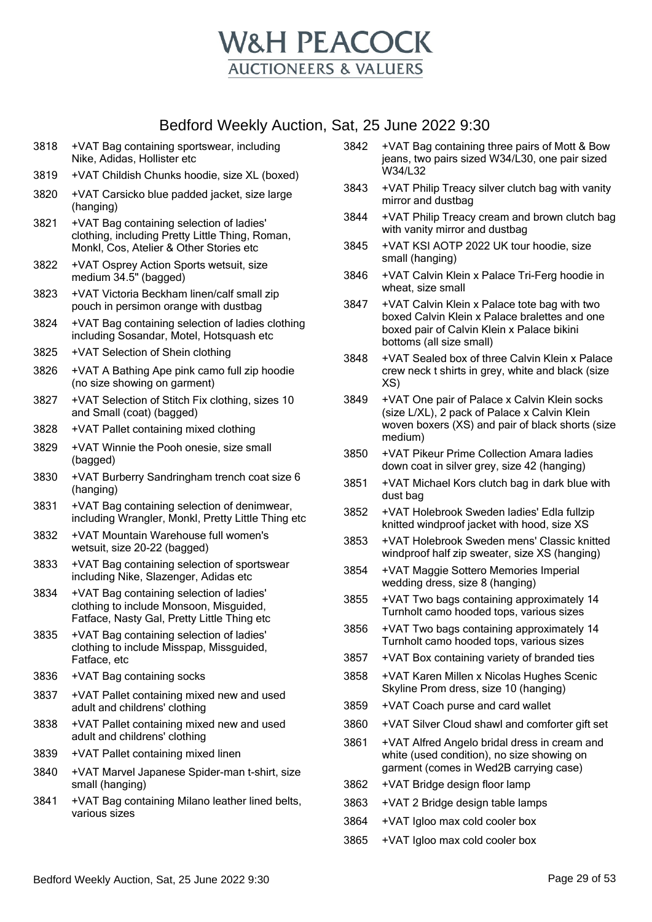# W&H PEACOCK

AUCTIONEERS & VALUERS

## Bedford Weekly Auction, Sat, 25 June 2022 9:30

| Lot | Description |
| --- | --- |
| 3818 | +VAT Bag containing sportswear, including Nike, Adidas, Hollister etc |
| 3819 | +VAT Childish Chunks hoodie, size XL (boxed) |
| 3820 | +VAT Carsicko blue padded jacket, size large (hanging) |
| 3821 | +VAT Bag containing selection of ladies' clothing, including Pretty Little Thing, Roman, Monkl, Cos, Atelier & Other Stories etc |
| 3822 | +VAT Osprey Action Sports wetsuit, size medium 34.5" (bagged) |
| 3823 | +VAT Victoria Beckham linen/calf small zip pouch in persimon orange with dustbag |
| 3824 | +VAT Bag containing selection of ladies clothing including Sosandar, Motel, Hotsquash etc |
| 3825 | +VAT Selection of Shein clothing |
| 3826 | +VAT A Bathing Ape pink camo full zip hoodie (no size showing on garment) |
| 3827 | +VAT Selection of Stitch Fix clothing, sizes 10 and Small (coat) (bagged) |
| 3828 | +VAT Pallet containing mixed clothing |
| 3829 | +VAT Winnie the Pooh onesie, size small (bagged) |
| 3830 | +VAT Burberry Sandringham trench coat size 6 (hanging) |
| 3831 | +VAT Bag containing selection of denimwear, including Wrangler, Monkl, Pretty Little Thing etc |
| 3832 | +VAT Mountain Warehouse full women's wetsuit, size 20-22 (bagged) |
| 3833 | +VAT Bag containing selection of sportswear including Nike, Slazenger, Adidas etc |
| 3834 | +VAT Bag containing selection of ladies' clothing to include Monsoon, Misguided, Fatface, Nasty Gal, Pretty Little Thing etc |
| 3835 | +VAT Bag containing selection of ladies' clothing to include Misspap, Missguided, Fatface, etc |
| 3836 | +VAT Bag containing socks |
| 3837 | +VAT Pallet containing mixed new and used adult and childrens' clothing |
| 3838 | +VAT Pallet containing mixed new and used adult and childrens' clothing |
| 3839 | +VAT Pallet containing mixed linen |
| 3840 | +VAT Marvel Japanese Spider-man t-shirt, size small (hanging) |
| 3841 | +VAT Bag containing Milano leather lined belts, various sizes |
| 3842 | +VAT Bag containing three pairs of Mott & Bow jeans, two pairs sized W34/L30, one pair sized W34/L32 |
| 3843 | +VAT Philip Treacy silver clutch bag with vanity mirror and dustbag |
| 3844 | +VAT Philip Treacy cream and brown clutch bag with vanity mirror and dustbag |
| 3845 | +VAT KSI AOTP 2022 UK tour hoodie, size small (hanging) |
| 3846 | +VAT Calvin Klein x Palace Tri-Ferg hoodie in wheat, size small |
| 3847 | +VAT Calvin Klein x Palace tote bag with two boxed Calvin Klein x Palace bralettes and one boxed pair of Calvin Klein x Palace bikini bottoms (all size small) |
| 3848 | +VAT Sealed box of three Calvin Klein x Palace crew neck t shirts in grey, white and black (size XS) |
| 3849 | +VAT One pair of Palace x Calvin Klein socks (size L/XL), 2 pack of Palace x Calvin Klein woven boxers (XS) and pair of black shorts (size medium) |
| 3850 | +VAT Pikeur Prime Collection Amara ladies down coat in silver grey, size 42 (hanging) |
| 3851 | +VAT Michael Kors clutch bag in dark blue with dust bag |
| 3852 | +VAT Holebrook Sweden ladies' Edla fullzip knitted windproof jacket with hood, size XS |
| 3853 | +VAT Holebrook Sweden mens' Classic knitted windproof half zip sweater, size XS (hanging) |
| 3854 | +VAT Maggie Sottero Memories Imperial wedding dress, size 8 (hanging) |
| 3855 | +VAT Two bags containing approximately 14 Turnholt camo hooded tops, various sizes |
| 3856 | +VAT Two bags containing approximately 14 Turnholt camo hooded tops, various sizes |
| 3857 | +VAT Box containing variety of branded ties |
| 3858 | +VAT Karen Millen x Nicolas Hughes Scenic Skyline Prom dress, size 10 (hanging) |
| 3859 | +VAT Coach purse and card wallet |
| 3860 | +VAT Silver Cloud shawl and comforter gift set |
| 3861 | +VAT Alfred Angelo bridal dress in cream and white (used condition), no size showing on garment (comes in Wed2B carrying case) |
| 3862 | +VAT Bridge design floor lamp |
| 3863 | +VAT 2 Bridge design table lamps |
| 3864 | +VAT Igloo max cold cooler box |
| 3865 | +VAT Igloo max cold cooler box |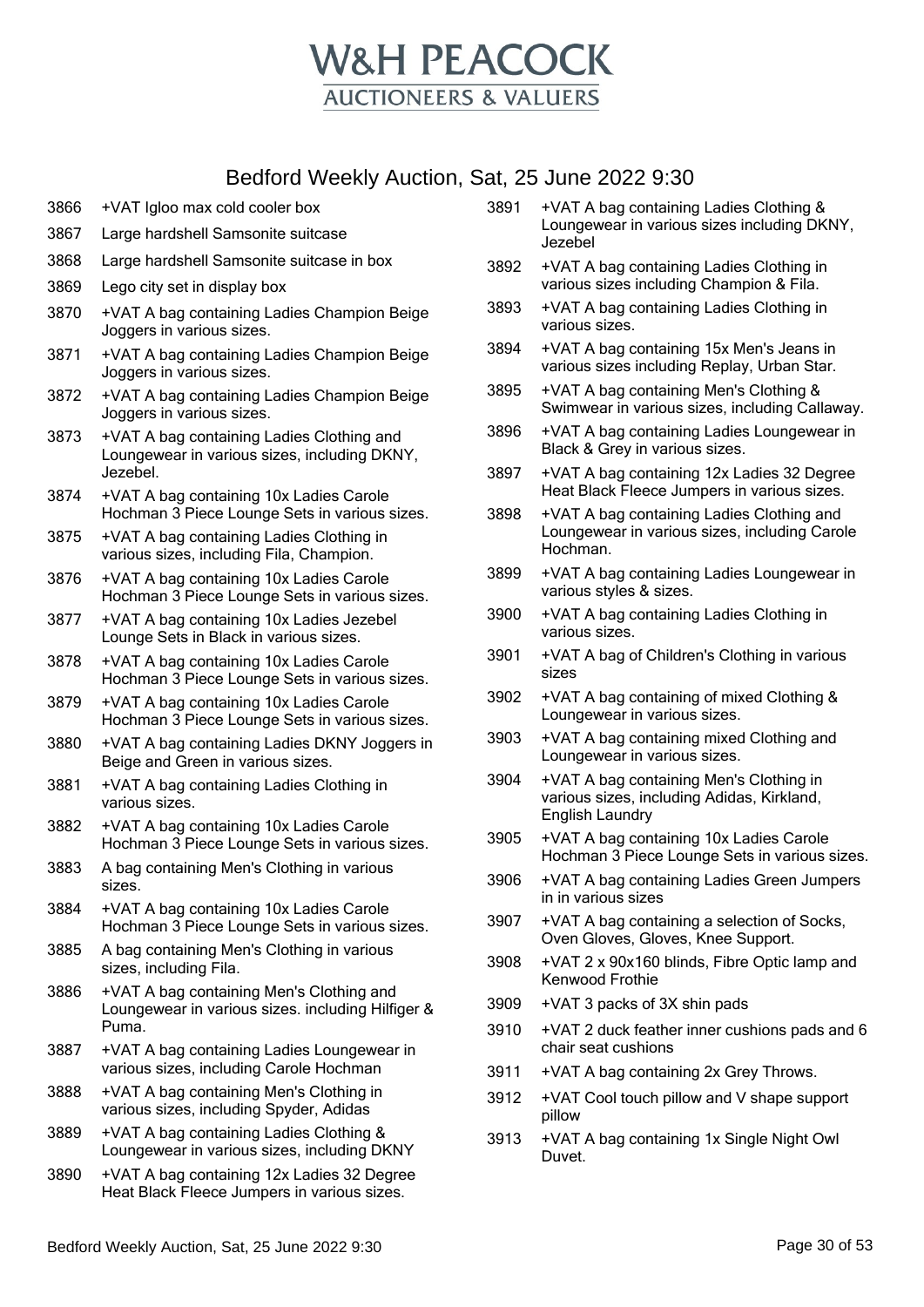# W&H PEACOCK

AUCTIONEERS & VALUERS

## Bedford Weekly Auction, Sat, 25 June 2022 9:30

3866 +VAT Igloo max cold cooler box

3867 Large hardshell Samsonite suitcase

3868 Large hardshell Samsonite suitcase in box

3869 Lego city set in display box

3870 +VAT A bag containing Ladies Champion Beige Joggers in various sizes.

3871 +VAT A bag containing Ladies Champion Beige Joggers in various sizes.

3872 +VAT A bag containing Ladies Champion Beige Joggers in various sizes.

3873 +VAT A bag containing Ladies Clothing and Loungewear in various sizes, including DKNY, Jezebel.

3874 +VAT A bag containing 10x Ladies Carole Hochman 3 Piece Lounge Sets in various sizes.

3875 +VAT A bag containing Ladies Clothing in various sizes, including Fila, Champion.

3876 +VAT A bag containing 10x Ladies Carole Hochman 3 Piece Lounge Sets in various sizes.

3877 +VAT A bag containing 10x Ladies Jezebel Lounge Sets in Black in various sizes.

3878 +VAT A bag containing 10x Ladies Carole Hochman 3 Piece Lounge Sets in various sizes.

3879 +VAT A bag containing 10x Ladies Carole Hochman 3 Piece Lounge Sets in various sizes.

3880 +VAT A bag containing Ladies DKNY Joggers in Beige and Green in various sizes.

3881 +VAT A bag containing Ladies Clothing in various sizes.

3882 +VAT A bag containing 10x Ladies Carole Hochman 3 Piece Lounge Sets in various sizes.

3883 A bag containing Men's Clothing in various sizes.

3884 +VAT A bag containing 10x Ladies Carole Hochman 3 Piece Lounge Sets in various sizes.

3885 A bag containing Men's Clothing in various sizes, including Fila.

3886 +VAT A bag containing Men's Clothing and Loungewear in various sizes. including Hilfiger & Puma.

3887 +VAT A bag containing Ladies Loungewear in various sizes, including Carole Hochman

3888 +VAT A bag containing Men's Clothing in various sizes, including Spyder, Adidas

3889 +VAT A bag containing Ladies Clothing & Loungewear in various sizes, including DKNY

3890 +VAT A bag containing 12x Ladies 32 Degree Heat Black Fleece Jumpers in various sizes.

3891 +VAT A bag containing Ladies Clothing & Loungewear in various sizes including DKNY, Jezebel

3892 +VAT A bag containing Ladies Clothing in various sizes including Champion & Fila.

3893 +VAT A bag containing Ladies Clothing in various sizes.

3894 +VAT A bag containing 15x Men's Jeans in various sizes including Replay, Urban Star.

3895 +VAT A bag containing Men's Clothing & Swimwear in various sizes, including Callaway.

3896 +VAT A bag containing Ladies Loungewear in Black & Grey in various sizes.

3897 +VAT A bag containing 12x Ladies 32 Degree Heat Black Fleece Jumpers in various sizes.

3898 +VAT A bag containing Ladies Clothing and Loungewear in various sizes, including Carole Hochman.

3899 +VAT A bag containing Ladies Loungewear in various styles & sizes.

3900 +VAT A bag containing Ladies Clothing in various sizes.

3901 +VAT A bag of Children's Clothing in various sizes

3902 +VAT A bag containing of mixed Clothing & Loungewear in various sizes.

3903 +VAT A bag containing mixed Clothing and Loungewear in various sizes.

3904 +VAT A bag containing Men's Clothing in various sizes, including Adidas, Kirkland, English Laundry

3905 +VAT A bag containing 10x Ladies Carole Hochman 3 Piece Lounge Sets in various sizes.

3906 +VAT A bag containing Ladies Green Jumpers in in various sizes

3907 +VAT A bag containing a selection of Socks, Oven Gloves, Gloves, Knee Support.

3908 +VAT 2 x 90x160 blinds, Fibre Optic lamp and Kenwood Frothie

3909 +VAT 3 packs of 3X shin pads

3910 +VAT 2 duck feather inner cushions pads and 6 chair seat cushions

3911 +VAT A bag containing 2x Grey Throws.

3912 +VAT Cool touch pillow and V shape support pillow

3913 +VAT A bag containing 1x Single Night Owl Duvet.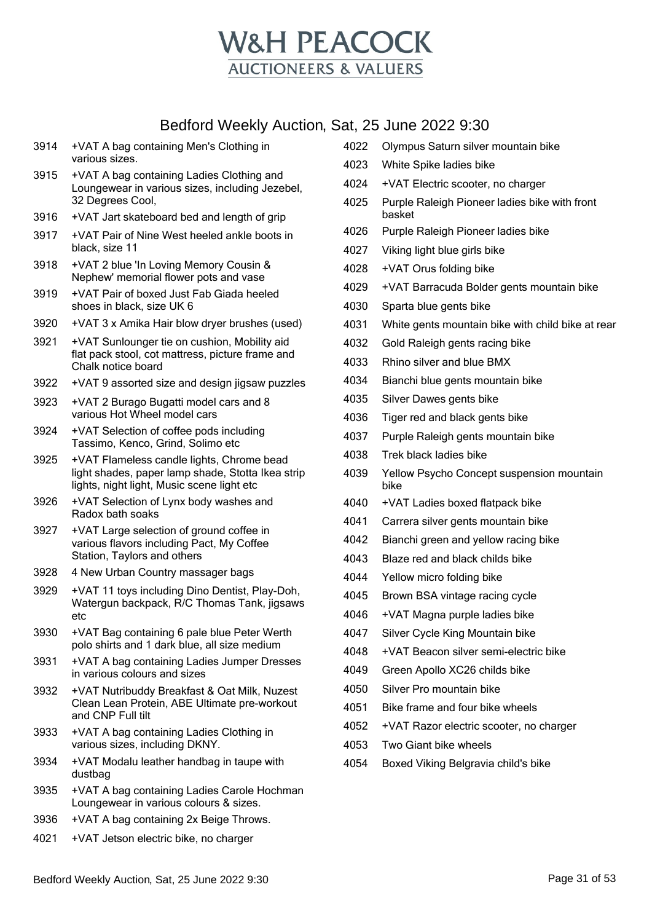# W&H PEACOCK
## AUCTIONEERS & VALUERS

## Bedford Weekly Auction, Sat, 25 June 2022 9:30

| Lot | Description |
|---|---|
| 3914 | +VAT A bag containing Men's Clothing in various sizes. |
| 3915 | +VAT A bag containing Ladies Clothing and Loungewear in various sizes, including Jezebel, 32 Degrees Cool, |
| 3916 | +VAT Jart skateboard bed and length of grip |
| 3917 | +VAT Pair of Nine West heeled ankle boots in black, size 11 |
| 3918 | +VAT 2 blue 'In Loving Memory Cousin & Nephew' memorial flower pots and vase |
| 3919 | +VAT Pair of boxed Just Fab Giada heeled shoes in black, size UK 6 |
| 3920 | +VAT 3 x Amika Hair blow dryer brushes (used) |
| 3921 | +VAT Sunlounger tie on cushion, Mobility aid flat pack stool, cot mattress, picture frame and Chalk notice board |
| 3922 | +VAT 9 assorted size and design jigsaw puzzles |
| 3923 | +VAT 2 Burago Bugatti model cars and 8 various Hot Wheel model cars |
| 3924 | +VAT Selection of coffee pods including Tassimo, Kenco, Grind, Solimo etc |
| 3925 | +VAT Flameless candle lights, Chrome bead light shades, paper lamp shade, Stotta Ikea strip lights, night light, Music scene light etc |
| 3926 | +VAT Selection of Lynx body washes and Radox bath soaks |
| 3927 | +VAT Large selection of ground coffee in various flavors including Pact, My Coffee Station, Taylors and others |
| 3928 | 4 New Urban Country massager bags |
| 3929 | +VAT 11 toys including Dino Dentist, Play-Doh, Watergun backpack, R/C Thomas Tank, jigsaws etc |
| 3930 | +VAT Bag containing 6 pale blue Peter Werth polo shirts and 1 dark blue, all size medium |
| 3931 | +VAT A bag containing Ladies Jumper Dresses in various colours and sizes |
| 3932 | +VAT Nutribuddy Breakfast & Oat Milk, Nuzest Clean Lean Protein, ABE Ultimate pre-workout and CNP Full tilt |
| 3933 | +VAT A bag containing Ladies Clothing in various sizes, including DKNY. |
| 3934 | +VAT Modalu leather handbag in taupe with dustbag |
| 3935 | +VAT A bag containing Ladies Carole Hochman Loungewear in various colours & sizes. |
| 3936 | +VAT A bag containing 2x Beige Throws. |
| 4021 | +VAT Jetson electric bike, no charger |
| 4022 | Olympus Saturn silver mountain bike |
| 4023 | White Spike ladies bike |
| 4024 | +VAT Electric scooter, no charger |
| 4025 | Purple Raleigh Pioneer ladies bike with front basket |
| 4026 | Purple Raleigh Pioneer ladies bike |
| 4027 | Viking light blue girls bike |
| 4028 | +VAT Orus folding bike |
| 4029 | +VAT Barracuda Bolder gents mountain bike |
| 4030 | Sparta blue gents bike |
| 4031 | White gents mountain bike with child bike at rear |
| 4032 | Gold Raleigh gents racing bike |
| 4033 | Rhino silver and blue BMX |
| 4034 | Bianchi blue gents mountain bike |
| 4035 | Silver Dawes gents bike |
| 4036 | Tiger red and black gents bike |
| 4037 | Purple Raleigh gents mountain bike |
| 4038 | Trek black ladies bike |
| 4039 | Yellow Psycho Concept suspension mountain bike |
| 4040 | +VAT Ladies boxed flatpack bike |
| 4041 | Carrera silver gents mountain bike |
| 4042 | Bianchi green and yellow racing bike |
| 4043 | Blaze red and black childs bike |
| 4044 | Yellow micro folding bike |
| 4045 | Brown BSA vintage racing cycle |
| 4046 | +VAT Magna purple ladies bike |
| 4047 | Silver Cycle King Mountain bike |
| 4048 | +VAT Beacon silver semi-electric bike |
| 4049 | Green Apollo XC26 childs bike |
| 4050 | Silver Pro mountain bike |
| 4051 | Bike frame and four bike wheels |
| 4052 | +VAT Razor electric scooter, no charger |
| 4053 | Two Giant bike wheels |
| 4054 | Boxed Viking Belgravia child's bike |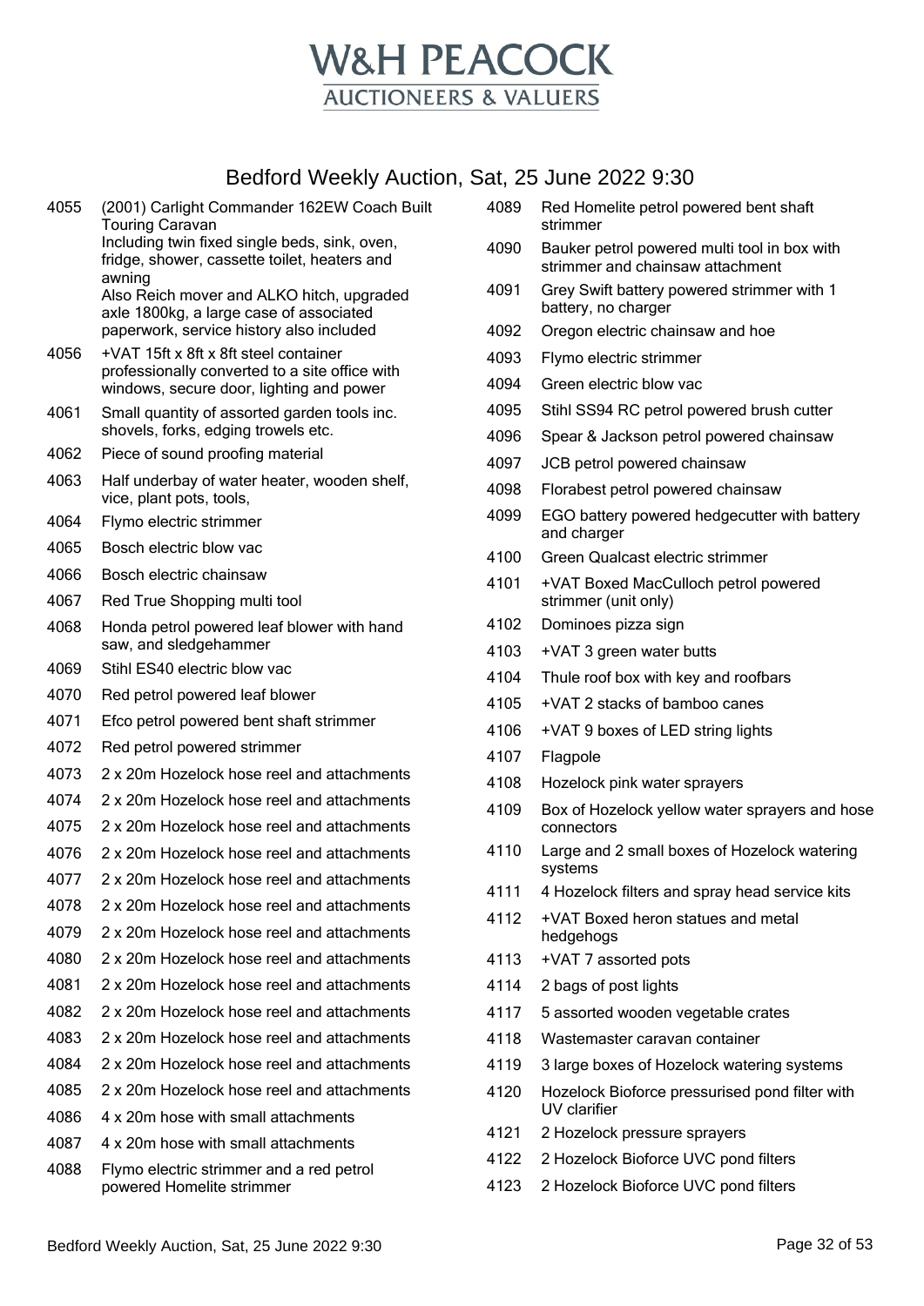# W&H PEACOCK
## AUCTIONEERS & VALUERS

## Bedford Weekly Auction, Sat, 25 June 2022 9:30

| Lot | Description |
|---|---|
| 4055 | (2001) Carlight Commander 162EW Coach Built Touring Caravan<br>Including twin fixed single beds, sink, oven, fridge, shower, cassette toilet, heaters and awning<br>Also Reich mover and ALKO hitch, upgraded axle 1800kg, a large case of associated paperwork, service history also included |
| 4056 | +VAT 15ft x 8ft x 8ft steel container professionally converted to a site office with windows, secure door, lighting and power |
| 4061 | Small quantity of assorted garden tools inc. shovels, forks, edging trowels etc. |
| 4062 | Piece of sound proofing material |
| 4063 | Half underbay of water heater, wooden shelf, vice, plant pots, tools, |
| 4064 | Flymo electric strimmer |
| 4065 | Bosch electric blow vac |
| 4066 | Bosch electric chainsaw |
| 4067 | Red True Shopping multi tool |
| 4068 | Honda petrol powered leaf blower with hand saw, and sledgehammer |
| 4069 | Stihl ES40 electric blow vac |
| 4070 | Red petrol powered leaf blower |
| 4071 | Efco petrol powered bent shaft strimmer |
| 4072 | Red petrol powered strimmer |
| 4073 | 2 x 20m Hozelock hose reel and attachments |
| 4074 | 2 x 20m Hozelock hose reel and attachments |
| 4075 | 2 x 20m Hozelock hose reel and attachments |
| 4076 | 2 x 20m Hozelock hose reel and attachments |
| 4077 | 2 x 20m Hozelock hose reel and attachments |
| 4078 | 2 x 20m Hozelock hose reel and attachments |
| 4079 | 2 x 20m Hozelock hose reel and attachments |
| 4080 | 2 x 20m Hozelock hose reel and attachments |
| 4081 | 2 x 20m Hozelock hose reel and attachments |
| 4082 | 2 x 20m Hozelock hose reel and attachments |
| 4083 | 2 x 20m Hozelock hose reel and attachments |
| 4084 | 2 x 20m Hozelock hose reel and attachments |
| 4085 | 2 x 20m Hozelock hose reel and attachments |
| 4086 | 4 x 20m hose with small attachments |
| 4087 | 4 x 20m hose with small attachments |
| 4088 | Flymo electric strimmer and a red petrol powered Homelite strimmer |
| 4089 | Red Homelite petrol powered bent shaft strimmer |
| 4090 | Bauker petrol powered multi tool in box with strimmer and chainsaw attachment |
| 4091 | Grey Swift battery powered strimmer with 1 battery, no charger |
| 4092 | Oregon electric chainsaw and hoe |
| 4093 | Flymo electric strimmer |
| 4094 | Green electric blow vac |
| 4095 | Stihl SS94 RC petrol powered brush cutter |
| 4096 | Spear & Jackson petrol powered chainsaw |
| 4097 | JCB petrol powered chainsaw |
| 4098 | Florabest petrol powered chainsaw |
| 4099 | EGO battery powered hedgecutter with battery and charger |
| 4100 | Green Qualcast electric strimmer |
| 4101 | +VAT Boxed MacCulloch petrol powered strimmer (unit only) |
| 4102 | Dominoes pizza sign |
| 4103 | +VAT 3 green water butts |
| 4104 | Thule roof box with key and roofbars |
| 4105 | +VAT 2 stacks of bamboo canes |
| 4106 | +VAT 9 boxes of LED string lights |
| 4107 | Flagpole |
| 4108 | Hozelock pink water sprayers |
| 4109 | Box of Hozelock yellow water sprayers and hose connectors |
| 4110 | Large and 2 small boxes of Hozelock watering systems |
| 4111 | 4 Hozelock filters and spray head service kits |
| 4112 | +VAT Boxed heron statues and metal hedgehogs |
| 4113 | +VAT 7 assorted pots |
| 4114 | 2 bags of post lights |
| 4117 | 5 assorted wooden vegetable crates |
| 4118 | Wastemaster caravan container |
| 4119 | 3 large boxes of Hozelock watering systems |
| 4120 | Hozelock Bioforce pressurised pond filter with UV clarifier |
| 4121 | 2 Hozelock pressure sprayers |
| 4122 | 2 Hozelock Bioforce UVC pond filters |
| 4123 | 2 Hozelock Bioforce UVC pond filters |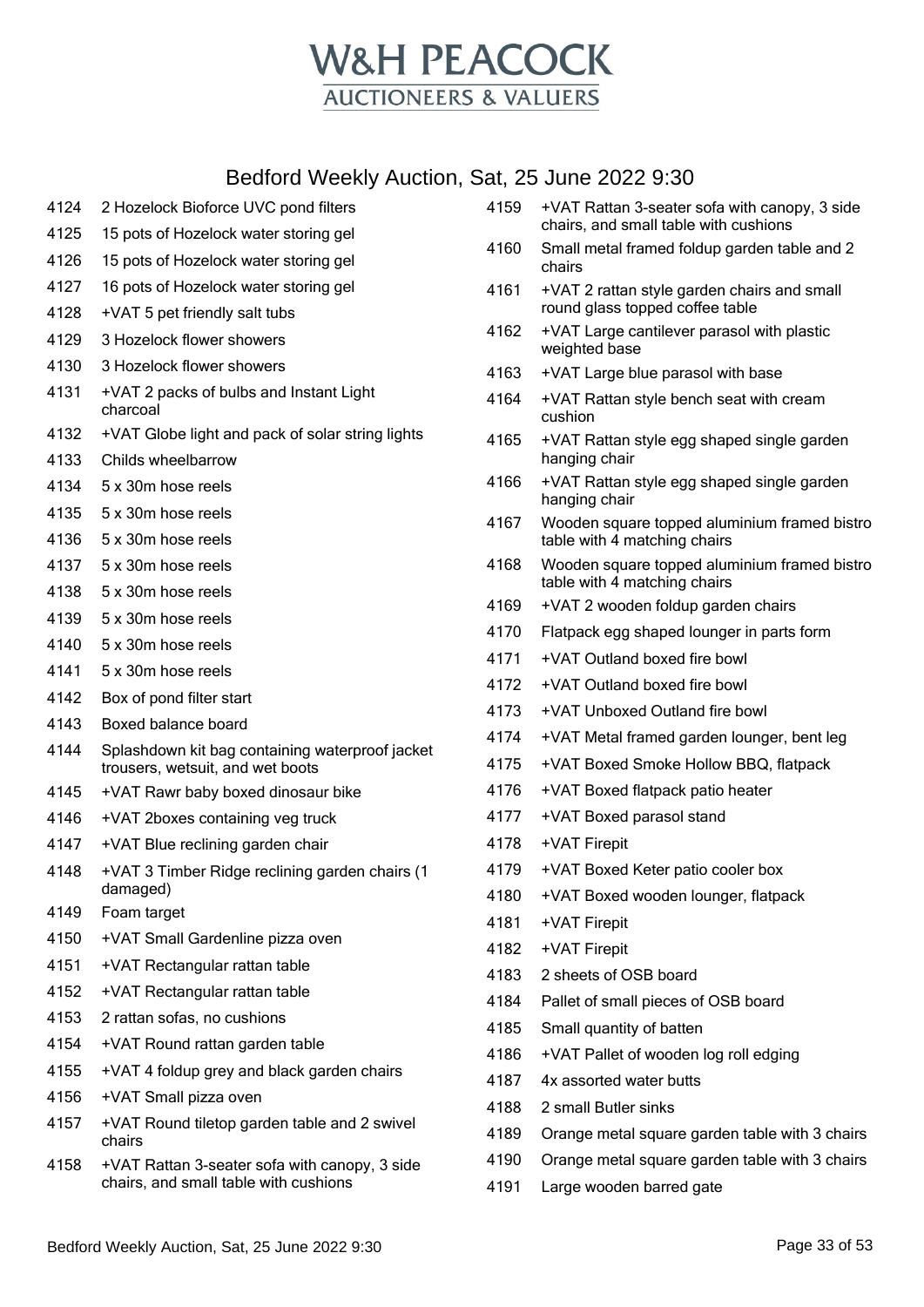# W&H PEACOCK
## AUCTIONEERS & VALUERS

## Bedford Weekly Auction, Sat, 25 June 2022 9:30

| Lot | Description |
|---|---|
| 4124 | 2 Hozelock Bioforce UVC pond filters |
| 4125 | 15 pots of Hozelock water storing gel |
| 4126 | 15 pots of Hozelock water storing gel |
| 4127 | 16 pots of Hozelock water storing gel |
| 4128 | +VAT 5 pet friendly salt tubs |
| 4129 | 3 Hozelock flower showers |
| 4130 | 3 Hozelock flower showers |
| 4131 | +VAT 2 packs of bulbs and Instant Light charcoal |
| 4132 | +VAT Globe light and pack of solar string lights |
| 4133 | Childs wheelbarrow |
| 4134 | 5 x 30m hose reels |
| 4135 | 5 x 30m hose reels |
| 4136 | 5 x 30m hose reels |
| 4137 | 5 x 30m hose reels |
| 4138 | 5 x 30m hose reels |
| 4139 | 5 x 30m hose reels |
| 4140 | 5 x 30m hose reels |
| 4141 | 5 x 30m hose reels |
| 4142 | Box of pond filter start |
| 4143 | Boxed balance board |
| 4144 | Splashdown kit bag containing waterproof jacket trousers, wetsuit, and wet boots |
| 4145 | +VAT Rawr baby boxed dinosaur bike |
| 4146 | +VAT 2boxes containing veg truck |
| 4147 | +VAT Blue reclining garden chair |
| 4148 | +VAT 3 Timber Ridge reclining garden chairs (1 damaged) |
| 4149 | Foam target |
| 4150 | +VAT Small Gardenline pizza oven |
| 4151 | +VAT Rectangular rattan table |
| 4152 | +VAT Rectangular rattan table |
| 4153 | 2 rattan sofas, no cushions |
| 4154 | +VAT Round rattan garden table |
| 4155 | +VAT 4 foldup grey and black garden chairs |
| 4156 | +VAT Small pizza oven |
| 4157 | +VAT Round tiletop garden table and 2 swivel chairs |
| 4158 | +VAT Rattan 3-seater sofa with canopy, 3 side chairs, and small table with cushions |
| 4159 | +VAT Rattan 3-seater sofa with canopy, 3 side chairs, and small table with cushions |
| 4160 | Small metal framed foldup garden table and 2 chairs |
| 4161 | +VAT 2 rattan style garden chairs and small round glass topped coffee table |
| 4162 | +VAT Large cantilever parasol with plastic weighted base |
| 4163 | +VAT Large blue parasol with base |
| 4164 | +VAT Rattan style bench seat with cream cushion |
| 4165 | +VAT Rattan style egg shaped single garden hanging chair |
| 4166 | +VAT Rattan style egg shaped single garden hanging chair |
| 4167 | Wooden square topped aluminium framed bistro table with 4 matching chairs |
| 4168 | Wooden square topped aluminium framed bistro table with 4 matching chairs |
| 4169 | +VAT 2 wooden foldup garden chairs |
| 4170 | Flatpack egg shaped lounger in parts form |
| 4171 | +VAT Outland boxed fire bowl |
| 4172 | +VAT Outland boxed fire bowl |
| 4173 | +VAT Unboxed Outland fire bowl |
| 4174 | +VAT Metal framed garden lounger, bent leg |
| 4175 | +VAT Boxed Smoke Hollow BBQ, flatpack |
| 4176 | +VAT Boxed flatpack patio heater |
| 4177 | +VAT Boxed parasol stand |
| 4178 | +VAT Firepit |
| 4179 | +VAT Boxed Keter patio cooler box |
| 4180 | +VAT Boxed wooden lounger, flatpack |
| 4181 | +VAT Firepit |
| 4182 | +VAT Firepit |
| 4183 | 2 sheets of OSB board |
| 4184 | Pallet of small pieces of OSB board |
| 4185 | Small quantity of batten |
| 4186 | +VAT Pallet of wooden log roll edging |
| 4187 | 4x assorted water butts |
| 4188 | 2 small Butler sinks |
| 4189 | Orange metal square garden table with 3 chairs |
| 4190 | Orange metal square garden table with 3 chairs |
| 4191 | Large wooden barred gate |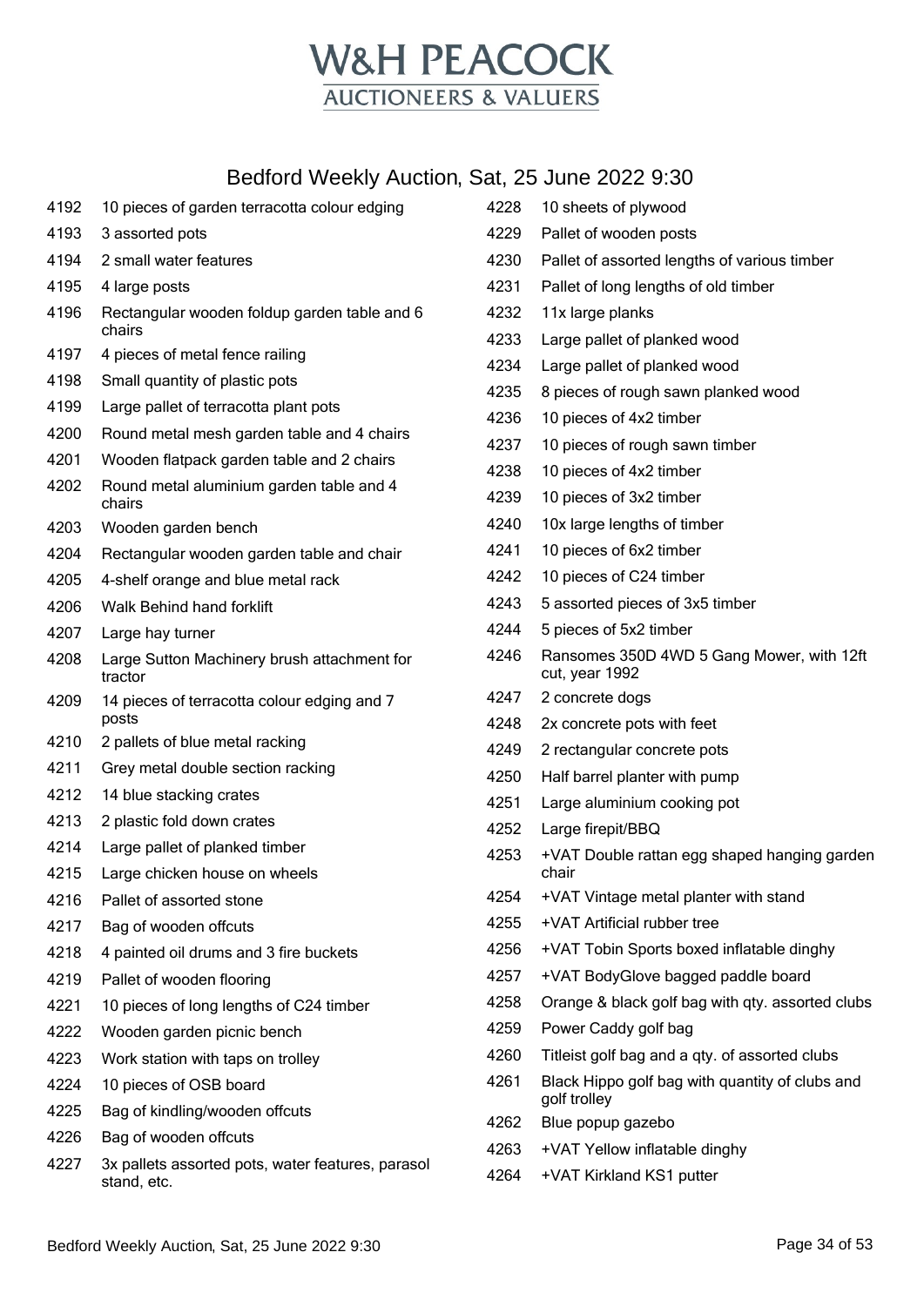# W&H PEACOCK
## AUCTIONEERS & VALUERS

## Bedford Weekly Auction, Sat, 25 June 2022 9:30

| Lot | Description |
|---|---|
| 4192 | 10 pieces of garden terracotta colour edging |
| 4193 | 3 assorted pots |
| 4194 | 2 small water features |
| 4195 | 4 large posts |
| 4196 | Rectangular wooden foldup garden table and 6 chairs |
| 4197 | 4 pieces of metal fence railing |
| 4198 | Small quantity of plastic pots |
| 4199 | Large pallet of terracotta plant pots |
| 4200 | Round metal mesh garden table and 4 chairs |
| 4201 | Wooden flatpack garden table and 2 chairs |
| 4202 | Round metal aluminium garden table and 4 chairs |
| 4203 | Wooden garden bench |
| 4204 | Rectangular wooden garden table and chair |
| 4205 | 4-shelf orange and blue metal rack |
| 4206 | Walk Behind hand forklift |
| 4207 | Large hay turner |
| 4208 | Large Sutton Machinery brush attachment for tractor |
| 4209 | 14 pieces of terracotta colour edging and 7 posts |
| 4210 | 2 pallets of blue metal racking |
| 4211 | Grey metal double section racking |
| 4212 | 14 blue stacking crates |
| 4213 | 2 plastic fold down crates |
| 4214 | Large pallet of planked timber |
| 4215 | Large chicken house on wheels |
| 4216 | Pallet of assorted stone |
| 4217 | Bag of wooden offcuts |
| 4218 | 4 painted oil drums and 3 fire buckets |
| 4219 | Pallet of wooden flooring |
| 4221 | 10 pieces of long lengths of C24 timber |
| 4222 | Wooden garden picnic bench |
| 4223 | Work station with taps on trolley |
| 4224 | 10 pieces of OSB board |
| 4225 | Bag of kindling/wooden offcuts |
| 4226 | Bag of wooden offcuts |
| 4227 | 3x pallets assorted pots, water features, parasol stand, etc. |
| 4228 | 10 sheets of plywood |
| 4229 | Pallet of wooden posts |
| 4230 | Pallet of assorted lengths of various timber |
| 4231 | Pallet of long lengths of old timber |
| 4232 | 11x large planks |
| 4233 | Large pallet of planked wood |
| 4234 | Large pallet of planked wood |
| 4235 | 8 pieces of rough sawn planked wood |
| 4236 | 10 pieces of 4x2 timber |
| 4237 | 10 pieces of rough sawn timber |
| 4238 | 10 pieces of 4x2 timber |
| 4239 | 10 pieces of 3x2 timber |
| 4240 | 10x large lengths of timber |
| 4241 | 10 pieces of 6x2 timber |
| 4242 | 10 pieces of C24 timber |
| 4243 | 5 assorted pieces of 3x5 timber |
| 4244 | 5 pieces of 5x2 timber |
| 4246 | Ransomes 350D 4WD 5 Gang Mower, with 12ft cut, year 1992 |
| 4247 | 2 concrete dogs |
| 4248 | 2x concrete pots with feet |
| 4249 | 2 rectangular concrete pots |
| 4250 | Half barrel planter with pump |
| 4251 | Large aluminium cooking pot |
| 4252 | Large firepit/BBQ |
| 4253 | +VAT Double rattan egg shaped hanging garden chair |
| 4254 | +VAT Vintage metal planter with stand |
| 4255 | +VAT Artificial rubber tree |
| 4256 | +VAT Tobin Sports boxed inflatable dinghy |
| 4257 | +VAT BodyGlove bagged paddle board |
| 4258 | Orange & black golf bag with qty. assorted clubs |
| 4259 | Power Caddy golf bag |
| 4260 | Titleist golf bag and a qty. of assorted clubs |
| 4261 | Black Hippo golf bag with quantity of clubs and golf trolley |
| 4262 | Blue popup gazebo |
| 4263 | +VAT Yellow inflatable dinghy |
| 4264 | +VAT Kirkland KS1 putter |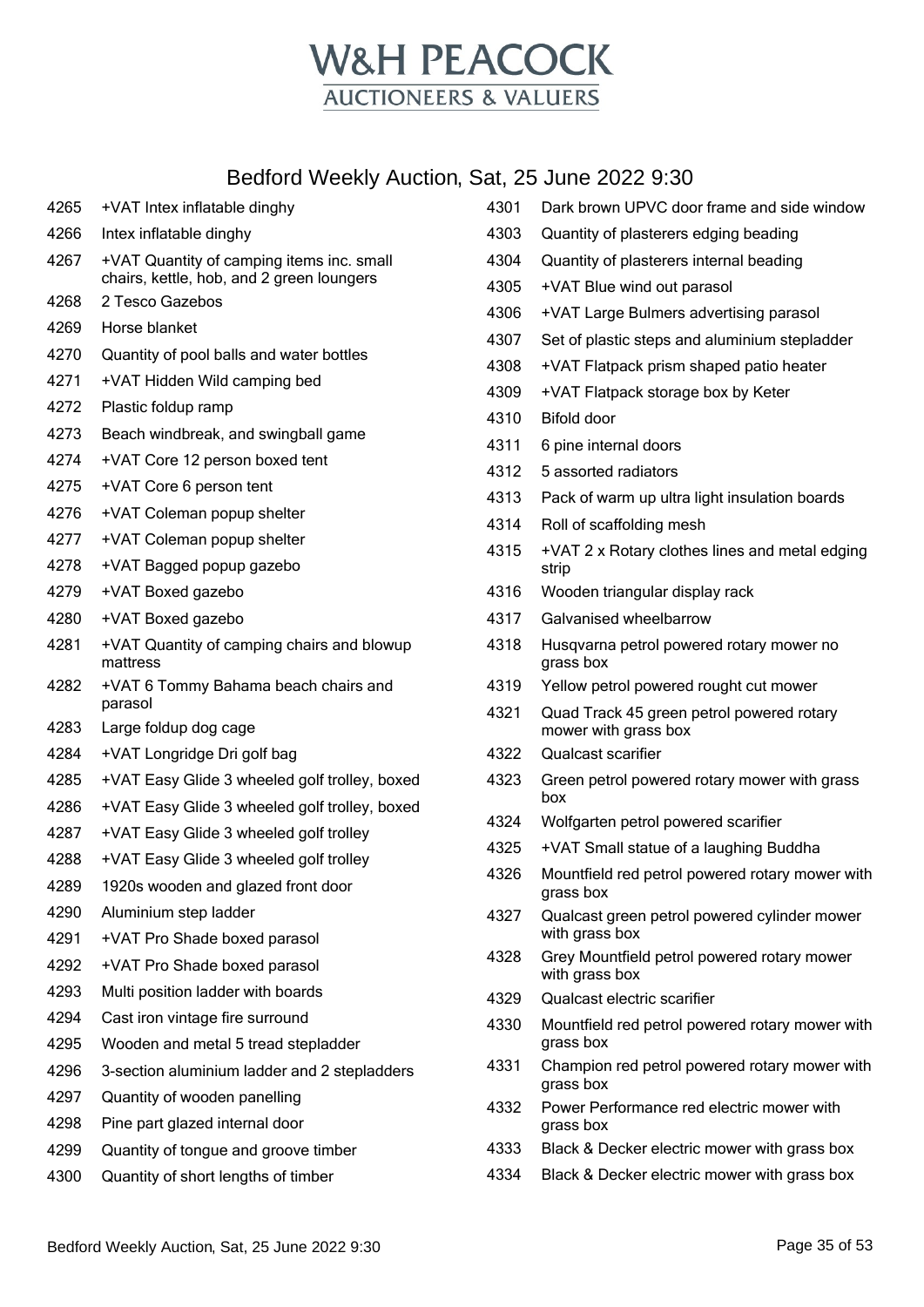# W&H PEACOCK
AUCTIONEERS & VALUERS

## Bedford Weekly Auction, Sat, 25 June 2022 9:30

| Lot | Description |
|---|---|
| 4265 | +VAT Intex inflatable dinghy |
| 4266 | Intex inflatable dinghy |
| 4267 | +VAT Quantity of camping items inc. small chairs, kettle, hob, and 2 green loungers |
| 4268 | 2 Tesco Gazebos |
| 4269 | Horse blanket |
| 4270 | Quantity of pool balls and water bottles |
| 4271 | +VAT Hidden Wild camping bed |
| 4272 | Plastic foldup ramp |
| 4273 | Beach windbreak, and swingball game |
| 4274 | +VAT Core 12 person boxed tent |
| 4275 | +VAT Core 6 person tent |
| 4276 | +VAT Coleman popup shelter |
| 4277 | +VAT Coleman popup shelter |
| 4278 | +VAT Bagged popup gazebo |
| 4279 | +VAT Boxed gazebo |
| 4280 | +VAT Boxed gazebo |
| 4281 | +VAT Quantity of camping chairs and blowup mattress |
| 4282 | +VAT 6 Tommy Bahama beach chairs and parasol |
| 4283 | Large foldup dog cage |
| 4284 | +VAT Longridge Dri golf bag |
| 4285 | +VAT Easy Glide 3 wheeled golf trolley, boxed |
| 4286 | +VAT Easy Glide 3 wheeled golf trolley, boxed |
| 4287 | +VAT Easy Glide 3 wheeled golf trolley |
| 4288 | +VAT Easy Glide 3 wheeled golf trolley |
| 4289 | 1920s wooden and glazed front door |
| 4290 | Aluminium step ladder |
| 4291 | +VAT Pro Shade boxed parasol |
| 4292 | +VAT Pro Shade boxed parasol |
| 4293 | Multi position ladder with boards |
| 4294 | Cast iron vintage fire surround |
| 4295 | Wooden and metal 5 tread stepladder |
| 4296 | 3-section aluminium ladder and 2 stepladders |
| 4297 | Quantity of wooden panelling |
| 4298 | Pine part glazed internal door |
| 4299 | Quantity of tongue and groove timber |
| 4300 | Quantity of short lengths of timber |
| 4301 | Dark brown UPVC door frame and side window |
| 4303 | Quantity of plasterers edging beading |
| 4304 | Quantity of plasterers internal beading |
| 4305 | +VAT Blue wind out parasol |
| 4306 | +VAT Large Bulmers advertising parasol |
| 4307 | Set of plastic steps and aluminium stepladder |
| 4308 | +VAT Flatpack prism shaped patio heater |
| 4309 | +VAT Flatpack storage box by Keter |
| 4310 | Bifold door |
| 4311 | 6 pine internal doors |
| 4312 | 5 assorted radiators |
| 4313 | Pack of warm up ultra light insulation boards |
| 4314 | Roll of scaffolding mesh |
| 4315 | +VAT 2 x Rotary clothes lines and metal edging strip |
| 4316 | Wooden triangular display rack |
| 4317 | Galvanised wheelbarrow |
| 4318 | Husqvarna petrol powered rotary mower no grass box |
| 4319 | Yellow petrol powered rought cut mower |
| 4321 | Quad Track 45 green petrol powered rotary mower with grass box |
| 4322 | Qualcast scarifier |
| 4323 | Green petrol powered rotary mower with grass box |
| 4324 | Wolfgarten petrol powered scarifier |
| 4325 | +VAT Small statue of a laughing Buddha |
| 4326 | Mountfield red petrol powered rotary mower with grass box |
| 4327 | Qualcast green petrol powered cylinder mower with grass box |
| 4328 | Grey Mountfield petrol powered rotary mower with grass box |
| 4329 | Qualcast electric scarifier |
| 4330 | Mountfield red petrol powered rotary mower with grass box |
| 4331 | Champion red petrol powered rotary mower with grass box |
| 4332 | Power Performance red electric mower with grass box |
| 4333 | Black & Decker electric mower with grass box |
| 4334 | Black & Decker electric mower with grass box |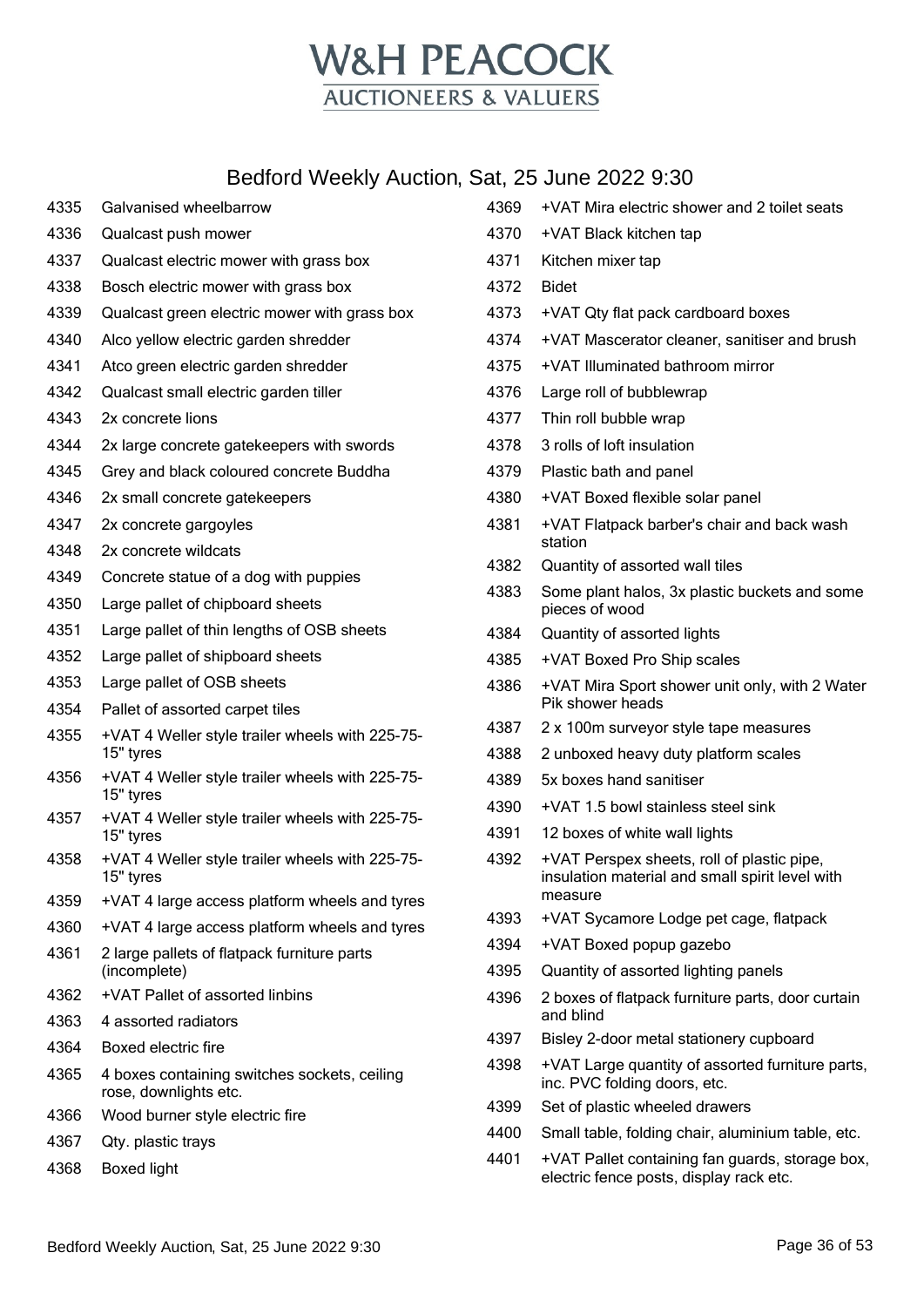# W&H PEACOCK
## AUCTIONEERS & VALUERS

## Bedford Weekly Auction, Sat, 25 June 2022 9:30

| Lot | Description |
|---|---|
| 4335 | Galvanised wheelbarrow |
| 4336 | Qualcast push mower |
| 4337 | Qualcast electric mower with grass box |
| 4338 | Bosch electric mower with grass box |
| 4339 | Qualcast green electric mower with grass box |
| 4340 | Alco yellow electric garden shredder |
| 4341 | Atco green electric garden shredder |
| 4342 | Qualcast small electric garden tiller |
| 4343 | 2x concrete lions |
| 4344 | 2x large concrete gatekeepers with swords |
| 4345 | Grey and black coloured concrete Buddha |
| 4346 | 2x small concrete gatekeepers |
| 4347 | 2x concrete gargoyles |
| 4348 | 2x concrete wildcats |
| 4349 | Concrete statue of a dog with puppies |
| 4350 | Large pallet of chipboard sheets |
| 4351 | Large pallet of thin lengths of OSB sheets |
| 4352 | Large pallet of shipboard sheets |
| 4353 | Large pallet of OSB sheets |
| 4354 | Pallet of assorted carpet tiles |
| 4355 | +VAT 4 Weller style trailer wheels with 225-75-15" tyres |
| 4356 | +VAT 4 Weller style trailer wheels with 225-75-15" tyres |
| 4357 | +VAT 4 Weller style trailer wheels with 225-75-15" tyres |
| 4358 | +VAT 4 Weller style trailer wheels with 225-75-15" tyres |
| 4359 | +VAT 4 large access platform wheels and tyres |
| 4360 | +VAT 4 large access platform wheels and tyres |
| 4361 | 2 large pallets of flatpack furniture parts (incomplete) |
| 4362 | +VAT Pallet of assorted linbins |
| 4363 | 4 assorted radiators |
| 4364 | Boxed electric fire |
| 4365 | 4 boxes containing switches sockets, ceiling rose, downlights etc. |
| 4366 | Wood burner style electric fire |
| 4367 | Qty. plastic trays |
| 4368 | Boxed light |
| 4369 | +VAT Mira electric shower and 2 toilet seats |
| 4370 | +VAT Black kitchen tap |
| 4371 | Kitchen mixer tap |
| 4372 | Bidet |
| 4373 | +VAT Qty flat pack cardboard boxes |
| 4374 | +VAT Mascerator cleaner, sanitiser and brush |
| 4375 | +VAT Illuminated bathroom mirror |
| 4376 | Large roll of bubblewrap |
| 4377 | Thin roll bubble wrap |
| 4378 | 3 rolls of loft insulation |
| 4379 | Plastic bath and panel |
| 4380 | +VAT Boxed flexible solar panel |
| 4381 | +VAT Flatpack barber's chair and back wash station |
| 4382 | Quantity of assorted wall tiles |
| 4383 | Some plant halos, 3x plastic buckets and some pieces of wood |
| 4384 | Quantity of assorted lights |
| 4385 | +VAT Boxed Pro Ship scales |
| 4386 | +VAT Mira Sport shower unit only, with 2 Water Pik shower heads |
| 4387 | 2 x 100m surveyor style tape measures |
| 4388 | 2 unboxed heavy duty platform scales |
| 4389 | 5x boxes hand sanitiser |
| 4390 | +VAT 1.5 bowl stainless steel sink |
| 4391 | 12 boxes of white wall lights |
| 4392 | +VAT Perspex sheets, roll of plastic pipe, insulation material and small spirit level with measure |
| 4393 | +VAT Sycamore Lodge pet cage, flatpack |
| 4394 | +VAT Boxed popup gazebo |
| 4395 | Quantity of assorted lighting panels |
| 4396 | 2 boxes of flatpack furniture parts, door curtain and blind |
| 4397 | Bisley 2-door metal stationery cupboard |
| 4398 | +VAT Large quantity of assorted furniture parts, inc. PVC folding doors, etc. |
| 4399 | Set of plastic wheeled drawers |
| 4400 | Small table, folding chair, aluminium table, etc. |
| 4401 | +VAT Pallet containing fan guards, storage box, electric fence posts, display rack etc. |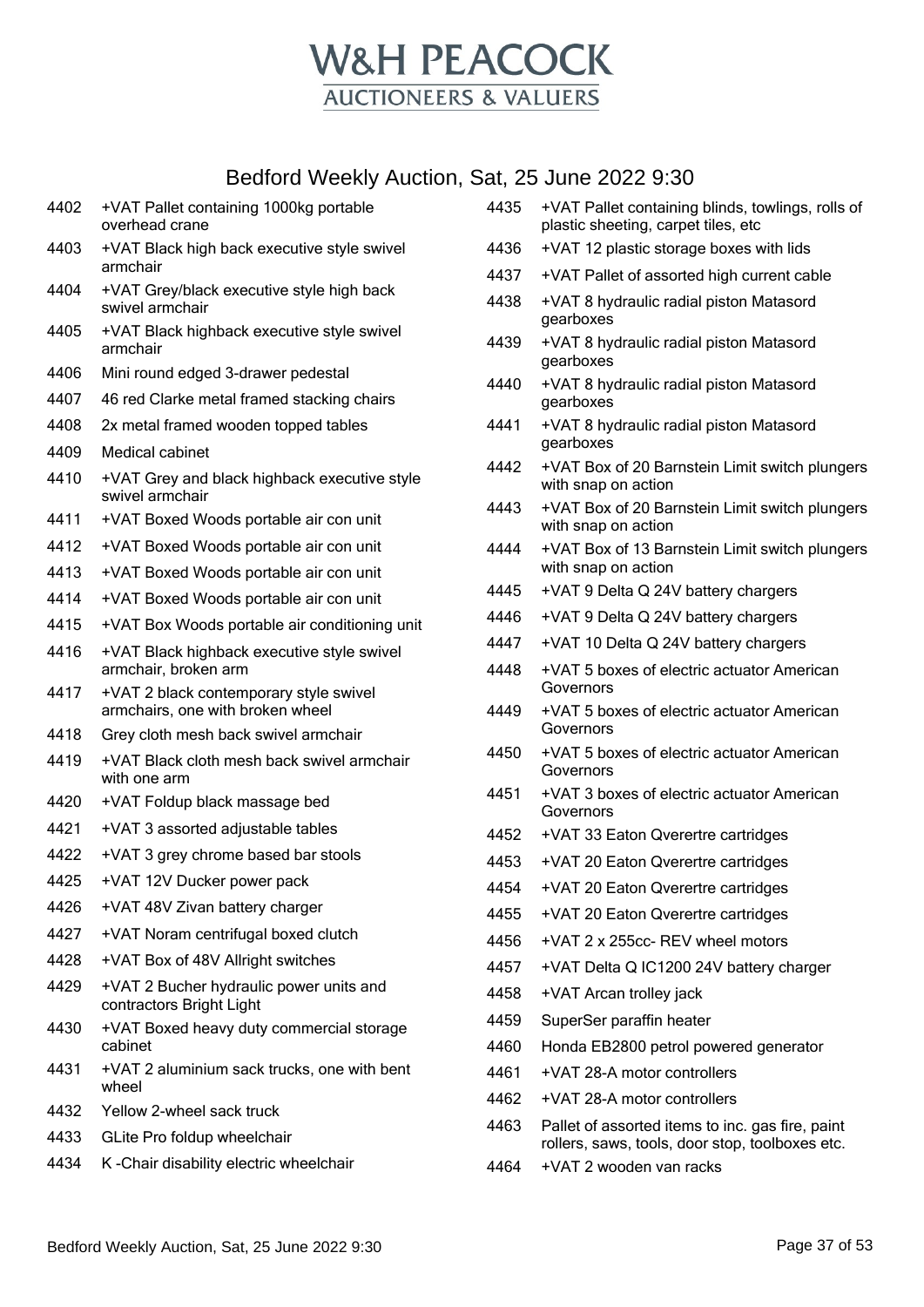# W&H PEACOCK

## AUCTIONEERS & VALUERS

## Bedford Weekly Auction, Sat, 25 June 2022 9:30

| Lot | Description |
|---|---|
| 4402 | +VAT Pallet containing 1000kg portable overhead crane |
| 4403 | +VAT Black high back executive style swivel armchair |
| 4404 | +VAT Grey/black executive style high back swivel armchair |
| 4405 | +VAT Black highback executive style swivel armchair |
| 4406 | Mini round edged 3-drawer pedestal |
| 4407 | 46 red Clarke metal framed stacking chairs |
| 4408 | 2x metal framed wooden topped tables |
| 4409 | Medical cabinet |
| 4410 | +VAT Grey and black highback executive style swivel armchair |
| 4411 | +VAT Boxed Woods portable air con unit |
| 4412 | +VAT Boxed Woods portable air con unit |
| 4413 | +VAT Boxed Woods portable air con unit |
| 4414 | +VAT Boxed Woods portable air con unit |
| 4415 | +VAT Box Woods portable air conditioning unit |
| 4416 | +VAT Black highback executive style swivel armchair, broken arm |
| 4417 | +VAT 2 black contemporary style swivel armchairs, one with broken wheel |
| 4418 | Grey cloth mesh back swivel armchair |
| 4419 | +VAT Black cloth mesh back swivel armchair with one arm |
| 4420 | +VAT Foldup black massage bed |
| 4421 | +VAT 3 assorted adjustable tables |
| 4422 | +VAT 3 grey chrome based bar stools |
| 4425 | +VAT 12V Ducker power pack |
| 4426 | +VAT 48V Zivan battery charger |
| 4427 | +VAT Noram centrifugal boxed clutch |
| 4428 | +VAT Box of 48V Allright switches |
| 4429 | +VAT 2 Bucher hydraulic power units and contractors Bright Light |
| 4430 | +VAT Boxed heavy duty commercial storage cabinet |
| 4431 | +VAT 2 aluminium sack trucks, one with bent wheel |
| 4432 | Yellow 2-wheel sack truck |
| 4433 | GLite Pro foldup wheelchair |
| 4434 | K -Chair disability electric wheelchair |
| 4435 | +VAT Pallet containing blinds, towlings, rolls of plastic sheeting, carpet tiles, etc |
| 4436 | +VAT 12 plastic storage boxes with lids |
| 4437 | +VAT Pallet of assorted high current cable |
| 4438 | +VAT 8 hydraulic radial piston Matasord gearboxes |
| 4439 | +VAT 8 hydraulic radial piston Matasord gearboxes |
| 4440 | +VAT 8 hydraulic radial piston Matasord gearboxes |
| 4441 | +VAT 8 hydraulic radial piston Matasord gearboxes |
| 4442 | +VAT Box of 20 Barnstein Limit switch plungers with snap on action |
| 4443 | +VAT Box of 20 Barnstein Limit switch plungers with snap on action |
| 4444 | +VAT Box of 13 Barnstein Limit switch plungers with snap on action |
| 4445 | +VAT 9 Delta Q 24V battery chargers |
| 4446 | +VAT 9 Delta Q 24V battery chargers |
| 4447 | +VAT 10 Delta Q 24V battery chargers |
| 4448 | +VAT 5 boxes of electric actuator American Governors |
| 4449 | +VAT 5 boxes of electric actuator American Governors |
| 4450 | +VAT 5 boxes of electric actuator American Governors |
| 4451 | +VAT 3 boxes of electric actuator American Governors |
| 4452 | +VAT 33 Eaton Qverertre cartridges |
| 4453 | +VAT 20 Eaton Qverertre cartridges |
| 4454 | +VAT 20 Eaton Qverertre cartridges |
| 4455 | +VAT 20 Eaton Qverertre cartridges |
| 4456 | +VAT 2 x 255cc- REV wheel motors |
| 4457 | +VAT Delta Q IC1200 24V battery charger |
| 4458 | +VAT Arcan trolley jack |
| 4459 | SuperSer paraffin heater |
| 4460 | Honda EB2800 petrol powered generator |
| 4461 | +VAT 28-A motor controllers |
| 4462 | +VAT 28-A motor controllers |
| 4463 | Pallet of assorted items to inc. gas fire, paint rollers, saws, tools, door stop, toolboxes etc. |
| 4464 | +VAT 2 wooden van racks |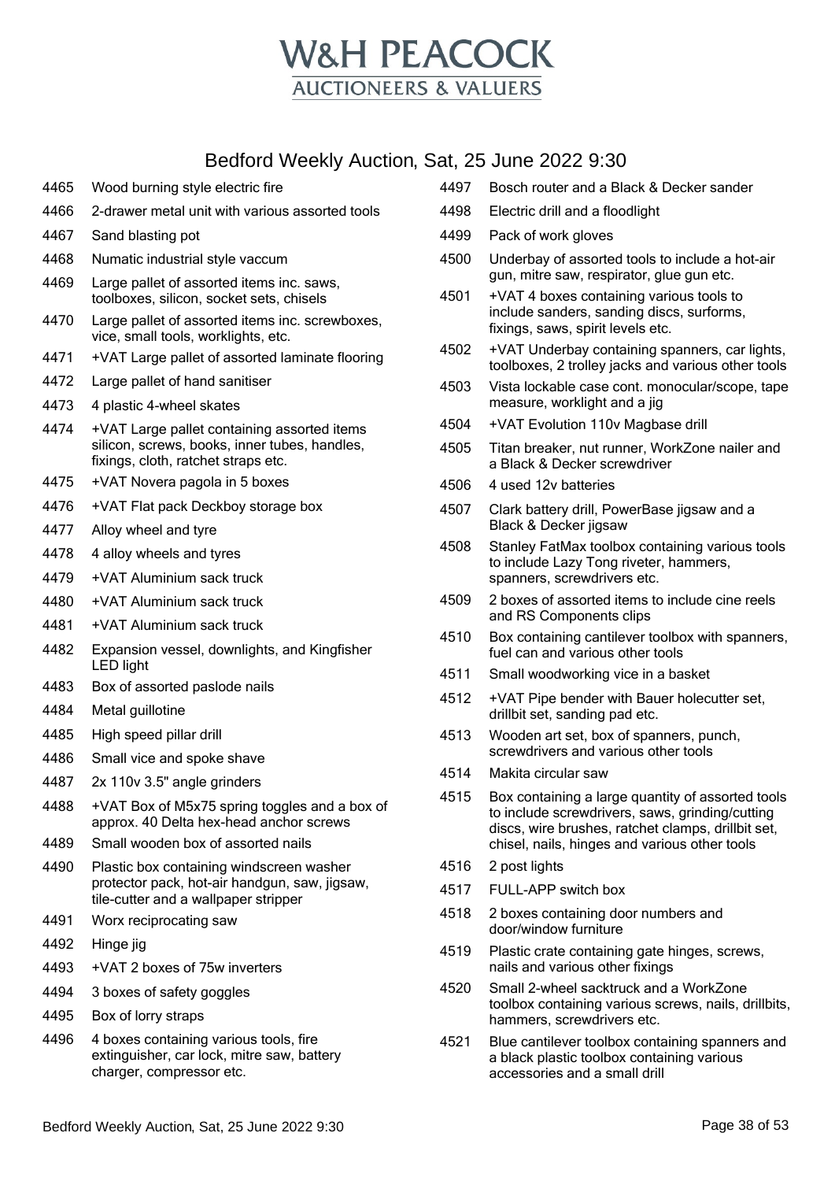# W&H PEACOCK

## AUCTIONEERS & VALUERS

## Bedford Weekly Auction, Sat, 25 June 2022 9:30

| Lot | Description |
|---|---|
| 4465 | Wood burning style electric fire |
| 4466 | 2-drawer metal unit with various assorted tools |
| 4467 | Sand blasting pot |
| 4468 | Numatic industrial style vaccum |
| 4469 | Large pallet of assorted items inc. saws, toolboxes, silicon, socket sets, chisels |
| 4470 | Large pallet of assorted items inc. screwboxes, vice, small tools, worklights, etc. |
| 4471 | +VAT Large pallet of assorted laminate flooring |
| 4472 | Large pallet of hand sanitiser |
| 4473 | 4 plastic 4-wheel skates |
| 4474 | +VAT Large pallet containing assorted items silicon, screws, books, inner tubes, handles, fixings, cloth, ratchet straps etc. |
| 4475 | +VAT Novera pagola in 5 boxes |
| 4476 | +VAT Flat pack Deckboy storage box |
| 4477 | Alloy wheel and tyre |
| 4478 | 4 alloy wheels and tyres |
| 4479 | +VAT Aluminium sack truck |
| 4480 | +VAT Aluminium sack truck |
| 4481 | +VAT Aluminium sack truck |
| 4482 | Expansion vessel, downlights, and Kingfisher LED light |
| 4483 | Box of assorted paslode nails |
| 4484 | Metal guillotine |
| 4485 | High speed pillar drill |
| 4486 | Small vice and spoke shave |
| 4487 | 2x 110v 3.5" angle grinders |
| 4488 | +VAT Box of M5x75 spring toggles and a box of approx. 40 Delta hex-head anchor screws |
| 4489 | Small wooden box of assorted nails |
| 4490 | Plastic box containing windscreen washer protector pack, hot-air handgun, saw, jigsaw, tile-cutter and a wallpaper stripper |
| 4491 | Worx reciprocating saw |
| 4492 | Hinge jig |
| 4493 | +VAT 2 boxes of 75w inverters |
| 4494 | 3 boxes of safety goggles |
| 4495 | Box of lorry straps |
| 4496 | 4 boxes containing various tools, fire extinguisher, car lock, mitre saw, battery charger, compressor etc. |
| 4497 | Bosch router and a Black & Decker sander |
| 4498 | Electric drill and a floodlight |
| 4499 | Pack of work gloves |
| 4500 | Underbay of assorted tools to include a hot-air gun, mitre saw, respirator, glue gun etc. |
| 4501 | +VAT 4 boxes containing various tools to include sanders, sanding discs, surforms, fixings, saws, spirit levels etc. |
| 4502 | +VAT Underbay containing spanners, car lights, toolboxes, 2 trolley jacks and various other tools |
| 4503 | Vista lockable case cont. monocular/scope, tape measure, worklight and a jig |
| 4504 | +VAT Evolution 110v Magbase drill |
| 4505 | Titan breaker, nut runner, WorkZone nailer and a Black & Decker screwdriver |
| 4506 | 4 used 12v batteries |
| 4507 | Clark battery drill, PowerBase jigsaw and a Black & Decker jigsaw |
| 4508 | Stanley FatMax toolbox containing various tools to include Lazy Tong riveter, hammers, spanners, screwdrivers etc. |
| 4509 | 2 boxes of assorted items to include cine reels and RS Components clips |
| 4510 | Box containing cantilever toolbox with spanners, fuel can and various other tools |
| 4511 | Small woodworking vice in a basket |
| 4512 | +VAT Pipe bender with Bauer holecutter set, drillbit set, sanding pad etc. |
| 4513 | Wooden art set, box of spanners, punch, screwdrivers and various other tools |
| 4514 | Makita circular saw |
| 4515 | Box containing a large quantity of assorted tools to include screwdrivers, saws, grinding/cutting discs, wire brushes, ratchet clamps, drillbit set, chisel, nails, hinges and various other tools |
| 4516 | 2 post lights |
| 4517 | FULL-APP switch box |
| 4518 | 2 boxes containing door numbers and door/window furniture |
| 4519 | Plastic crate containing gate hinges, screws, nails and various other fixings |
| 4520 | Small 2-wheel sacktruck and a WorkZone toolbox containing various screws, nails, drillbits, hammers, screwdrivers etc. |
| 4521 | Blue cantilever toolbox containing spanners and a black plastic toolbox containing various accessories and a small drill |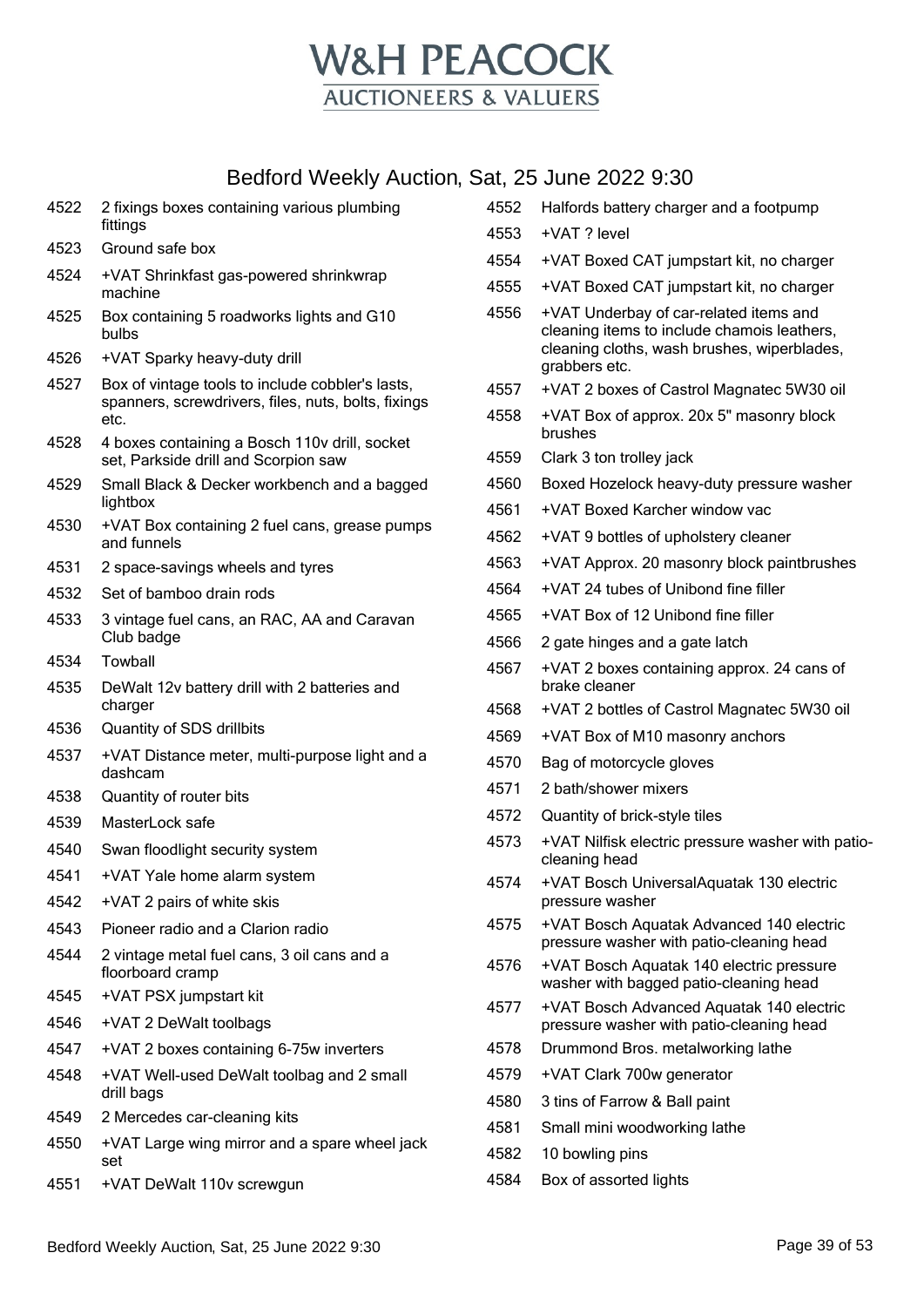# W&H PEACOCK

AUCTIONEERS & VALUERS

## Bedford Weekly Auction, Sat, 25 June 2022 9:30

| Lot | Description |
|---|---|
| 4522 | 2 fixings boxes containing various plumbing fittings |
| 4523 | Ground safe box |
| 4524 | +VAT Shrinkfast gas-powered shrinkwrap machine |
| 4525 | Box containing 5 roadworks lights and G10 bulbs |
| 4526 | +VAT Sparky heavy-duty drill |
| 4527 | Box of vintage tools to include cobbler's lasts, spanners, screwdrivers, files, nuts, bolts, fixings etc. |
| 4528 | 4 boxes containing a Bosch 110v drill, socket set, Parkside drill and Scorpion saw |
| 4529 | Small Black & Decker workbench and a bagged lightbox |
| 4530 | +VAT Box containing 2 fuel cans, grease pumps and funnels |
| 4531 | 2 space-savings wheels and tyres |
| 4532 | Set of bamboo drain rods |
| 4533 | 3 vintage fuel cans, an RAC, AA and Caravan Club badge |
| 4534 | Towball |
| 4535 | DeWalt 12v battery drill with 2 batteries and charger |
| 4536 | Quantity of SDS drillbits |
| 4537 | +VAT Distance meter, multi-purpose light and a dashcam |
| 4538 | Quantity of router bits |
| 4539 | MasterLock safe |
| 4540 | Swan floodlight security system |
| 4541 | +VAT Yale home alarm system |
| 4542 | +VAT 2 pairs of white skis |
| 4543 | Pioneer radio and a Clarion radio |
| 4544 | 2 vintage metal fuel cans, 3 oil cans and a floorboard cramp |
| 4545 | +VAT PSX jumpstart kit |
| 4546 | +VAT 2 DeWalt toolbags |
| 4547 | +VAT 2 boxes containing 6-75w inverters |
| 4548 | +VAT Well-used DeWalt toolbag and 2 small drill bags |
| 4549 | 2 Mercedes car-cleaning kits |
| 4550 | +VAT Large wing mirror and a spare wheel jack set |
| 4551 | +VAT DeWalt 110v screwgun |
| 4552 | Halfords battery charger and a footpump |
| 4553 | +VAT ? level |
| 4554 | +VAT Boxed CAT jumpstart kit, no charger |
| 4555 | +VAT Boxed CAT jumpstart kit, no charger |
| 4556 | +VAT Underbay of car-related items and cleaning items to include chamois leathers, cleaning cloths, wash brushes, wiperblades, grabbers etc. |
| 4557 | +VAT 2 boxes of Castrol Magnatec 5W30 oil |
| 4558 | +VAT Box of approx. 20x 5" masonry block brushes |
| 4559 | Clark 3 ton trolley jack |
| 4560 | Boxed Hozelock heavy-duty pressure washer |
| 4561 | +VAT Boxed Karcher window vac |
| 4562 | +VAT 9 bottles of upholstery cleaner |
| 4563 | +VAT Approx. 20 masonry block paintbrushes |
| 4564 | +VAT 24 tubes of Unibond fine filler |
| 4565 | +VAT Box of 12 Unibond fine filler |
| 4566 | 2 gate hinges and a gate latch |
| 4567 | +VAT 2 boxes containing approx. 24 cans of brake cleaner |
| 4568 | +VAT 2 bottles of Castrol Magnatec 5W30 oil |
| 4569 | +VAT Box of M10 masonry anchors |
| 4570 | Bag of motorcycle gloves |
| 4571 | 2 bath/shower mixers |
| 4572 | Quantity of brick-style tiles |
| 4573 | +VAT Nilfisk electric pressure washer with patio-cleaning head |
| 4574 | +VAT Bosch UniversalAquatak 130 electric pressure washer |
| 4575 | +VAT Bosch Aquatak Advanced 140 electric pressure washer with patio-cleaning head |
| 4576 | +VAT Bosch Aquatak 140 electric pressure washer with bagged patio-cleaning head |
| 4577 | +VAT Bosch Advanced Aquatak 140 electric pressure washer with patio-cleaning head |
| 4578 | Drummond Bros. metalworking lathe |
| 4579 | +VAT Clark 700w generator |
| 4580 | 3 tins of Farrow & Ball paint |
| 4581 | Small mini woodworking lathe |
| 4582 | 10 bowling pins |
| 4584 | Box of assorted lights |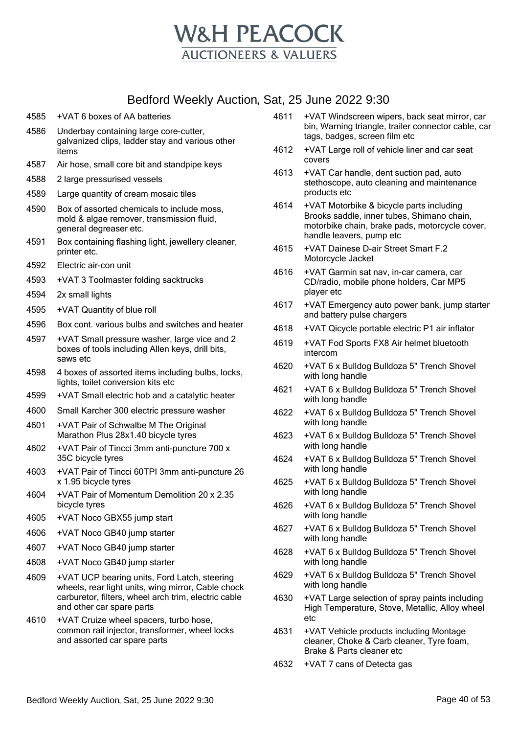# W&H PEACOCK

AUCTIONEERS & VALUERS

## Bedford Weekly Auction, Sat, 25 June 2022 9:30

| Lot | Description |
|---|---|
| 4585 | +VAT 6 boxes of AA batteries |
| 4586 | Underbay containing large core-cutter, galvanized clips, ladder stay and various other items |
| 4587 | Air hose, small core bit and standpipe keys |
| 4588 | 2 large pressurised vessels |
| 4589 | Large quantity of cream mosaic tiles |
| 4590 | Box of assorted chemicals to include moss, mold & algae remover, transmission fluid, general degreaser etc. |
| 4591 | Box containing flashing light, jewellery cleaner, printer etc. |
| 4592 | Electric air-con unit |
| 4593 | +VAT 3 Toolmaster folding sacktrucks |
| 4594 | 2x small lights |
| 4595 | +VAT Quantity of blue roll |
| 4596 | Box cont. various bulbs and switches and heater |
| 4597 | +VAT Small pressure washer, large vice and 2 boxes of tools including Allen keys, drill bits, saws etc |
| 4598 | 4 boxes of assorted items including bulbs, locks, lights, toilet conversion kits etc |
| 4599 | +VAT Small electric hob and a catalytic heater |
| 4600 | Small Karcher 300 electric pressure washer |
| 4601 | +VAT Pair of Schwalbe M The Original Marathon Plus 28x1.40 bicycle tyres |
| 4602 | +VAT Pair of Tincci 3mm anti-puncture 700 x 35C bicycle tyres |
| 4603 | +VAT Pair of Tincci 60TPI 3mm anti-puncture 26 x 1.95 bicycle tyres |
| 4604 | +VAT Pair of Momentum Demolition 20 x 2.35 bicycle tyres |
| 4605 | +VAT Noco GBX55 jump start |
| 4606 | +VAT Noco GB40 jump starter |
| 4607 | +VAT Noco GB40 jump starter |
| 4608 | +VAT Noco GB40 jump starter |
| 4609 | +VAT UCP bearing units, Ford Latch, steering wheels, rear light units, wing mirror, Cable chock carburetor, filters, wheel arch trim, electric cable and other car spare parts |
| 4610 | +VAT Cruize wheel spacers, turbo hose, common rail injector, transformer, wheel locks and assorted car spare parts |
| 4611 | +VAT Windscreen wipers, back seat mirror, car bin, Warning triangle, trailer connector cable, car tags, badges, screen film etc |
| 4612 | +VAT Large roll of vehicle liner and car seat covers |
| 4613 | +VAT Car handle, dent suction pad, auto stethoscope, auto cleaning and maintenance products etc |
| 4614 | +VAT Motorbike & bicycle parts including Brooks saddle, inner tubes, Shimano chain, motorbike chain, brake pads, motorcycle cover, handle leavers, pump etc |
| 4615 | +VAT Dainese D-air Street Smart F.2 Motorcycle Jacket |
| 4616 | +VAT Garmin sat nav, in-car camera, car CD/radio, mobile phone holders, Car MP5 player etc |
| 4617 | +VAT Emergency auto power bank, jump starter and battery pulse chargers |
| 4618 | +VAT Qicycle portable electric P1 air inflator |
| 4619 | +VAT Fod Sports FX8 Air helmet bluetooth intercom |
| 4620 | +VAT 6 x Bulldog Bulldoza 5" Trench Shovel with long handle |
| 4621 | +VAT 6 x Bulldog Bulldoza 5" Trench Shovel with long handle |
| 4622 | +VAT 6 x Bulldog Bulldoza 5" Trench Shovel with long handle |
| 4623 | +VAT 6 x Bulldog Bulldoza 5" Trench Shovel with long handle |
| 4624 | +VAT 6 x Bulldog Bulldoza 5" Trench Shovel with long handle |
| 4625 | +VAT 6 x Bulldog Bulldoza 5" Trench Shovel with long handle |
| 4626 | +VAT 6 x Bulldog Bulldoza 5" Trench Shovel with long handle |
| 4627 | +VAT 6 x Bulldog Bulldoza 5" Trench Shovel with long handle |
| 4628 | +VAT 6 x Bulldog Bulldoza 5" Trench Shovel with long handle |
| 4629 | +VAT 6 x Bulldog Bulldoza 5" Trench Shovel with long handle |
| 4630 | +VAT Large selection of spray paints including High Temperature, Stove, Metallic, Alloy wheel etc |
| 4631 | +VAT Vehicle products including Montage cleaner, Choke & Carb cleaner, Tyre foam, Brake & Parts cleaner etc |
| 4632 | +VAT 7 cans of Detecta gas |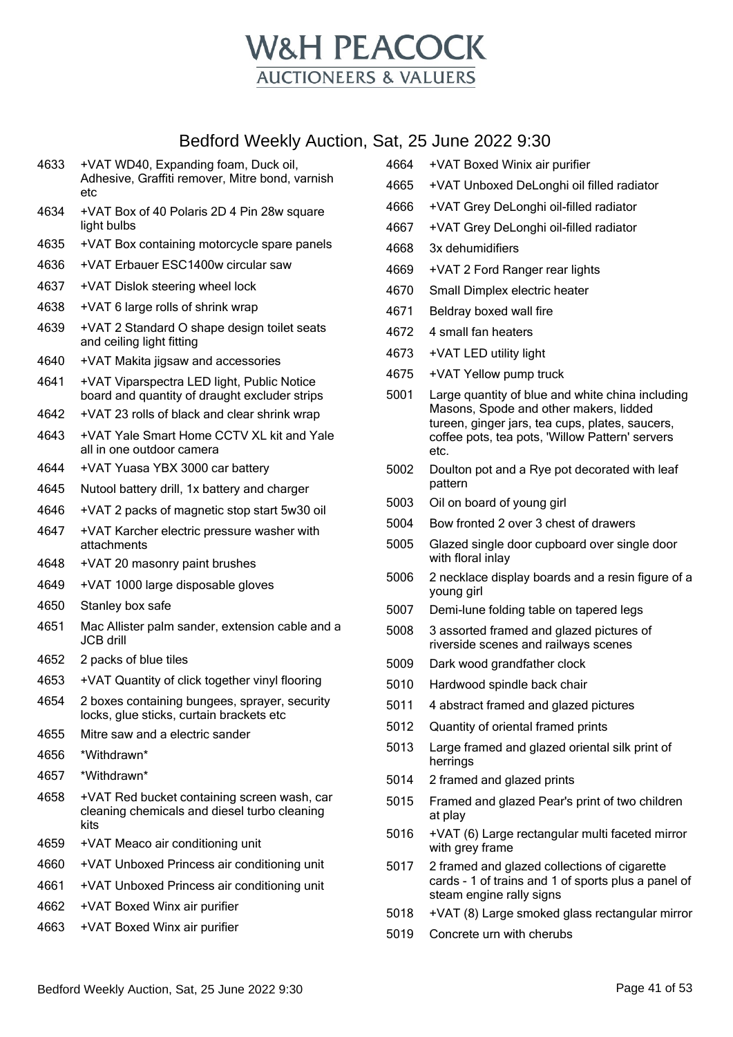# W&H PEACOCK

AUCTIONEERS & VALUERS

## Bedford Weekly Auction, Sat, 25 June 2022 9:30

| Lot | Description |
|---|---|
| 4633 | +VAT WD40, Expanding foam, Duck oil, Adhesive, Graffiti remover, Mitre bond, varnish etc |
| 4634 | +VAT Box of 40 Polaris 2D 4 Pin 28w square light bulbs |
| 4635 | +VAT Box containing motorcycle spare panels |
| 4636 | +VAT Erbauer ESC1400w circular saw |
| 4637 | +VAT Dislok steering wheel lock |
| 4638 | +VAT 6 large rolls of shrink wrap |
| 4639 | +VAT 2 Standard O shape design toilet seats and ceiling light fitting |
| 4640 | +VAT Makita jigsaw and accessories |
| 4641 | +VAT Viparspectra LED light, Public Notice board and quantity of draught excluder strips |
| 4642 | +VAT 23 rolls of black and clear shrink wrap |
| 4643 | +VAT Yale Smart Home CCTV XL kit and Yale all in one outdoor camera |
| 4644 | +VAT Yuasa YBX 3000 car battery |
| 4645 | Nutool battery drill, 1x battery and charger |
| 4646 | +VAT 2 packs of magnetic stop start 5w30 oil |
| 4647 | +VAT Karcher electric pressure washer with attachments |
| 4648 | +VAT 20 masonry paint brushes |
| 4649 | +VAT 1000 large disposable gloves |
| 4650 | Stanley box safe |
| 4651 | Mac Allister palm sander, extension cable and a JCB drill |
| 4652 | 2 packs of blue tiles |
| 4653 | +VAT Quantity of click together vinyl flooring |
| 4654 | 2 boxes containing bungees, sprayer, security locks, glue sticks, curtain brackets etc |
| 4655 | Mitre saw and a electric sander |
| 4656 | *Withdrawn* |
| 4657 | *Withdrawn* |
| 4658 | +VAT Red bucket containing screen wash, car cleaning chemicals and diesel turbo cleaning kits |
| 4659 | +VAT Meaco air conditioning unit |
| 4660 | +VAT Unboxed Princess air conditioning unit |
| 4661 | +VAT Unboxed Princess air conditioning unit |
| 4662 | +VAT Boxed Winx air purifier |
| 4663 | +VAT Boxed Winx air purifier |
| 4664 | +VAT Boxed Winix air purifier |
| 4665 | +VAT Unboxed DeLonghi oil filled radiator |
| 4666 | +VAT Grey DeLonghi oil-filled radiator |
| 4667 | +VAT Grey DeLonghi oil-filled radiator |
| 4668 | 3x dehumidifiers |
| 4669 | +VAT 2 Ford Ranger rear lights |
| 4670 | Small Dimplex electric heater |
| 4671 | Beldray boxed wall fire |
| 4672 | 4 small fan heaters |
| 4673 | +VAT LED utility light |
| 4675 | +VAT Yellow pump truck |
| 5001 | Large quantity of blue and white china including Masons, Spode and other makers, lidded tureen, ginger jars, tea cups, plates, saucers, coffee pots, tea pots, 'Willow Pattern' servers etc. |
| 5002 | Doulton pot and a Rye pot decorated with leaf pattern |
| 5003 | Oil on board of young girl |
| 5004 | Bow fronted 2 over 3 chest of drawers |
| 5005 | Glazed single door cupboard over single door with floral inlay |
| 5006 | 2 necklace display boards and a resin figure of a young girl |
| 5007 | Demi-lune folding table on tapered legs |
| 5008 | 3 assorted framed and glazed pictures of riverside scenes and railways scenes |
| 5009 | Dark wood grandfather clock |
| 5010 | Hardwood spindle back chair |
| 5011 | 4 abstract framed and glazed pictures |
| 5012 | Quantity of oriental framed prints |
| 5013 | Large framed and glazed oriental silk print of herrings |
| 5014 | 2 framed and glazed prints |
| 5015 | Framed and glazed Pear's print of two children at play |
| 5016 | +VAT (6) Large rectangular multi faceted mirror with grey frame |
| 5017 | 2 framed and glazed collections of cigarette cards - 1 of trains and 1 of sports plus a panel of steam engine rally signs |
| 5018 | +VAT (8) Large smoked glass rectangular mirror |
| 5019 | Concrete urn with cherubs |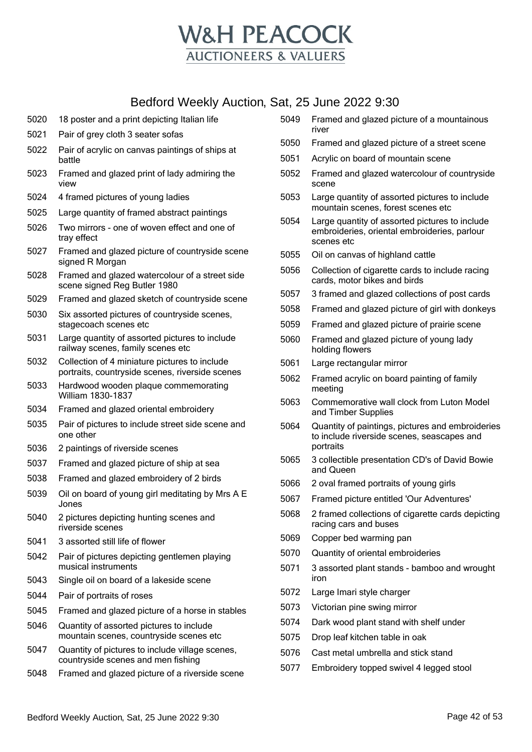# W&H PEACOCK
AUCTIONEERS & VALUERS

## Bedford Weekly Auction, Sat, 25 June 2022 9:30

| Lot | Description |
|---|---|
| 5020 | 18 poster and a print depicting Italian life |
| 5021 | Pair of grey cloth 3 seater sofas |
| 5022 | Pair of acrylic on canvas paintings of ships at battle |
| 5023 | Framed and glazed print of lady admiring the view |
| 5024 | 4 framed pictures of young ladies |
| 5025 | Large quantity of framed abstract paintings |
| 5026 | Two mirrors - one of woven effect and one of tray effect |
| 5027 | Framed and glazed picture of countryside scene signed R Morgan |
| 5028 | Framed and glazed watercolour of a street side scene signed Reg Butler 1980 |
| 5029 | Framed and glazed sketch of countryside scene |
| 5030 | Six assorted pictures of countryside scenes, stagecoach scenes etc |
| 5031 | Large quantity of assorted pictures to include railway scenes, family scenes etc |
| 5032 | Collection of 4 miniature pictures to include portraits, countryside scenes, riverside scenes |
| 5033 | Hardwood wooden plaque commemorating William 1830-1837 |
| 5034 | Framed and glazed oriental embroidery |
| 5035 | Pair of pictures to include street side scene and one other |
| 5036 | 2 paintings of riverside scenes |
| 5037 | Framed and glazed picture of ship at sea |
| 5038 | Framed and glazed embroidery of 2 birds |
| 5039 | Oil on board of young girl meditating by Mrs A E Jones |
| 5040 | 2 pictures depicting hunting scenes and riverside scenes |
| 5041 | 3 assorted still life of flower |
| 5042 | Pair of pictures depicting gentlemen playing musical instruments |
| 5043 | Single oil on board of a lakeside scene |
| 5044 | Pair of portraits of roses |
| 5045 | Framed and glazed picture of a horse in stables |
| 5046 | Quantity of assorted pictures to include mountain scenes, countryside scenes etc |
| 5047 | Quantity of pictures to include village scenes, countryside scenes and men fishing |
| 5048 | Framed and glazed picture of a riverside scene |
| 5049 | Framed and glazed picture of a mountainous river |
| 5050 | Framed and glazed picture of a street scene |
| 5051 | Acrylic on board of mountain scene |
| 5052 | Framed and glazed watercolour of countryside scene |
| 5053 | Large quantity of assorted pictures to include mountain scenes, forest scenes etc |
| 5054 | Large quantity of assorted pictures to include embroideries, oriental embroideries, parlour scenes etc |
| 5055 | Oil on canvas of highland cattle |
| 5056 | Collection of cigarette cards to include racing cards, motor bikes and birds |
| 5057 | 3 framed and glazed collections of post cards |
| 5058 | Framed and glazed picture of girl with donkeys |
| 5059 | Framed and glazed picture of prairie scene |
| 5060 | Framed and glazed picture of young lady holding flowers |
| 5061 | Large rectangular mirror |
| 5062 | Framed acrylic on board painting of family meeting |
| 5063 | Commemorative wall clock from Luton Model and Timber Supplies |
| 5064 | Quantity of paintings, pictures and embroideries to include riverside scenes, seascapes and portraits |
| 5065 | 3 collectible presentation CD's of David Bowie and Queen |
| 5066 | 2 oval framed portraits of young girls |
| 5067 | Framed picture entitled 'Our Adventures' |
| 5068 | 2 framed collections of cigarette cards depicting racing cars and buses |
| 5069 | Copper bed warming pan |
| 5070 | Quantity of oriental embroideries |
| 5071 | 3 assorted plant stands - bamboo and wrought iron |
| 5072 | Large Imari style charger |
| 5073 | Victorian pine swing mirror |
| 5074 | Dark wood plant stand with shelf under |
| 5075 | Drop leaf kitchen table in oak |
| 5076 | Cast metal umbrella and stick stand |
| 5077 | Embroidery topped swivel 4 legged stool |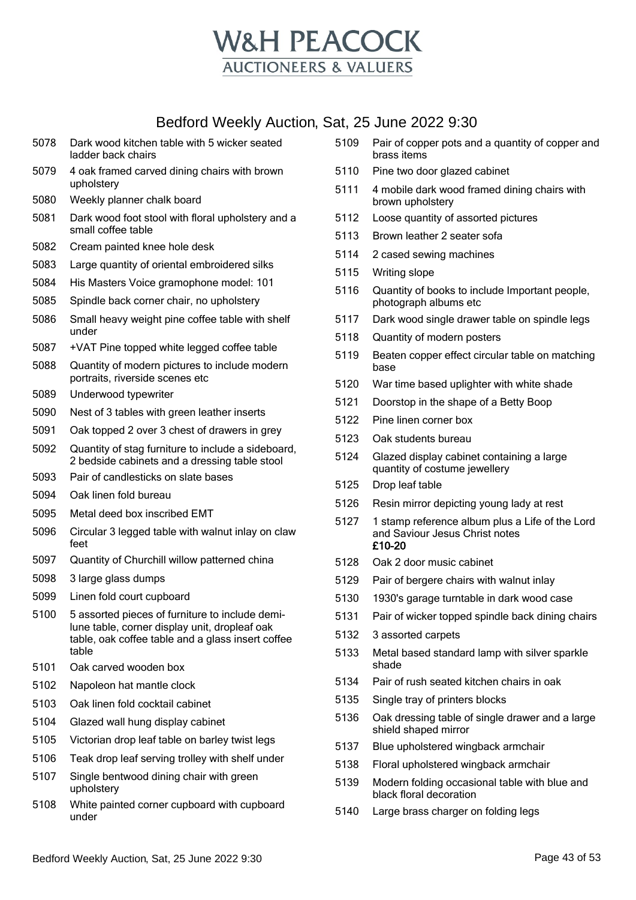# W&H PEACOCK

AUCTIONEERS & VALUERS

## Bedford Weekly Auction, Sat, 25 June 2022 9:30

5078 Dark wood kitchen table with 5 wicker seated ladder back chairs

5079 4 oak framed carved dining chairs with brown upholstery

5080 Weekly planner chalk board

5081 Dark wood foot stool with floral upholstery and a small coffee table

5082 Cream painted knee hole desk

5083 Large quantity of oriental embroidered silks

5084 His Masters Voice gramophone model: 101

5085 Spindle back corner chair, no upholstery

5086 Small heavy weight pine coffee table with shelf under

5087 +VAT Pine topped white legged coffee table

5088 Quantity of modern pictures to include modern portraits, riverside scenes etc

5089 Underwood typewriter

5090 Nest of 3 tables with green leather inserts

5091 Oak topped 2 over 3 chest of drawers in grey

5092 Quantity of stag furniture to include a sideboard, 2 bedside cabinets and a dressing table stool

5093 Pair of candlesticks on slate bases

5094 Oak linen fold bureau

5095 Metal deed box inscribed EMT

5096 Circular 3 legged table with walnut inlay on claw feet

5097 Quantity of Churchill willow patterned china

5098 3 large glass dumps

5099 Linen fold court cupboard

5100 5 assorted pieces of furniture to include demi-lune table, corner display unit, dropleaf oak table, oak coffee table and a glass insert coffee table

5101 Oak carved wooden box

5102 Napoleon hat mantle clock

5103 Oak linen fold cocktail cabinet

5104 Glazed wall hung display cabinet

5105 Victorian drop leaf table on barley twist legs

5106 Teak drop leaf serving trolley with shelf under

5107 Single bentwood dining chair with green upholstery

5108 White painted corner cupboard with cupboard under

5109 Pair of copper pots and a quantity of copper and brass items

5110 Pine two door glazed cabinet

5111 4 mobile dark wood framed dining chairs with brown upholstery

5112 Loose quantity of assorted pictures

5113 Brown leather 2 seater sofa

5114 2 cased sewing machines

5115 Writing slope

5116 Quantity of books to include Important people, photograph albums etc

5117 Dark wood single drawer table on spindle legs

5118 Quantity of modern posters

5119 Beaten copper effect circular table on matching base

5120 War time based uplighter with white shade

5121 Doorstop in the shape of a Betty Boop

5122 Pine linen corner box

5123 Oak students bureau

5124 Glazed display cabinet containing a large quantity of costume jewellery

5125 Drop leaf table

5126 Resin mirror depicting young lady at rest

5127 1 stamp reference album plus a Life of the Lord and Saviour Jesus Christ notes
**£10-20**

5128 Oak 2 door music cabinet

5129 Pair of bergere chairs with walnut inlay

5130 1930's garage turntable in dark wood case

5131 Pair of wicker topped spindle back dining chairs

5132 3 assorted carpets

5133 Metal based standard lamp with silver sparkle shade

5134 Pair of rush seated kitchen chairs in oak

5135 Single tray of printers blocks

5136 Oak dressing table of single drawer and a large shield shaped mirror

5137 Blue upholstered wingback armchair

5138 Floral upholstered wingback armchair

5139 Modern folding occasional table with blue and black floral decoration

5140 Large brass charger on folding legs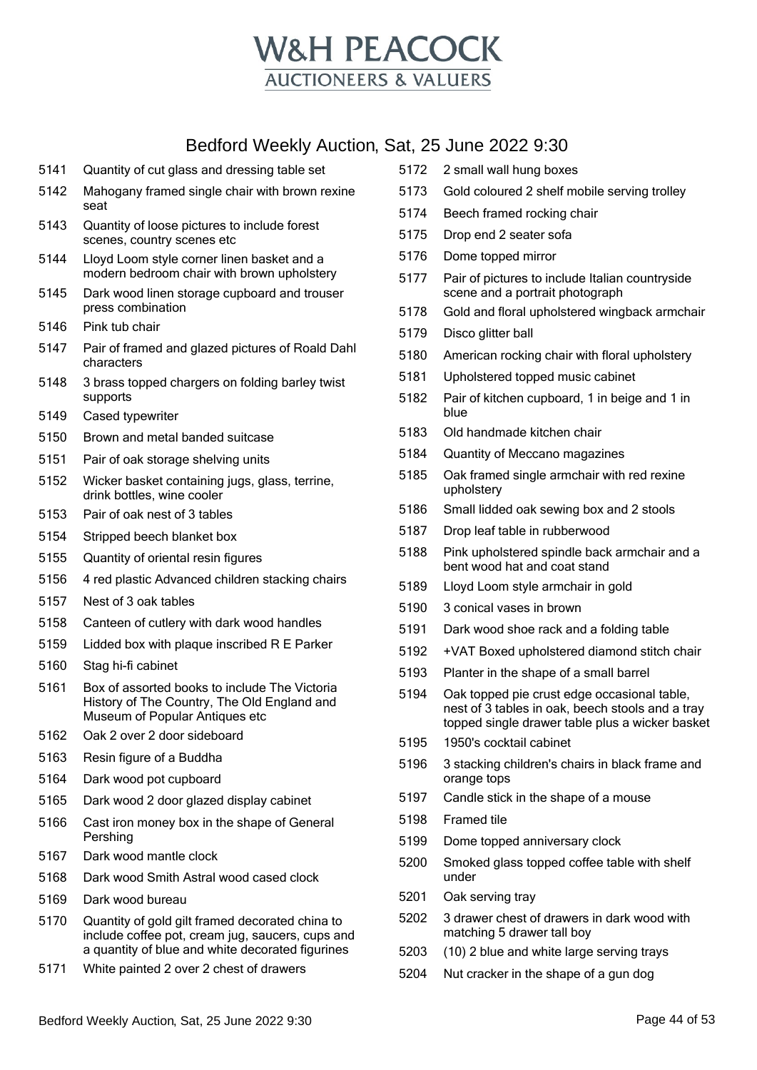# W&H PEACOCK
## AUCTIONEERS & VALUERS

## Bedford Weekly Auction, Sat, 25 June 2022 9:30

| Lot | Description |
|---|---|
| 5141 | Quantity of cut glass and dressing table set |
| 5142 | Mahogany framed single chair with brown rexine seat |
| 5143 | Quantity of loose pictures to include forest scenes, country scenes etc |
| 5144 | Lloyd Loom style corner linen basket and a modern bedroom chair with brown upholstery |
| 5145 | Dark wood linen storage cupboard and trouser press combination |
| 5146 | Pink tub chair |
| 5147 | Pair of framed and glazed pictures of Roald Dahl characters |
| 5148 | 3 brass topped chargers on folding barley twist supports |
| 5149 | Cased typewriter |
| 5150 | Brown and metal banded suitcase |
| 5151 | Pair of oak storage shelving units |
| 5152 | Wicker basket containing jugs, glass, terrine, drink bottles, wine cooler |
| 5153 | Pair of oak nest of 3 tables |
| 5154 | Stripped beech blanket box |
| 5155 | Quantity of oriental resin figures |
| 5156 | 4 red plastic Advanced children stacking chairs |
| 5157 | Nest of 3 oak tables |
| 5158 | Canteen of cutlery with dark wood handles |
| 5159 | Lidded box with plaque inscribed R E Parker |
| 5160 | Stag hi-fi cabinet |
| 5161 | Box of assorted books to include The Victoria History of The Country, The Old England and Museum of Popular Antiques etc |
| 5162 | Oak 2 over 2 door sideboard |
| 5163 | Resin figure of a Buddha |
| 5164 | Dark wood pot cupboard |
| 5165 | Dark wood 2 door glazed display cabinet |
| 5166 | Cast iron money box in the shape of General Pershing |
| 5167 | Dark wood mantle clock |
| 5168 | Dark wood Smith Astral wood cased clock |
| 5169 | Dark wood bureau |
| 5170 | Quantity of gold gilt framed decorated china to include coffee pot, cream jug, saucers, cups and a quantity of blue and white decorated figurines |
| 5171 | White painted 2 over 2 chest of drawers |
| 5172 | 2 small wall hung boxes |
| 5173 | Gold coloured 2 shelf mobile serving trolley |
| 5174 | Beech framed rocking chair |
| 5175 | Drop end 2 seater sofa |
| 5176 | Dome topped mirror |
| 5177 | Pair of pictures to include Italian countryside scene and a portrait photograph |
| 5178 | Gold and floral upholstered wingback armchair |
| 5179 | Disco glitter ball |
| 5180 | American rocking chair with floral upholstery |
| 5181 | Upholstered topped music cabinet |
| 5182 | Pair of kitchen cupboard, 1 in beige and 1 in blue |
| 5183 | Old handmade kitchen chair |
| 5184 | Quantity of Meccano magazines |
| 5185 | Oak framed single armchair with red rexine upholstery |
| 5186 | Small lidded oak sewing box and 2 stools |
| 5187 | Drop leaf table in rubberwood |
| 5188 | Pink upholstered spindle back armchair and a bent wood hat and coat stand |
| 5189 | Lloyd Loom style armchair in gold |
| 5190 | 3 conical vases in brown |
| 5191 | Dark wood shoe rack and a folding table |
| 5192 | +VAT Boxed upholstered diamond stitch chair |
| 5193 | Planter in the shape of a small barrel |
| 5194 | Oak topped pie crust edge occasional table, nest of 3 tables in oak, beech stools and a tray topped single drawer table plus a wicker basket |
| 5195 | 1950's cocktail cabinet |
| 5196 | 3 stacking children's chairs in black frame and orange tops |
| 5197 | Candle stick in the shape of a mouse |
| 5198 | Framed tile |
| 5199 | Dome topped anniversary clock |
| 5200 | Smoked glass topped coffee table with shelf under |
| 5201 | Oak serving tray |
| 5202 | 3 drawer chest of drawers in dark wood with matching 5 drawer tall boy |
| 5203 | (10) 2 blue and white large serving trays |
| 5204 | Nut cracker in the shape of a gun dog |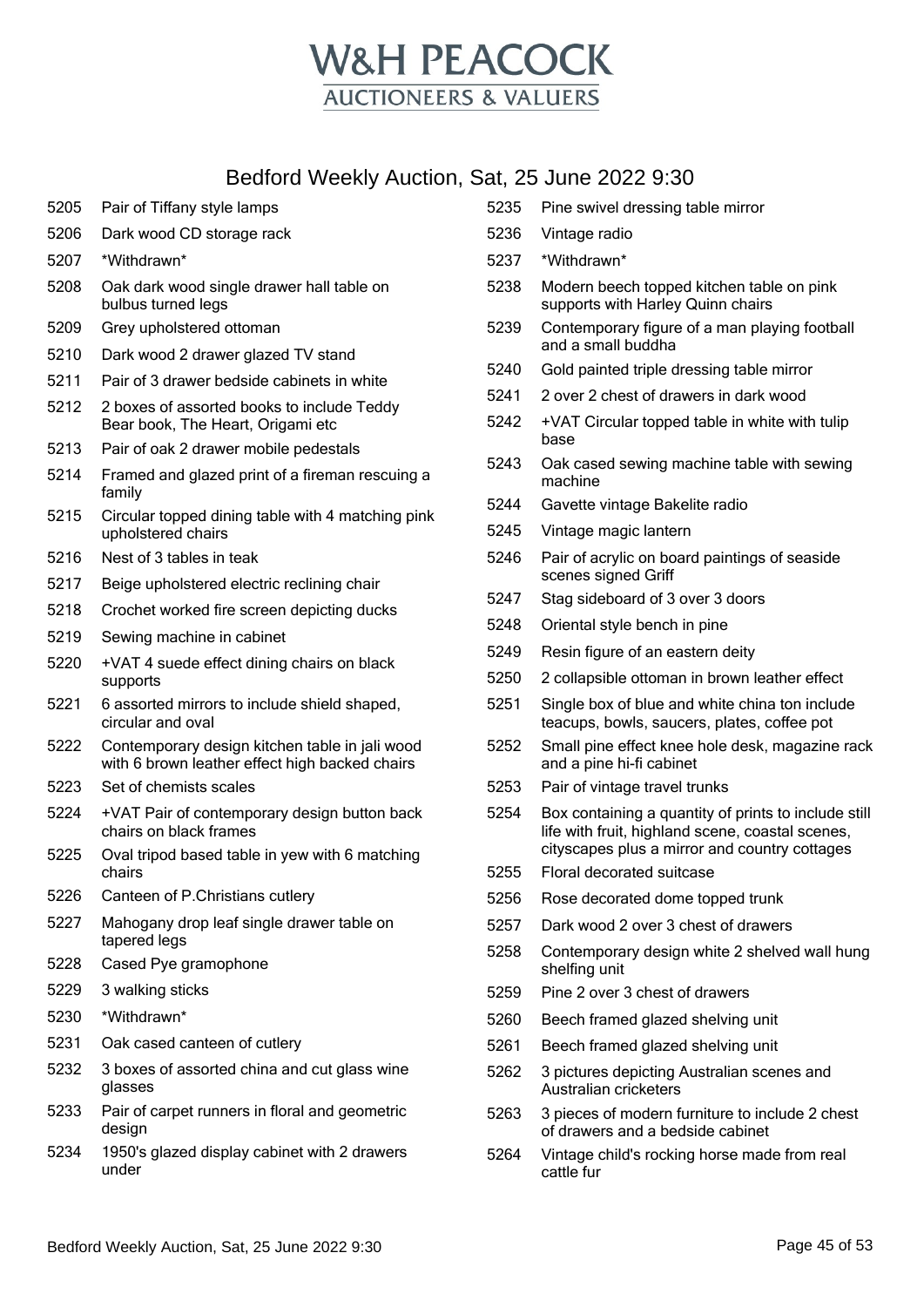# W&H PEACOCK
## AUCTIONEERS & VALUERS

## Bedford Weekly Auction, Sat, 25 June 2022 9:30

| Lot | Description |
|---|---|
| 5205 | Pair of Tiffany style lamps |
| 5206 | Dark wood CD storage rack |
| 5207 | *Withdrawn* |
| 5208 | Oak dark wood single drawer hall table on bulbus turned legs |
| 5209 | Grey upholstered ottoman |
| 5210 | Dark wood 2 drawer glazed TV stand |
| 5211 | Pair of 3 drawer bedside cabinets in white |
| 5212 | 2 boxes of assorted books to include Teddy Bear book, The Heart, Origami etc |
| 5213 | Pair of oak 2 drawer mobile pedestals |
| 5214 | Framed and glazed print of a fireman rescuing a family |
| 5215 | Circular topped dining table with 4 matching pink upholstered chairs |
| 5216 | Nest of 3 tables in teak |
| 5217 | Beige upholstered electric reclining chair |
| 5218 | Crochet worked fire screen depicting ducks |
| 5219 | Sewing machine in cabinet |
| 5220 | +VAT 4 suede effect dining chairs on black supports |
| 5221 | 6 assorted mirrors to include shield shaped, circular and oval |
| 5222 | Contemporary design kitchen table in jali wood with 6 brown leather effect high backed chairs |
| 5223 | Set of chemists scales |
| 5224 | +VAT Pair of contemporary design button back chairs on black frames |
| 5225 | Oval tripod based table in yew with 6 matching chairs |
| 5226 | Canteen of P.Christians cutlery |
| 5227 | Mahogany drop leaf single drawer table on tapered legs |
| 5228 | Cased Pye gramophone |
| 5229 | 3 walking sticks |
| 5230 | *Withdrawn* |
| 5231 | Oak cased canteen of cutlery |
| 5232 | 3 boxes of assorted china and cut glass wine glasses |
| 5233 | Pair of carpet runners in floral and geometric design |
| 5234 | 1950's glazed display cabinet with 2 drawers under |
| 5235 | Pine swivel dressing table mirror |
| 5236 | Vintage radio |
| 5237 | *Withdrawn* |
| 5238 | Modern beech topped kitchen table on pink supports with Harley Quinn chairs |
| 5239 | Contemporary figure of a man playing football and a small buddha |
| 5240 | Gold painted triple dressing table mirror |
| 5241 | 2 over 2 chest of drawers in dark wood |
| 5242 | +VAT Circular topped table in white with tulip base |
| 5243 | Oak cased sewing machine table with sewing machine |
| 5244 | Gavette vintage Bakelite radio |
| 5245 | Vintage magic lantern |
| 5246 | Pair of acrylic on board paintings of seaside scenes signed Griff |
| 5247 | Stag sideboard of 3 over 3 doors |
| 5248 | Oriental style bench in pine |
| 5249 | Resin figure of an eastern deity |
| 5250 | 2 collapsible ottoman in brown leather effect |
| 5251 | Single box of blue and white china ton include teacups, bowls, saucers, plates, coffee pot |
| 5252 | Small pine effect knee hole desk, magazine rack and a pine hi-fi cabinet |
| 5253 | Pair of vintage travel trunks |
| 5254 | Box containing a quantity of prints to include still life with fruit, highland scene, coastal scenes, cityscapes plus a mirror and country cottages |
| 5255 | Floral decorated suitcase |
| 5256 | Rose decorated dome topped trunk |
| 5257 | Dark wood 2 over 3 chest of drawers |
| 5258 | Contemporary design white 2 shelved wall hung shelfing unit |
| 5259 | Pine 2 over 3 chest of drawers |
| 5260 | Beech framed glazed shelving unit |
| 5261 | Beech framed glazed shelving unit |
| 5262 | 3 pictures depicting Australian scenes and Australian cricketers |
| 5263 | 3 pieces of modern furniture to include 2 chest of drawers and a bedside cabinet |
| 5264 | Vintage child's rocking horse made from real cattle fur |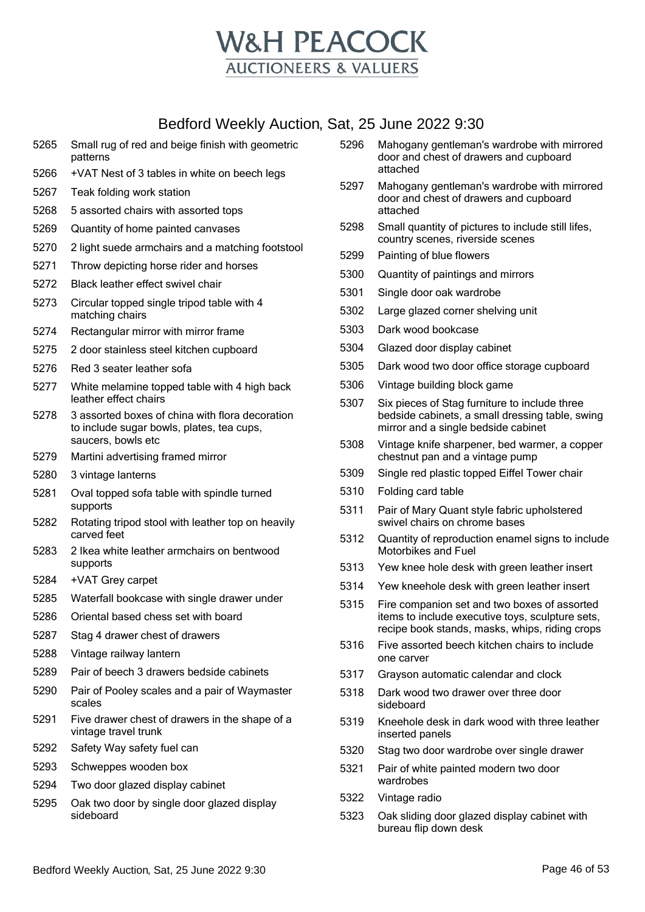# W&H PEACOCK

## AUCTIONEERS & VALUERS

## Bedford Weekly Auction, Sat, 25 June 2022 9:30

| Lot | Description |
|---|---|
| 5265 | Small rug of red and beige finish with geometric patterns |
| 5266 | +VAT Nest of 3 tables in white on beech legs |
| 5267 | Teak folding work station |
| 5268 | 5 assorted chairs with assorted tops |
| 5269 | Quantity of home painted canvases |
| 5270 | 2 light suede armchairs and a matching footstool |
| 5271 | Throw depicting horse rider and horses |
| 5272 | Black leather effect swivel chair |
| 5273 | Circular topped single tripod table with 4 matching chairs |
| 5274 | Rectangular mirror with mirror frame |
| 5275 | 2 door stainless steel kitchen cupboard |
| 5276 | Red 3 seater leather sofa |
| 5277 | White melamine topped table with 4 high back leather effect chairs |
| 5278 | 3 assorted boxes of china with flora decoration to include sugar bowls, plates, tea cups, saucers, bowls etc |
| 5279 | Martini advertising framed mirror |
| 5280 | 3 vintage lanterns |
| 5281 | Oval topped sofa table with spindle turned supports |
| 5282 | Rotating tripod stool with leather top on heavily carved feet |
| 5283 | 2 Ikea white leather armchairs on bentwood supports |
| 5284 | +VAT Grey carpet |
| 5285 | Waterfall bookcase with single drawer under |
| 5286 | Oriental based chess set with board |
| 5287 | Stag 4 drawer chest of drawers |
| 5288 | Vintage railway lantern |
| 5289 | Pair of beech 3 drawers bedside cabinets |
| 5290 | Pair of Pooley scales and a pair of Waymaster scales |
| 5291 | Five drawer chest of drawers in the shape of a vintage travel trunk |
| 5292 | Safety Way safety fuel can |
| 5293 | Schweppes wooden box |
| 5294 | Two door glazed display cabinet |
| 5295 | Oak two door by single door glazed display sideboard |
| 5296 | Mahogany gentleman's wardrobe with mirrored door and chest of drawers and cupboard attached |
| 5297 | Mahogany gentleman's wardrobe with mirrored door and chest of drawers and cupboard attached |
| 5298 | Small quantity of pictures to include still lifes, country scenes, riverside scenes |
| 5299 | Painting of blue flowers |
| 5300 | Quantity of paintings and mirrors |
| 5301 | Single door oak wardrobe |
| 5302 | Large glazed corner shelving unit |
| 5303 | Dark wood bookcase |
| 5304 | Glazed door display cabinet |
| 5305 | Dark wood two door office storage cupboard |
| 5306 | Vintage building block game |
| 5307 | Six pieces of Stag furniture to include three bedside cabinets, a small dressing table, swing mirror and a single bedside cabinet |
| 5308 | Vintage knife sharpener, bed warmer, a copper chestnut pan and a vintage pump |
| 5309 | Single red plastic topped Eiffel Tower chair |
| 5310 | Folding card table |
| 5311 | Pair of Mary Quant style fabric upholstered swivel chairs on chrome bases |
| 5312 | Quantity of reproduction enamel signs to include Motorbikes and Fuel |
| 5313 | Yew knee hole desk with green leather insert |
| 5314 | Yew kneehole desk with green leather insert |
| 5315 | Fire companion set and two boxes of assorted items to include executive toys, sculpture sets, recipe book stands, masks, whips, riding crops |
| 5316 | Five assorted beech kitchen chairs to include one carver |
| 5317 | Grayson automatic calendar and clock |
| 5318 | Dark wood two drawer over three door sideboard |
| 5319 | Kneehole desk in dark wood with three leather inserted panels |
| 5320 | Stag two door wardrobe over single drawer |
| 5321 | Pair of white painted modern two door wardrobes |
| 5322 | Vintage radio |
| 5323 | Oak sliding door glazed display cabinet with bureau flip down desk |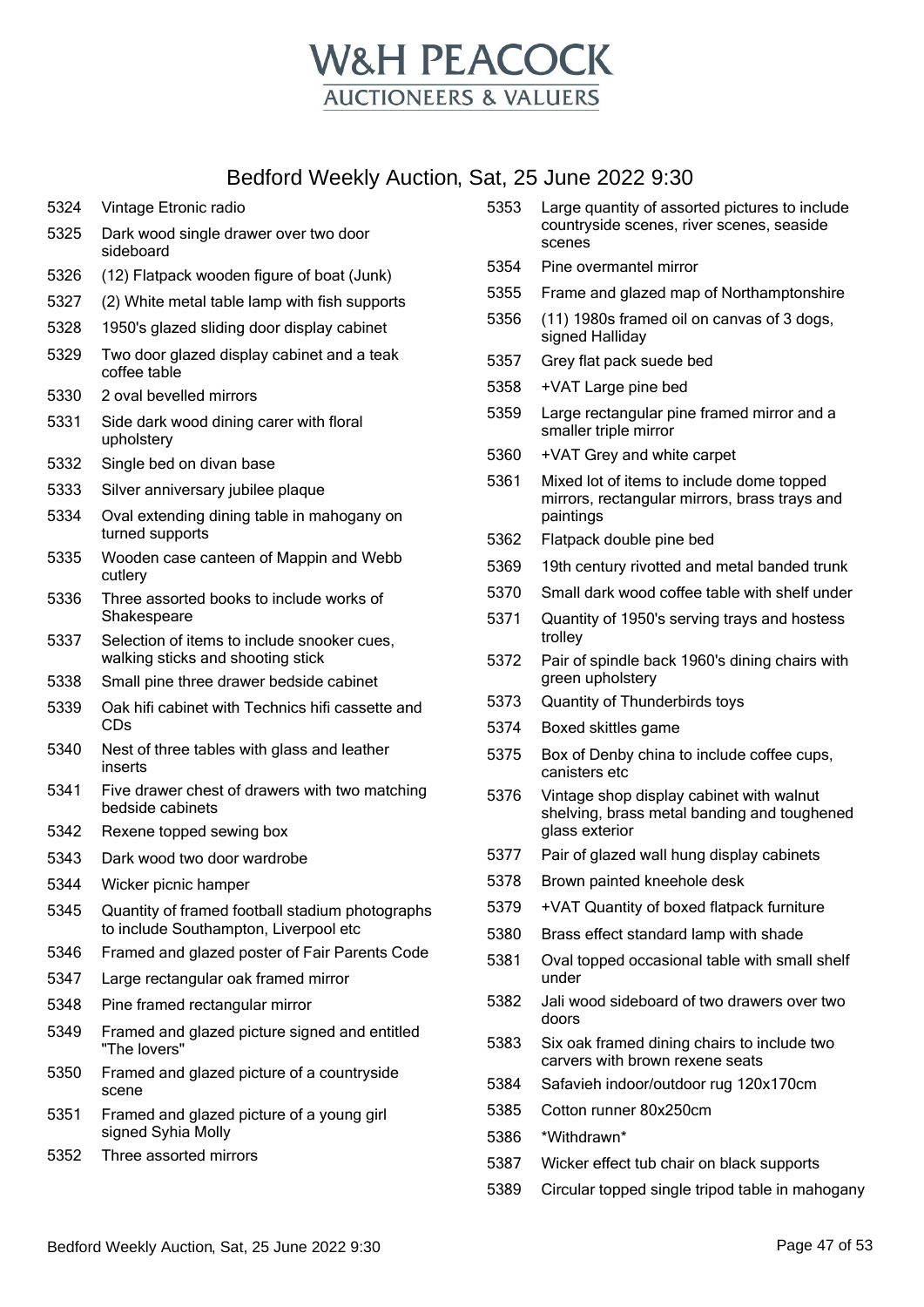# W&H PEACOCK
## AUCTIONEERS & VALUERS

## Bedford Weekly Auction, Sat, 25 June 2022 9:30

| Lot | Description |
|---|---|
| 5324 | Vintage Etronic radio |
| 5325 | Dark wood single drawer over two door sideboard |
| 5326 | (12) Flatpack wooden figure of boat (Junk) |
| 5327 | (2) White metal table lamp with fish supports |
| 5328 | 1950's glazed sliding door display cabinet |
| 5329 | Two door glazed display cabinet and a teak coffee table |
| 5330 | 2 oval bevelled mirrors |
| 5331 | Side dark wood dining carer with floral upholstery |
| 5332 | Single bed on divan base |
| 5333 | Silver anniversary jubilee plaque |
| 5334 | Oval extending dining table in mahogany on turned supports |
| 5335 | Wooden case canteen of Mappin and Webb cutlery |
| 5336 | Three assorted books to include works of Shakespeare |
| 5337 | Selection of items to include snooker cues, walking sticks and shooting stick |
| 5338 | Small pine three drawer bedside cabinet |
| 5339 | Oak hifi cabinet with Technics hifi cassette and CDs |
| 5340 | Nest of three tables with glass and leather inserts |
| 5341 | Five drawer chest of drawers with two matching bedside cabinets |
| 5342 | Rexene topped sewing box |
| 5343 | Dark wood two door wardrobe |
| 5344 | Wicker picnic hamper |
| 5345 | Quantity of framed football stadium photographs to include Southampton, Liverpool etc |
| 5346 | Framed and glazed poster of Fair Parents Code |
| 5347 | Large rectangular oak framed mirror |
| 5348 | Pine framed rectangular mirror |
| 5349 | Framed and glazed picture signed and entitled "The lovers" |
| 5350 | Framed and glazed picture of a countryside scene |
| 5351 | Framed and glazed picture of a young girl signed Syhia Molly |
| 5352 | Three assorted mirrors |
| 5353 | Large quantity of assorted pictures to include countryside scenes, river scenes, seaside scenes |
| 5354 | Pine overmantel mirror |
| 5355 | Frame and glazed map of Northamptonshire |
| 5356 | (11) 1980s framed oil on canvas of 3 dogs, signed Halliday |
| 5357 | Grey flat pack suede bed |
| 5358 | +VAT Large pine bed |
| 5359 | Large rectangular pine framed mirror and a smaller triple mirror |
| 5360 | +VAT Grey and white carpet |
| 5361 | Mixed lot of items to include dome topped mirrors, rectangular mirrors, brass trays and paintings |
| 5362 | Flatpack double pine bed |
| 5369 | 19th century rivotted and metal banded trunk |
| 5370 | Small dark wood coffee table with shelf under |
| 5371 | Quantity of 1950's serving trays and hostess trolley |
| 5372 | Pair of spindle back 1960's dining chairs with green upholstery |
| 5373 | Quantity of Thunderbirds toys |
| 5374 | Boxed skittles game |
| 5375 | Box of Denby china to include coffee cups, canisters etc |
| 5376 | Vintage shop display cabinet with walnut shelving, brass metal banding and toughened glass exterior |
| 5377 | Pair of glazed wall hung display cabinets |
| 5378 | Brown painted kneehole desk |
| 5379 | +VAT Quantity of boxed flatpack furniture |
| 5380 | Brass effect standard lamp with shade |
| 5381 | Oval topped occasional table with small shelf under |
| 5382 | Jali wood sideboard of two drawers over two doors |
| 5383 | Six oak framed dining chairs to include two carvers with brown rexene seats |
| 5384 | Safavieh indoor/outdoor rug 120x170cm |
| 5385 | Cotton runner 80x250cm |
| 5386 | *Withdrawn* |
| 5387 | Wicker effect tub chair on black supports |
| 5389 | Circular topped single tripod table in mahogany |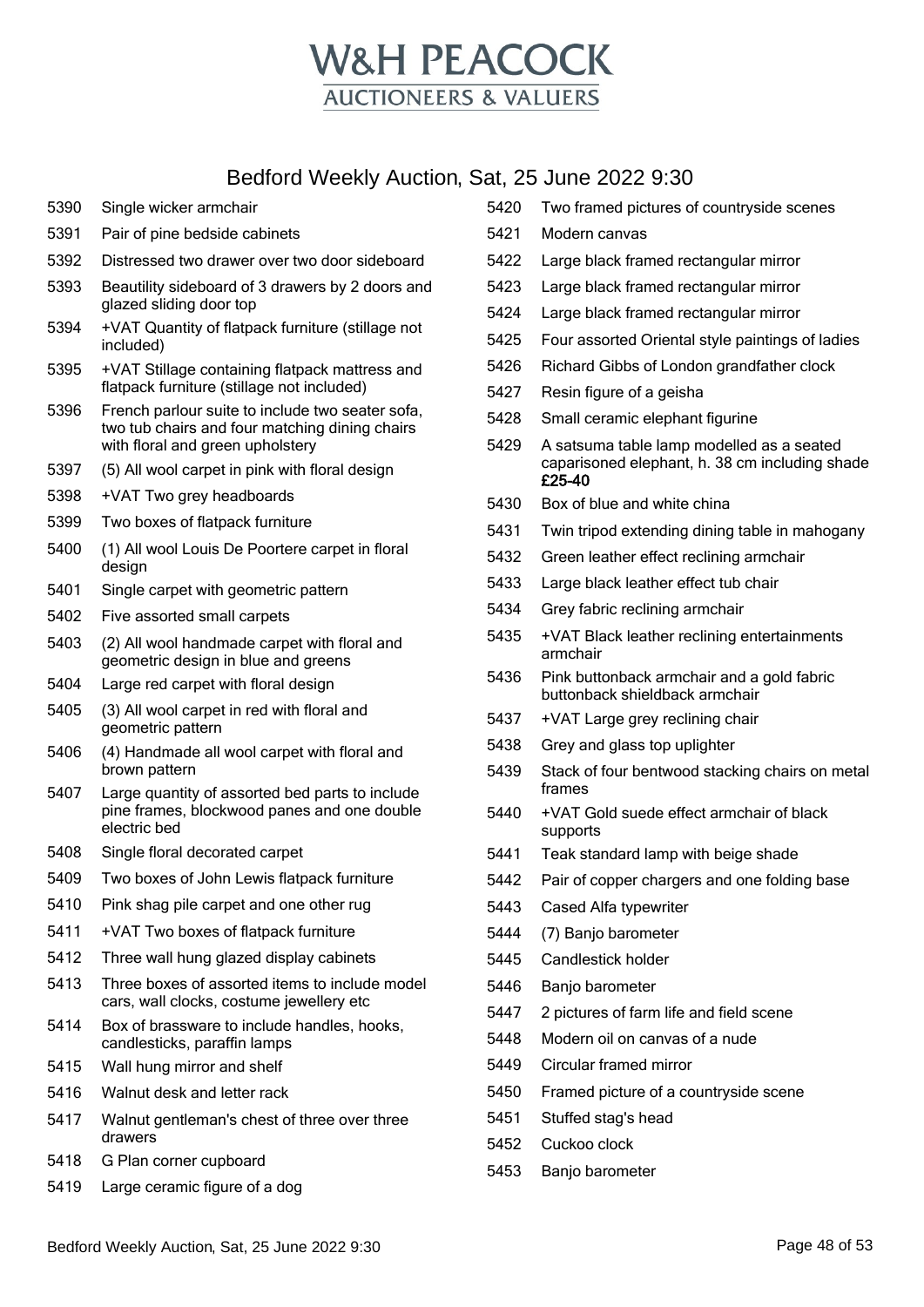# W&H PEACOCK
## AUCTIONEERS & VALUERS

## Bedford Weekly Auction, Sat, 25 June 2022 9:30

| Lot | Description |
|---|---|
| 5390 | Single wicker armchair |
| 5391 | Pair of pine bedside cabinets |
| 5392 | Distressed two drawer over two door sideboard |
| 5393 | Beautility sideboard of 3 drawers by 2 doors and glazed sliding door top |
| 5394 | +VAT Quantity of flatpack furniture (stillage not included) |
| 5395 | +VAT Stillage containing flatpack mattress and flatpack furniture (stillage not included) |
| 5396 | French parlour suite to include two seater sofa, two tub chairs and four matching dining chairs with floral and green upholstery |
| 5397 | (5) All wool carpet in pink with floral design |
| 5398 | +VAT Two grey headboards |
| 5399 | Two boxes of flatpack furniture |
| 5400 | (1) All wool Louis De Poortere carpet in floral design |
| 5401 | Single carpet with geometric pattern |
| 5402 | Five assorted small carpets |
| 5403 | (2) All wool handmade carpet with floral and geometric design in blue and greens |
| 5404 | Large red carpet with floral design |
| 5405 | (3) All wool carpet in red with floral and geometric pattern |
| 5406 | (4) Handmade all wool carpet with floral and brown pattern |
| 5407 | Large quantity of assorted bed parts to include pine frames, blockwood panes and one double electric bed |
| 5408 | Single floral decorated carpet |
| 5409 | Two boxes of John Lewis flatpack furniture |
| 5410 | Pink shag pile carpet and one other rug |
| 5411 | +VAT Two boxes of flatpack furniture |
| 5412 | Three wall hung glazed display cabinets |
| 5413 | Three boxes of assorted items to include model cars, wall clocks, costume jewellery etc |
| 5414 | Box of brassware to include handles, hooks, candlesticks, paraffin lamps |
| 5415 | Wall hung mirror and shelf |
| 5416 | Walnut desk and letter rack |
| 5417 | Walnut gentleman's chest of three over three drawers |
| 5418 | G Plan corner cupboard |
| 5419 | Large ceramic figure of a dog |
| 5420 | Two framed pictures of countryside scenes |
| 5421 | Modern canvas |
| 5422 | Large black framed rectangular mirror |
| 5423 | Large black framed rectangular mirror |
| 5424 | Large black framed rectangular mirror |
| 5425 | Four assorted Oriental style paintings of ladies |
| 5426 | Richard Gibbs of London grandfather clock |
| 5427 | Resin figure of a geisha |
| 5428 | Small ceramic elephant figurine |
| 5429 | A satsuma table lamp modelled as a seated caparisoned elephant, h. 38 cm including shade **£25-40** |
| 5430 | Box of blue and white china |
| 5431 | Twin tripod extending dining table in mahogany |
| 5432 | Green leather effect reclining armchair |
| 5433 | Large black leather effect tub chair |
| 5434 | Grey fabric reclining armchair |
| 5435 | +VAT Black leather reclining entertainments armchair |
| 5436 | Pink buttonback armchair and a gold fabric buttonback shieldback armchair |
| 5437 | +VAT Large grey reclining chair |
| 5438 | Grey and glass top uplighter |
| 5439 | Stack of four bentwood stacking chairs on metal frames |
| 5440 | +VAT Gold suede effect armchair of black supports |
| 5441 | Teak standard lamp with beige shade |
| 5442 | Pair of copper chargers and one folding base |
| 5443 | Cased Alfa typewriter |
| 5444 | (7) Banjo barometer |
| 5445 | Candlestick holder |
| 5446 | Banjo barometer |
| 5447 | 2 pictures of farm life and field scene |
| 5448 | Modern oil on canvas of a nude |
| 5449 | Circular framed mirror |
| 5450 | Framed picture of a countryside scene |
| 5451 | Stuffed stag's head |
| 5452 | Cuckoo clock |
| 5453 | Banjo barometer |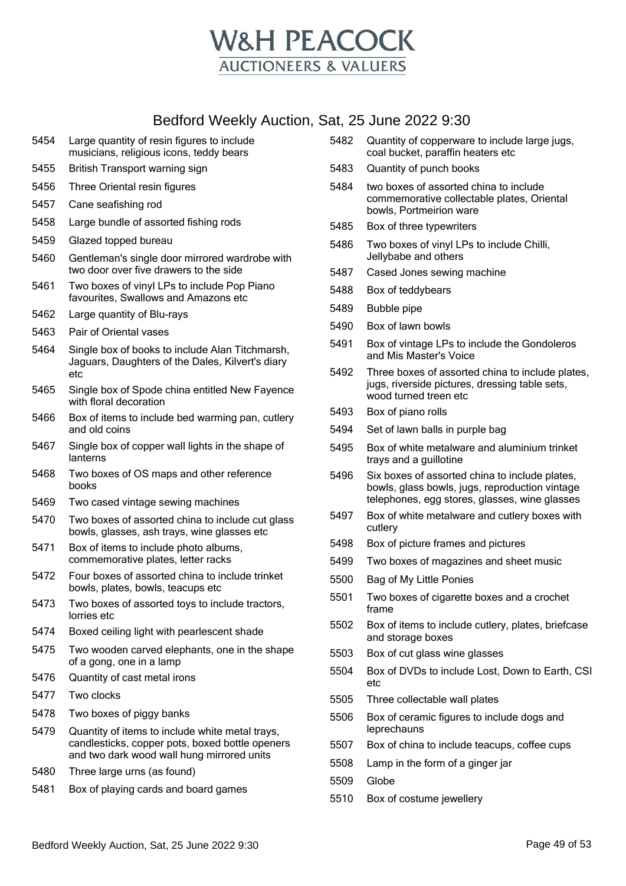# W&H PEACOCK

AUCTIONEERS & VALUERS

## Bedford Weekly Auction, Sat, 25 June 2022 9:30

| Lot | Description |
|---|---|
| 5454 | Large quantity of resin figures to include musicians, religious icons, teddy bears |
| 5455 | British Transport warning sign |
| 5456 | Three Oriental resin figures |
| 5457 | Cane seafishing rod |
| 5458 | Large bundle of assorted fishing rods |
| 5459 | Glazed topped bureau |
| 5460 | Gentleman's single door mirrored wardrobe with two door over five drawers to the side |
| 5461 | Two boxes of vinyl LPs to include Pop Piano favourites, Swallows and Amazons etc |
| 5462 | Large quantity of Blu-rays |
| 5463 | Pair of Oriental vases |
| 5464 | Single box of books to include Alan Titchmarsh, Jaguars, Daughters of the Dales, Kilvert's diary etc |
| 5465 | Single box of Spode china entitled New Fayence with floral decoration |
| 5466 | Box of items to include bed warming pan, cutlery and old coins |
| 5467 | Single box of copper wall lights in the shape of lanterns |
| 5468 | Two boxes of OS maps and other reference books |
| 5469 | Two cased vintage sewing machines |
| 5470 | Two boxes of assorted china to include cut glass bowls, glasses, ash trays, wine glasses etc |
| 5471 | Box of items to include photo albums, commemorative plates, letter racks |
| 5472 | Four boxes of assorted china to include trinket bowls, plates, bowls, teacups etc |
| 5473 | Two boxes of assorted toys to include tractors, lorries etc |
| 5474 | Boxed ceiling light with pearlescent shade |
| 5475 | Two wooden carved elephants, one in the shape of a gong, one in a lamp |
| 5476 | Quantity of cast metal irons |
| 5477 | Two clocks |
| 5478 | Two boxes of piggy banks |
| 5479 | Quantity of items to include white metal trays, candlesticks, copper pots, boxed bottle openers and two dark wood wall hung mirrored units |
| 5480 | Three large urns (as found) |
| 5481 | Box of playing cards and board games |
| 5482 | Quantity of copperware to include large jugs, coal bucket, paraffin heaters etc |
| 5483 | Quantity of punch books |
| 5484 | two boxes of assorted china to include commemorative collectable plates, Oriental bowls, Portmeirion ware |
| 5485 | Box of three typewriters |
| 5486 | Two boxes of vinyl LPs to include Chilli, Jellybabe and others |
| 5487 | Cased Jones sewing machine |
| 5488 | Box of teddybears |
| 5489 | Bubble pipe |
| 5490 | Box of lawn bowls |
| 5491 | Box of vintage LPs to include the Gondoleros and Mis Master's Voice |
| 5492 | Three boxes of assorted china to include plates, jugs, riverside pictures, dressing table sets, wood turned treen etc |
| 5493 | Box of piano rolls |
| 5494 | Set of lawn balls in purple bag |
| 5495 | Box of white metalware and aluminium trinket trays and a guillotine |
| 5496 | Six boxes of assorted china to include plates, bowls, glass bowls, jugs, reproduction vintage telephones, egg stores, glasses, wine glasses |
| 5497 | Box of white metalware and cutlery boxes with cutlery |
| 5498 | Box of picture frames and pictures |
| 5499 | Two boxes of magazines and sheet music |
| 5500 | Bag of My Little Ponies |
| 5501 | Two boxes of cigarette boxes and a crochet frame |
| 5502 | Box of items to include cutlery, plates, briefcase and storage boxes |
| 5503 | Box of cut glass wine glasses |
| 5504 | Box of DVDs to include Lost, Down to Earth, CSI etc |
| 5505 | Three collectable wall plates |
| 5506 | Box of ceramic figures to include dogs and leprechauns |
| 5507 | Box of china to include teacups, coffee cups |
| 5508 | Lamp in the form of a ginger jar |
| 5509 | Globe |
| 5510 | Box of costume jewellery |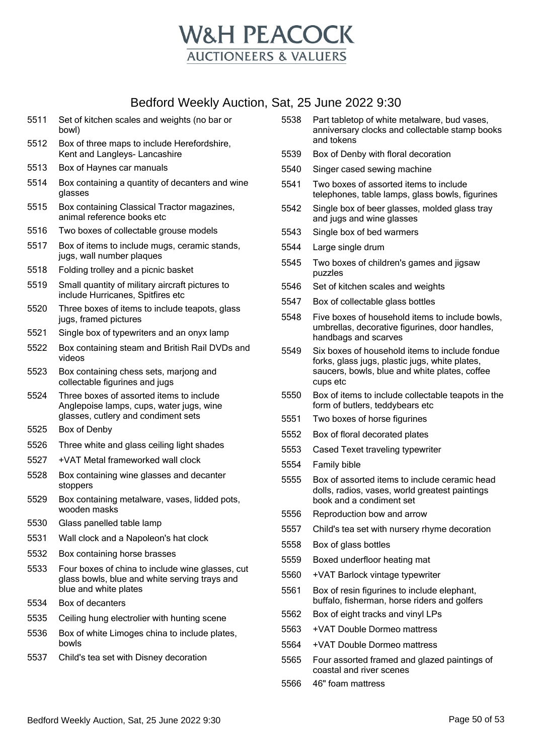# W&H PEACOCK
AUCTIONEERS & VALUERS

## Bedford Weekly Auction, Sat, 25 June 2022 9:30

| Lot | Description |
|---|---|
| 5511 | Set of kitchen scales and weights (no bar or bowl) |
| 5512 | Box of three maps to include Herefordshire, Kent and Langleys- Lancashire |
| 5513 | Box of Haynes car manuals |
| 5514 | Box containing a quantity of decanters and wine glasses |
| 5515 | Box containing Classical Tractor magazines, animal reference books etc |
| 5516 | Two boxes of collectable grouse models |
| 5517 | Box of items to include mugs, ceramic stands, jugs, wall number plaques |
| 5518 | Folding trolley and a picnic basket |
| 5519 | Small quantity of military aircraft pictures to include Hurricanes, Spitfires etc |
| 5520 | Three boxes of items to include teapots, glass jugs, framed pictures |
| 5521 | Single box of typewriters and an onyx lamp |
| 5522 | Box containing steam and British Rail DVDs and videos |
| 5523 | Box containing chess sets, marjong and collectable figurines and jugs |
| 5524 | Three boxes of assorted items to include Anglepoise lamps, cups, water jugs, wine glasses, cutlery and condiment sets |
| 5525 | Box of Denby |
| 5526 | Three white and glass ceiling light shades |
| 5527 | +VAT Metal frameworked wall clock |
| 5528 | Box containing wine glasses and decanter stoppers |
| 5529 | Box containing metalware, vases, lidded pots, wooden masks |
| 5530 | Glass panelled table lamp |
| 5531 | Wall clock and a Napoleon's hat clock |
| 5532 | Box containing horse brasses |
| 5533 | Four boxes of china to include wine glasses, cut glass bowls, blue and white serving trays and blue and white plates |
| 5534 | Box of decanters |
| 5535 | Ceiling hung electrolier with hunting scene |
| 5536 | Box of white Limoges china to include plates, bowls |
| 5537 | Child's tea set with Disney decoration |
| 5538 | Part tabletop of white metalware, bud vases, anniversary clocks and collectable stamp books and tokens |
| 5539 | Box of Denby with floral decoration |
| 5540 | Singer cased sewing machine |
| 5541 | Two boxes of assorted items to include telephones, table lamps, glass bowls, figurines |
| 5542 | Single box of beer glasses, molded glass tray and jugs and wine glasses |
| 5543 | Single box of bed warmers |
| 5544 | Large single drum |
| 5545 | Two boxes of children's games and jigsaw puzzles |
| 5546 | Set of kitchen scales and weights |
| 5547 | Box of collectable glass bottles |
| 5548 | Five boxes of household items to include bowls, umbrellas, decorative figurines, door handles, handbags and scarves |
| 5549 | Six boxes of household items to include fondue forks, glass jugs, plastic jugs, white plates, saucers, bowls, blue and white plates, coffee cups etc |
| 5550 | Box of items to include collectable teapots in the form of butlers, teddybears etc |
| 5551 | Two boxes of horse figurines |
| 5552 | Box of floral decorated plates |
| 5553 | Cased Texet traveling typewriter |
| 5554 | Family bible |
| 5555 | Box of assorted items to include ceramic head dolls, radios, vases, world greatest paintings book and a condiment set |
| 5556 | Reproduction bow and arrow |
| 5557 | Child's tea set with nursery rhyme decoration |
| 5558 | Box of glass bottles |
| 5559 | Boxed underfloor heating mat |
| 5560 | +VAT Barlock vintage typewriter |
| 5561 | Box of resin figurines to include elephant, buffalo, fisherman, horse riders and golfers |
| 5562 | Box of eight tracks and vinyl LPs |
| 5563 | +VAT Double Dormeo mattress |
| 5564 | +VAT Double Dormeo mattress |
| 5565 | Four assorted framed and glazed paintings of coastal and river scenes |
| 5566 | 46" foam mattress |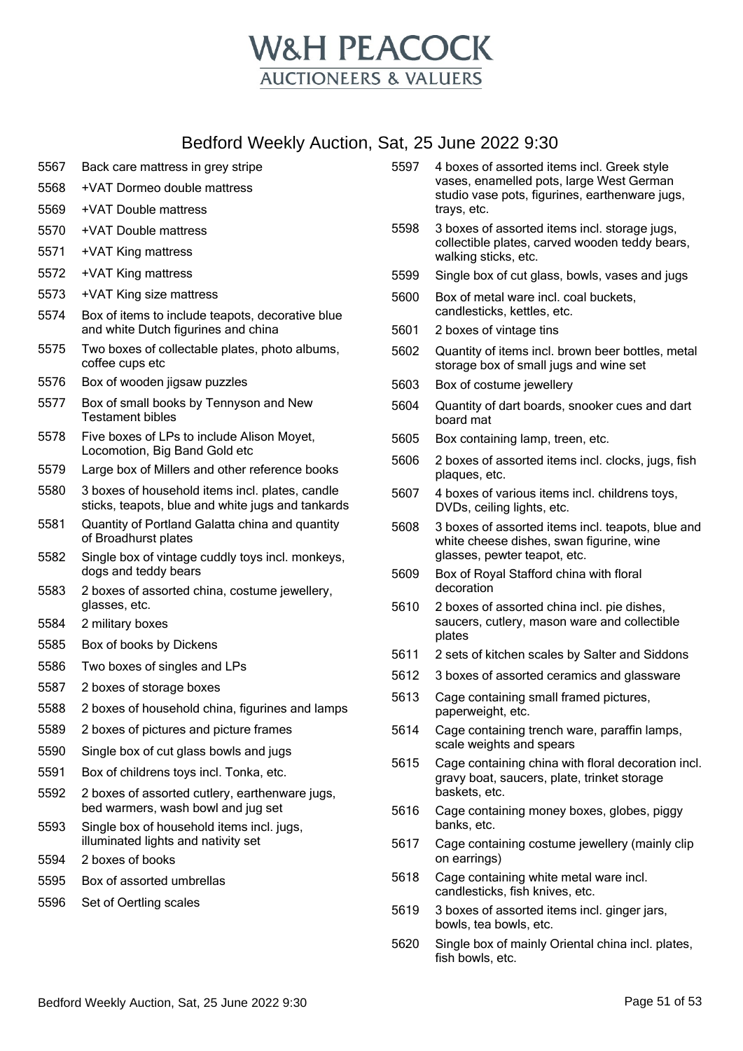# W&H PEACOCK
## AUCTIONEERS & VALUERS

## Bedford Weekly Auction, Sat, 25 June 2022 9:30

| Lot | Description |
|---|---|
| 5567 | Back care mattress in grey stripe |
| 5568 | +VAT Dormeo double mattress |
| 5569 | +VAT Double mattress |
| 5570 | +VAT Double mattress |
| 5571 | +VAT King mattress |
| 5572 | +VAT King mattress |
| 5573 | +VAT King size mattress |
| 5574 | Box of items to include teapots, decorative blue and white Dutch figurines and china |
| 5575 | Two boxes of collectable plates, photo albums, coffee cups etc |
| 5576 | Box of wooden jigsaw puzzles |
| 5577 | Box of small books by Tennyson and New Testament bibles |
| 5578 | Five boxes of LPs to include Alison Moyet, Locomotion, Big Band Gold etc |
| 5579 | Large box of Millers and other reference books |
| 5580 | 3 boxes of household items incl. plates, candle sticks, teapots, blue and white jugs and tankards |
| 5581 | Quantity of Portland Galatta china and quantity of Broadhurst plates |
| 5582 | Single box of vintage cuddly toys incl. monkeys, dogs and teddy bears |
| 5583 | 2 boxes of assorted china, costume jewellery, glasses, etc. |
| 5584 | 2 military boxes |
| 5585 | Box of books by Dickens |
| 5586 | Two boxes of singles and LPs |
| 5587 | 2 boxes of storage boxes |
| 5588 | 2 boxes of household china, figurines and lamps |
| 5589 | 2 boxes of pictures and picture frames |
| 5590 | Single box of cut glass bowls and jugs |
| 5591 | Box of childrens toys incl. Tonka, etc. |
| 5592 | 2 boxes of assorted cutlery, earthenware jugs, bed warmers, wash bowl and jug set |
| 5593 | Single box of household items incl. jugs, illuminated lights and nativity set |
| 5594 | 2 boxes of books |
| 5595 | Box of assorted umbrellas |
| 5596 | Set of Oertling scales |
| 5597 | 4 boxes of assorted items incl. Greek style vases, enamelled pots, large West German studio vase pots, figurines, earthenware jugs, trays, etc. |
| 5598 | 3 boxes of assorted items incl. storage jugs, collectible plates, carved wooden teddy bears, walking sticks, etc. |
| 5599 | Single box of cut glass, bowls, vases and jugs |
| 5600 | Box of metal ware incl. coal buckets, candlesticks, kettles, etc. |
| 5601 | 2 boxes of vintage tins |
| 5602 | Quantity of items incl. brown beer bottles, metal storage box of small jugs and wine set |
| 5603 | Box of costume jewellery |
| 5604 | Quantity of dart boards, snooker cues and dart board mat |
| 5605 | Box containing lamp, treen, etc. |
| 5606 | 2 boxes of assorted items incl. clocks, jugs, fish plaques, etc. |
| 5607 | 4 boxes of various items incl. childrens toys, DVDs, ceiling lights, etc. |
| 5608 | 3 boxes of assorted items incl. teapots, blue and white cheese dishes, swan figurine, wine glasses, pewter teapot, etc. |
| 5609 | Box of Royal Stafford china with floral decoration |
| 5610 | 2 boxes of assorted china incl. pie dishes, saucers, cutlery, mason ware and collectible plates |
| 5611 | 2 sets of kitchen scales by Salter and Siddons |
| 5612 | 3 boxes of assorted ceramics and glassware |
| 5613 | Cage containing small framed pictures, paperweight, etc. |
| 5614 | Cage containing trench ware, paraffin lamps, scale weights and spears |
| 5615 | Cage containing china with floral decoration incl. gravy boat, saucers, plate, trinket storage baskets, etc. |
| 5616 | Cage containing money boxes, globes, piggy banks, etc. |
| 5617 | Cage containing costume jewellery (mainly clip on earrings) |
| 5618 | Cage containing white metal ware incl. candlesticks, fish knives, etc. |
| 5619 | 3 boxes of assorted items incl. ginger jars, bowls, tea bowls, etc. |
| 5620 | Single box of mainly Oriental china incl. plates, fish bowls, etc. |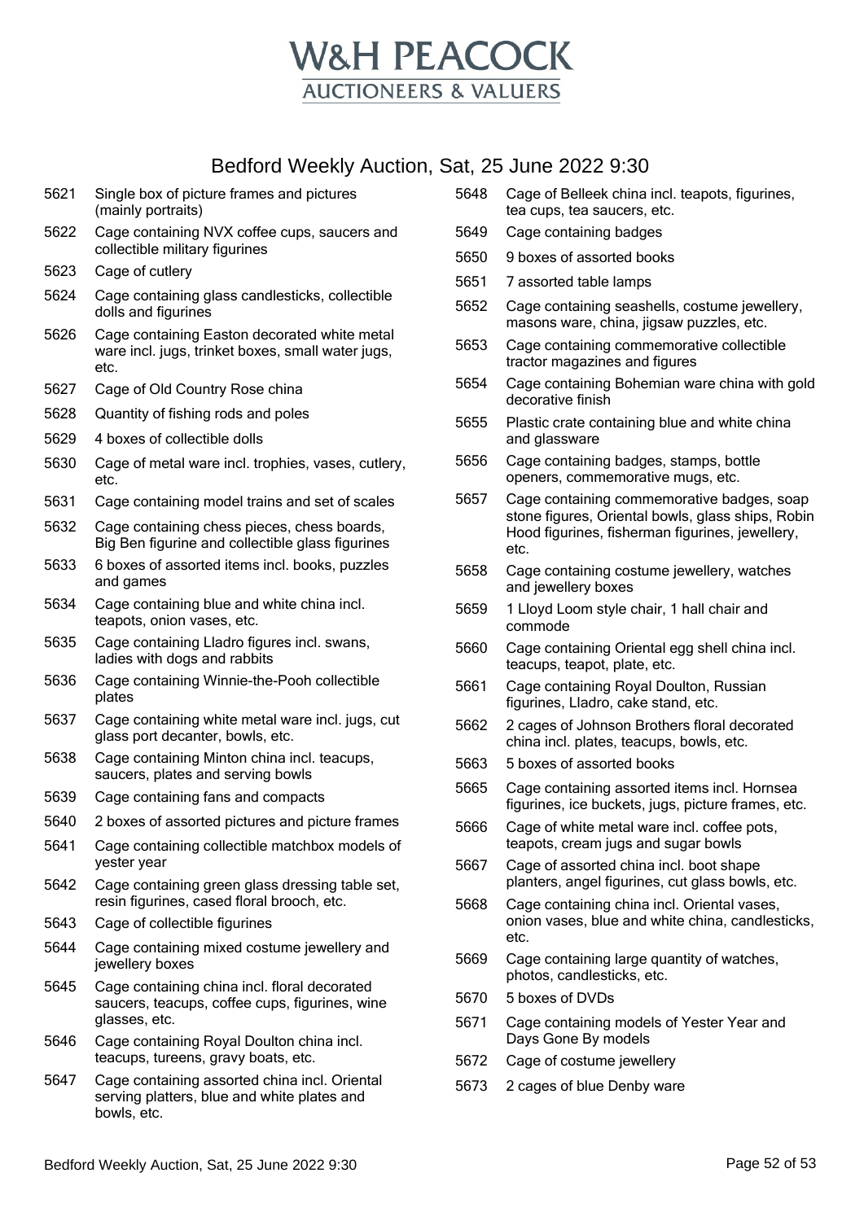# W&H PEACOCK
## AUCTIONEERS & VALUERS

## Bedford Weekly Auction, Sat, 25 June 2022 9:30

| Lot | Description |
|---|---|
| 5621 | Single box of picture frames and pictures (mainly portraits) |
| 5622 | Cage containing NVX coffee cups, saucers and collectible military figurines |
| 5623 | Cage of cutlery |
| 5624 | Cage containing glass candlesticks, collectible dolls and figurines |
| 5626 | Cage containing Easton decorated white metal ware incl. jugs, trinket boxes, small water jugs, etc. |
| 5627 | Cage of Old Country Rose china |
| 5628 | Quantity of fishing rods and poles |
| 5629 | 4 boxes of collectible dolls |
| 5630 | Cage of metal ware incl. trophies, vases, cutlery, etc. |
| 5631 | Cage containing model trains and set of scales |
| 5632 | Cage containing chess pieces, chess boards, Big Ben figurine and collectible glass figurines |
| 5633 | 6 boxes of assorted items incl. books, puzzles and games |
| 5634 | Cage containing blue and white china incl. teapots, onion vases, etc. |
| 5635 | Cage containing Lladro figures incl. swans, ladies with dogs and rabbits |
| 5636 | Cage containing Winnie-the-Pooh collectible plates |
| 5637 | Cage containing white metal ware incl. jugs, cut glass port decanter, bowls, etc. |
| 5638 | Cage containing Minton china incl. teacups, saucers, plates and serving bowls |
| 5639 | Cage containing fans and compacts |
| 5640 | 2 boxes of assorted pictures and picture frames |
| 5641 | Cage containing collectible matchbox models of yester year |
| 5642 | Cage containing green glass dressing table set, resin figurines, cased floral brooch, etc. |
| 5643 | Cage of collectible figurines |
| 5644 | Cage containing mixed costume jewellery and jewellery boxes |
| 5645 | Cage containing china incl. floral decorated saucers, teacups, coffee cups, figurines, wine glasses, etc. |
| 5646 | Cage containing Royal Doulton china incl. teacups, tureens, gravy boats, etc. |
| 5647 | Cage containing assorted china incl. Oriental serving platters, blue and white plates and bowls, etc. |
| 5648 | Cage of Belleek china incl. teapots, figurines, tea cups, tea saucers, etc. |
| 5649 | Cage containing badges |
| 5650 | 9 boxes of assorted books |
| 5651 | 7 assorted table lamps |
| 5652 | Cage containing seashells, costume jewellery, masons ware, china, jigsaw puzzles, etc. |
| 5653 | Cage containing commemorative collectible tractor magazines and figures |
| 5654 | Cage containing Bohemian ware china with gold decorative finish |
| 5655 | Plastic crate containing blue and white china and glassware |
| 5656 | Cage containing badges, stamps, bottle openers, commemorative mugs, etc. |
| 5657 | Cage containing commemorative badges, soap stone figures, Oriental bowls, glass ships, Robin Hood figurines, fisherman figurines, jewellery, etc. |
| 5658 | Cage containing costume jewellery, watches and jewellery boxes |
| 5659 | 1 Lloyd Loom style chair, 1 hall chair and commode |
| 5660 | Cage containing Oriental egg shell china incl. teacups, teapot, plate, etc. |
| 5661 | Cage containing Royal Doulton, Russian figurines, Lladro, cake stand, etc. |
| 5662 | 2 cages of Johnson Brothers floral decorated china incl. plates, teacups, bowls, etc. |
| 5663 | 5 boxes of assorted books |
| 5665 | Cage containing assorted items incl. Hornsea figurines, ice buckets, jugs, picture frames, etc. |
| 5666 | Cage of white metal ware incl. coffee pots, teapots, cream jugs and sugar bowls |
| 5667 | Cage of assorted china incl. boot shape planters, angel figurines, cut glass bowls, etc. |
| 5668 | Cage containing china incl. Oriental vases, onion vases, blue and white china, candlesticks, etc. |
| 5669 | Cage containing large quantity of watches, photos, candlesticks, etc. |
| 5670 | 5 boxes of DVDs |
| 5671 | Cage containing models of Yester Year and Days Gone By models |
| 5672 | Cage of costume jewellery |
| 5673 | 2 cages of blue Denby ware |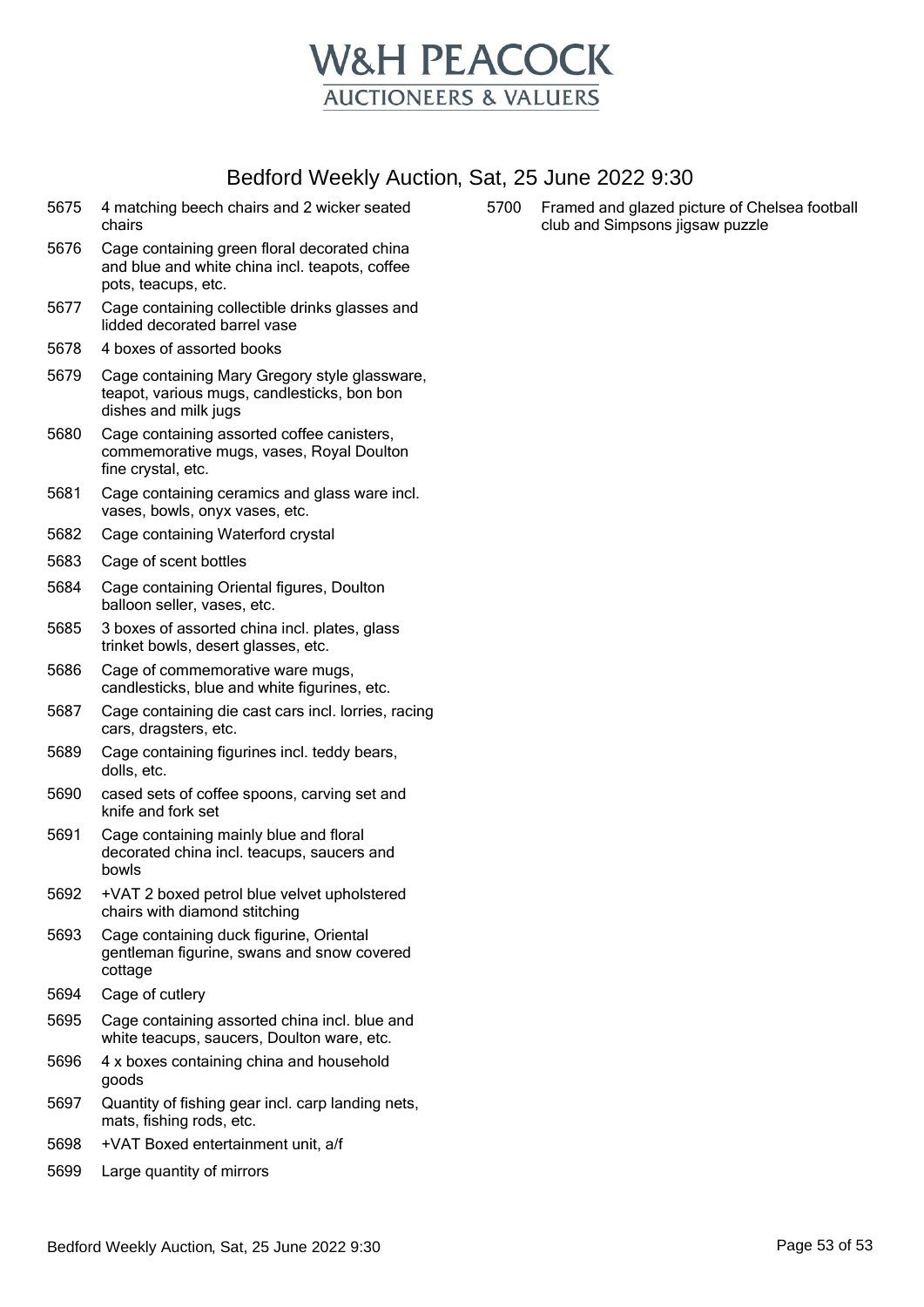# W&H PEACOCK

AUCTIONEERS & VALUERS

## Bedford Weekly Auction, Sat, 25 June 2022 9:30

| | |
|---|---|
| 5675 | 4 matching beech chairs and 2 wicker seated chairs |
| 5676 | Cage containing green floral decorated china and blue and white china incl. teapots, coffee pots, teacups, etc. |
| 5677 | Cage containing collectible drinks glasses and lidded decorated barrel vase |
| 5678 | 4 boxes of assorted books |
| 5679 | Cage containing Mary Gregory style glassware, teapot, various mugs, candlesticks, bon bon dishes and milk jugs |
| 5680 | Cage containing assorted coffee canisters, commemorative mugs, vases, Royal Doulton fine crystal, etc. |
| 5681 | Cage containing ceramics and glass ware incl. vases, bowls, onyx vases, etc. |
| 5682 | Cage containing Waterford crystal |
| 5683 | Cage of scent bottles |
| 5684 | Cage containing Oriental figures, Doulton balloon seller, vases, etc. |
| 5685 | 3 boxes of assorted china incl. plates, glass trinket bowls, desert glasses, etc. |
| 5686 | Cage of commemorative ware mugs, candlesticks, blue and white figurines, etc. |
| 5687 | Cage containing die cast cars incl. lorries, racing cars, dragsters, etc. |
| 5689 | Cage containing figurines incl. teddy bears, dolls, etc. |
| 5690 | cased sets of coffee spoons, carving set and knife and fork set |
| 5691 | Cage containing mainly blue and floral decorated china incl. teacups, saucers and bowls |
| 5692 | +VAT 2 boxed petrol blue velvet upholstered chairs with diamond stitching |
| 5693 | Cage containing duck figurine, Oriental gentleman figurine, swans and snow covered cottage |
| 5694 | Cage of cutlery |
| 5695 | Cage containing assorted china incl. blue and white teacups, saucers, Doulton ware, etc. |
| 5696 | 4 x boxes containing china and household goods |
| 5697 | Quantity of fishing gear incl. carp landing nets, mats, fishing rods, etc. |
| 5698 | +VAT Boxed entertainment unit, a/f |
| 5699 | Large quantity of mirrors |
| 5700 | Framed and glazed picture of Chelsea football club and Simpsons jigsaw puzzle |